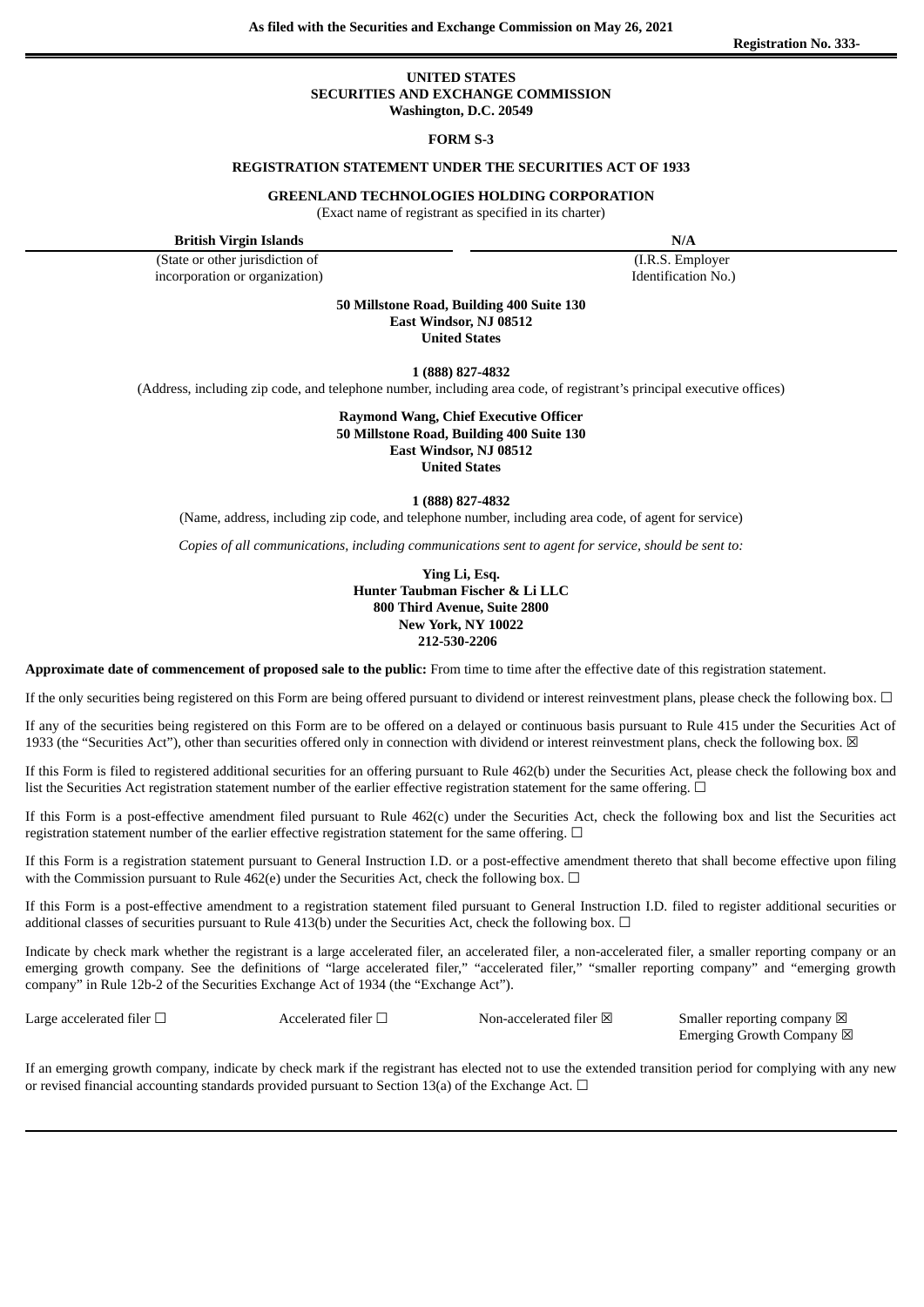As filed with the Securities and Exchange Commission on May 26, 2021

**Registration No. 333-**

**UNITED STATES**
**SECURITIES AND EXCHANGE COMMISSION**
**Washington, D.C. 20549**

**FORM S-3**

**REGISTRATION STATEMENT UNDER THE SECURITIES ACT OF 1933**

**GREENLAND TECHNOLOGIES HOLDING CORPORATION**
(Exact name of registrant as specified in its charter)

| **British Virgin Islands** | **N/A** |
|---|---|
| (State or other jurisdiction of incorporation or organization) | (I.R.S. Employer Identification No.) |

**50 Millstone Road, Building 400 Suite 130**
**East Windsor, NJ 08512**
**United States**

**1 (888) 827-4832**
(Address, including zip code, and telephone number, including area code, of registrant's principal executive offices)

**Raymond Wang, Chief Executive Officer**
**50 Millstone Road, Building 400 Suite 130**
**East Windsor, NJ 08512**
**United States**

**1 (888) 827-4832**
(Name, address, including zip code, and telephone number, including area code, of agent for service)

*Copies of all communications, including communications sent to agent for service, should be sent to:*

**Ying Li, Esq.**
**Hunter Taubman Fischer & Li LLC**
**800 Third Avenue, Suite 2800**
**New York, NY 10022**
**212-530-2206**

**Approximate date of commencement of proposed sale to the public:** From time to time after the effective date of this registration statement.

If the only securities being registered on this Form are being offered pursuant to dividend or interest reinvestment plans, please check the following box. ☐

If any of the securities being registered on this Form are to be offered on a delayed or continuous basis pursuant to Rule 415 under the Securities Act of 1933 (the "Securities Act"), other than securities offered only in connection with dividend or interest reinvestment plans, check the following box. ☒

If this Form is filed to registered additional securities for an offering pursuant to Rule 462(b) under the Securities Act, please check the following box and list the Securities Act registration statement number of the earlier effective registration statement for the same offering. ☐

If this Form is a post-effective amendment filed pursuant to Rule 462(c) under the Securities Act, check the following box and list the Securities act registration statement number of the earlier effective registration statement for the same offering. ☐

If this Form is a registration statement pursuant to General Instruction I.D. or a post-effective amendment thereto that shall become effective upon filing with the Commission pursuant to Rule 462(e) under the Securities Act, check the following box. ☐

If this Form is a post-effective amendment to a registration statement filed pursuant to General Instruction I.D. filed to register additional securities or additional classes of securities pursuant to Rule 413(b) under the Securities Act, check the following box. ☐

Indicate by check mark whether the registrant is a large accelerated filer, an accelerated filer, a non-accelerated filer, a smaller reporting company or an emerging growth company. See the definitions of "large accelerated filer," "accelerated filer," "smaller reporting company" and "emerging growth company" in Rule 12b-2 of the Securities Exchange Act of 1934 (the "Exchange Act").

| | | | |
|---|---|---|---|
| Large accelerated filer ☐ | Accelerated filer ☐ | Non-accelerated filer ☒ | Smaller reporting company ☒ |
| | | | Emerging Growth Company ☒ |

If an emerging growth company, indicate by check mark if the registrant has elected not to use the extended transition period for complying with any new or revised financial accounting standards provided pursuant to Section 13(a) of the Exchange Act. ☐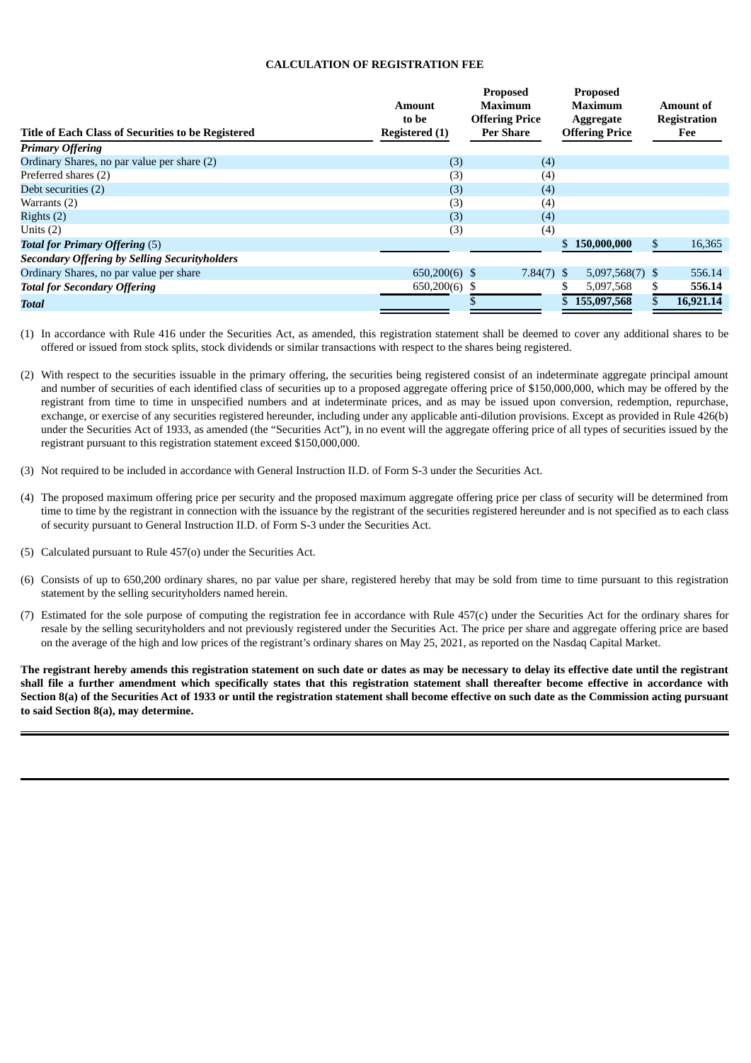**CALCULATION OF REGISTRATION FEE**

| Title of Each Class of Securities to be Registered | Amount to be Registered (1) | Proposed Maximum Offering Price Per Share | Proposed Maximum Aggregate Offering Price | Amount of Registration Fee |
|---|---|---|---|---|
| ***Primary Offering*** | | | | |
| Ordinary Shares, no par value per share (2) | (3) | (4) | | |
| Preferred shares (2) | (3) | (4) | | |
| Debt securities (2) | (3) | (4) | | |
| Warrants (2) | (3) | (4) | | |
| Rights (2) | (3) | (4) | | |
| Units (2) | (3) | (4) | | |
| ***Total for Primary Offering*** (5) | | | $ **150,000,000** | $ 16,365 |
| ***Secondary Offering by Selling Securityholders*** | | | | |
| Ordinary Shares, no par value per share | 650,200(6) | $ 7.84(7) | $ 5,097,568(7) | $ 556.14 |
| ***Total for Secondary Offering*** | 650,200(6) | $ | $ 5,097,568 | $ **556.14** |
| ***Total*** | | $ | $ **155,097,568** | $ **16,921.14** |

(1) In accordance with Rule 416 under the Securities Act, as amended, this registration statement shall be deemed to cover any additional shares to be offered or issued from stock splits, stock dividends or similar transactions with respect to the shares being registered.

(2) With respect to the securities issuable in the primary offering, the securities being registered consist of an indeterminate aggregate principal amount and number of securities of each identified class of securities up to a proposed aggregate offering price of $150,000,000, which may be offered by the registrant from time to time in unspecified numbers and at indeterminate prices, and as may be issued upon conversion, redemption, repurchase, exchange, or exercise of any securities registered hereunder, including under any applicable anti-dilution provisions. Except as provided in Rule 426(b) under the Securities Act of 1933, as amended (the "Securities Act"), in no event will the aggregate offering price of all types of securities issued by the registrant pursuant to this registration statement exceed $150,000,000.

(3) Not required to be included in accordance with General Instruction II.D. of Form S-3 under the Securities Act.

(4) The proposed maximum offering price per security and the proposed maximum aggregate offering price per class of security will be determined from time to time by the registrant in connection with the issuance by the registrant of the securities registered hereunder and is not specified as to each class of security pursuant to General Instruction II.D. of Form S-3 under the Securities Act.

(5) Calculated pursuant to Rule 457(o) under the Securities Act.

(6) Consists of up to 650,200 ordinary shares, no par value per share, registered hereby that may be sold from time to time pursuant to this registration statement by the selling securityholders named herein.

(7) Estimated for the sole purpose of computing the registration fee in accordance with Rule 457(c) under the Securities Act for the ordinary shares for resale by the selling securityholders and not previously registered under the Securities Act. The price per share and aggregate offering price are based on the average of the high and low prices of the registrant's ordinary shares on May 25, 2021, as reported on the Nasdaq Capital Market.

**The registrant hereby amends this registration statement on such date or dates as may be necessary to delay its effective date until the registrant shall file a further amendment which specifically states that this registration statement shall thereafter become effective in accordance with Section 8(a) of the Securities Act of 1933 or until the registration statement shall become effective on such date as the Commission acting pursuant to said Section 8(a), may determine.**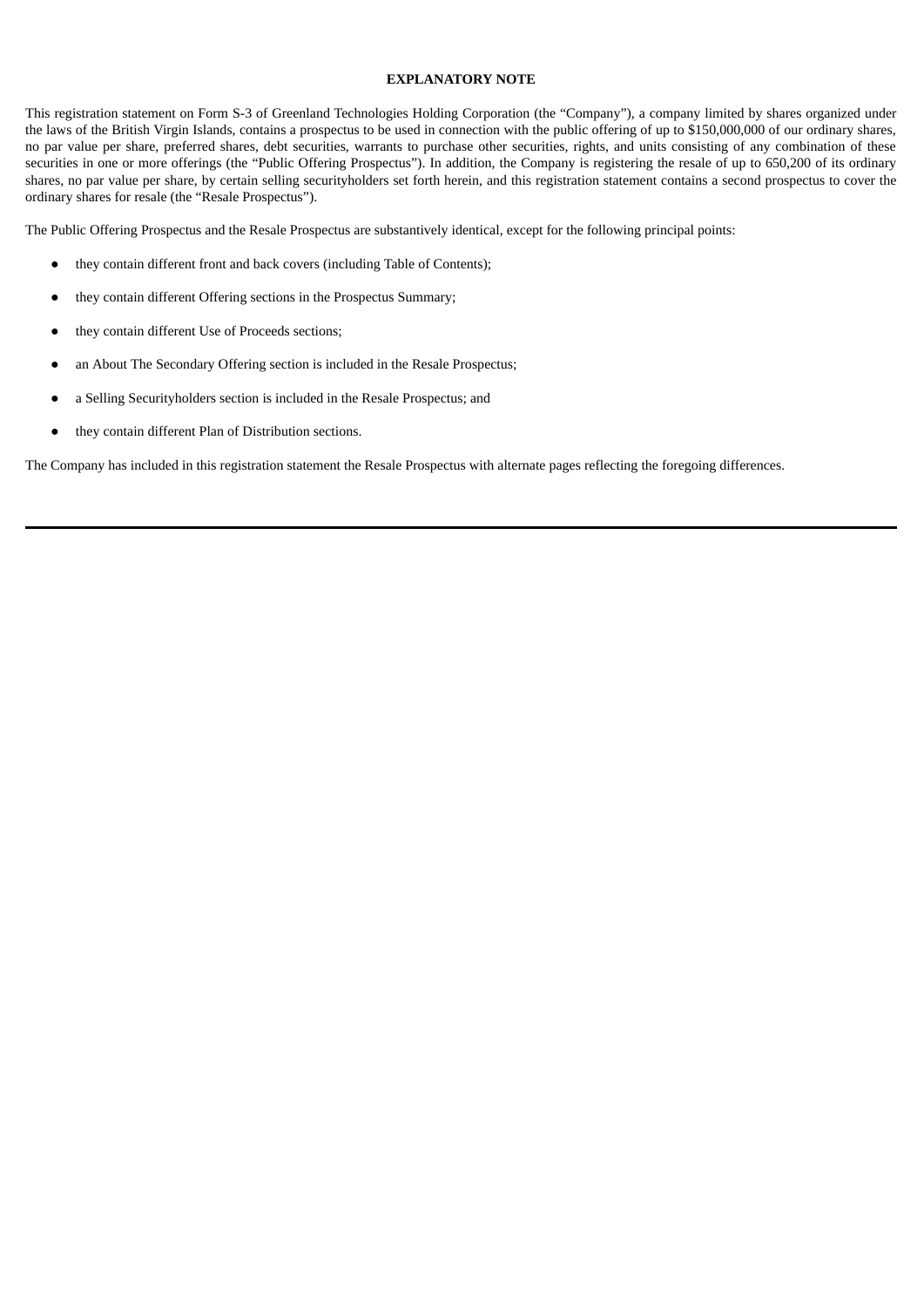**EXPLANATORY NOTE**

This registration statement on Form S-3 of Greenland Technologies Holding Corporation (the "Company"), a company limited by shares organized under the laws of the British Virgin Islands, contains a prospectus to be used in connection with the public offering of up to $150,000,000 of our ordinary shares, no par value per share, preferred shares, debt securities, warrants to purchase other securities, rights, and units consisting of any combination of these securities in one or more offerings (the "Public Offering Prospectus"). In addition, the Company is registering the resale of up to 650,200 of its ordinary shares, no par value per share, by certain selling securityholders set forth herein, and this registration statement contains a second prospectus to cover the ordinary shares for resale (the "Resale Prospectus").

The Public Offering Prospectus and the Resale Prospectus are substantively identical, except for the following principal points:

- they contain different front and back covers (including Table of Contents);
- they contain different Offering sections in the Prospectus Summary;
- they contain different Use of Proceeds sections;
- an About The Secondary Offering section is included in the Resale Prospectus;
- a Selling Securityholders section is included in the Resale Prospectus; and
- they contain different Plan of Distribution sections.

The Company has included in this registration statement the Resale Prospectus with alternate pages reflecting the foregoing differences.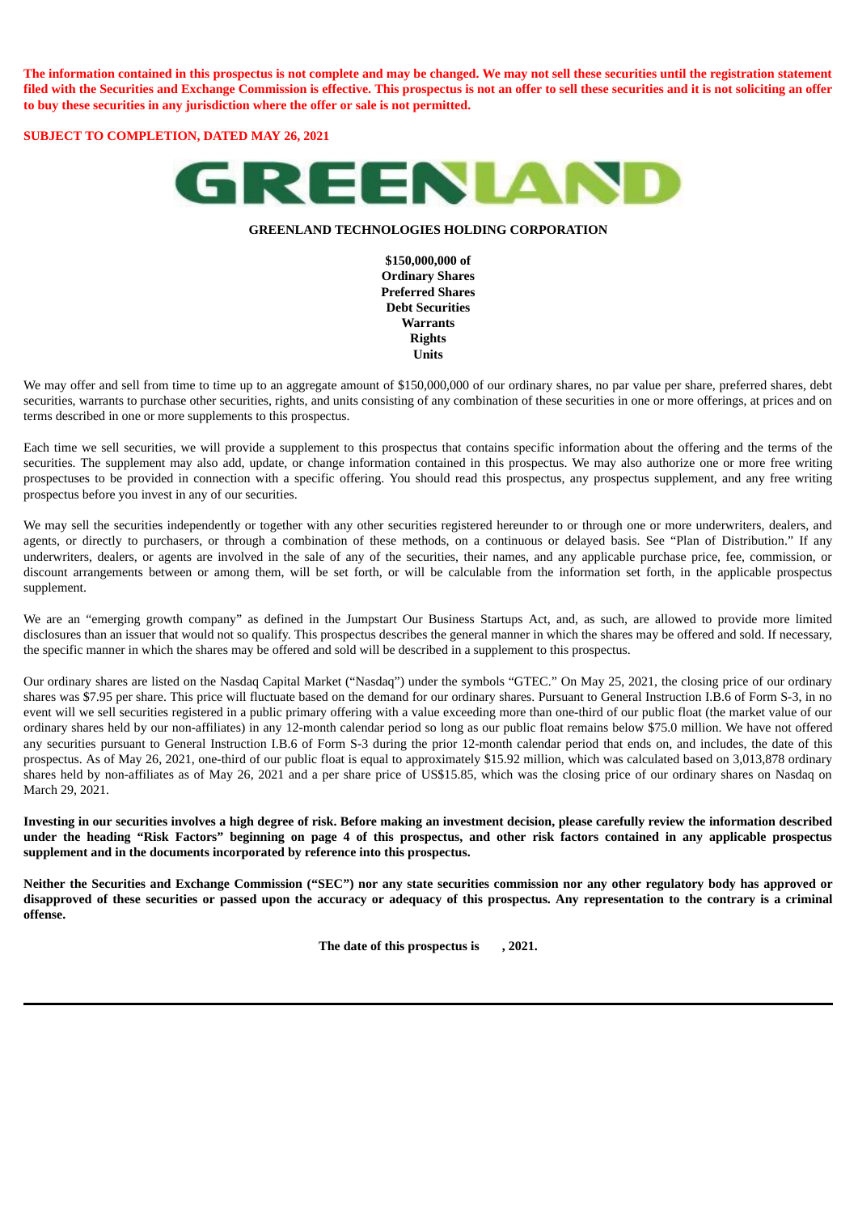**The information contained in this prospectus is not complete and may be changed. We may not sell these securities until the registration statement filed with the Securities and Exchange Commission is effective. This prospectus is not an offer to sell these securities and it is not soliciting an offer to buy these securities in any jurisdiction where the offer or sale is not permitted.**

**SUBJECT TO COMPLETION, DATED MAY 26, 2021**

# GREENLAND

**GREENLAND TECHNOLOGIES HOLDING CORPORATION**

**$150,000,000 of**
**Ordinary Shares**
**Preferred Shares**
**Debt Securities**
**Warrants**
**Rights**
**Units**

We may offer and sell from time to time up to an aggregate amount of $150,000,000 of our ordinary shares, no par value per share, preferred shares, debt securities, warrants to purchase other securities, rights, and units consisting of any combination of these securities in one or more offerings, at prices and on terms described in one or more supplements to this prospectus.

Each time we sell securities, we will provide a supplement to this prospectus that contains specific information about the offering and the terms of the securities. The supplement may also add, update, or change information contained in this prospectus. We may also authorize one or more free writing prospectuses to be provided in connection with a specific offering. You should read this prospectus, any prospectus supplement, and any free writing prospectus before you invest in any of our securities.

We may sell the securities independently or together with any other securities registered hereunder to or through one or more underwriters, dealers, and agents, or directly to purchasers, or through a combination of these methods, on a continuous or delayed basis. See "Plan of Distribution." If any underwriters, dealers, or agents are involved in the sale of any of the securities, their names, and any applicable purchase price, fee, commission, or discount arrangements between or among them, will be set forth, or will be calculable from the information set forth, in the applicable prospectus supplement.

We are an "emerging growth company" as defined in the Jumpstart Our Business Startups Act, and, as such, are allowed to provide more limited disclosures than an issuer that would not so qualify. This prospectus describes the general manner in which the shares may be offered and sold. If necessary, the specific manner in which the shares may be offered and sold will be described in a supplement to this prospectus.

Our ordinary shares are listed on the Nasdaq Capital Market ("Nasdaq") under the symbols "GTEC." On May 25, 2021, the closing price of our ordinary shares was $7.95 per share. This price will fluctuate based on the demand for our ordinary shares. Pursuant to General Instruction I.B.6 of Form S-3, in no event will we sell securities registered in a public primary offering with a value exceeding more than one-third of our public float (the market value of our ordinary shares held by our non-affiliates) in any 12-month calendar period so long as our public float remains below $75.0 million. We have not offered any securities pursuant to General Instruction I.B.6 of Form S-3 during the prior 12-month calendar period that ends on, and includes, the date of this prospectus. As of May 26, 2021, one-third of our public float is equal to approximately $15.92 million, which was calculated based on 3,013,878 ordinary shares held by non-affiliates as of May 26, 2021 and a per share price of US$15.85, which was the closing price of our ordinary shares on Nasdaq on March 29, 2021.

**Investing in our securities involves a high degree of risk. Before making an investment decision, please carefully review the information described under the heading "Risk Factors" beginning on page 4 of this prospectus, and other risk factors contained in any applicable prospectus supplement and in the documents incorporated by reference into this prospectus.**

**Neither the Securities and Exchange Commission ("SEC") nor any state securities commission nor any other regulatory body has approved or disapproved of these securities or passed upon the accuracy or adequacy of this prospectus. Any representation to the contrary is a criminal offense.**

**The date of this prospectus is , 2021.**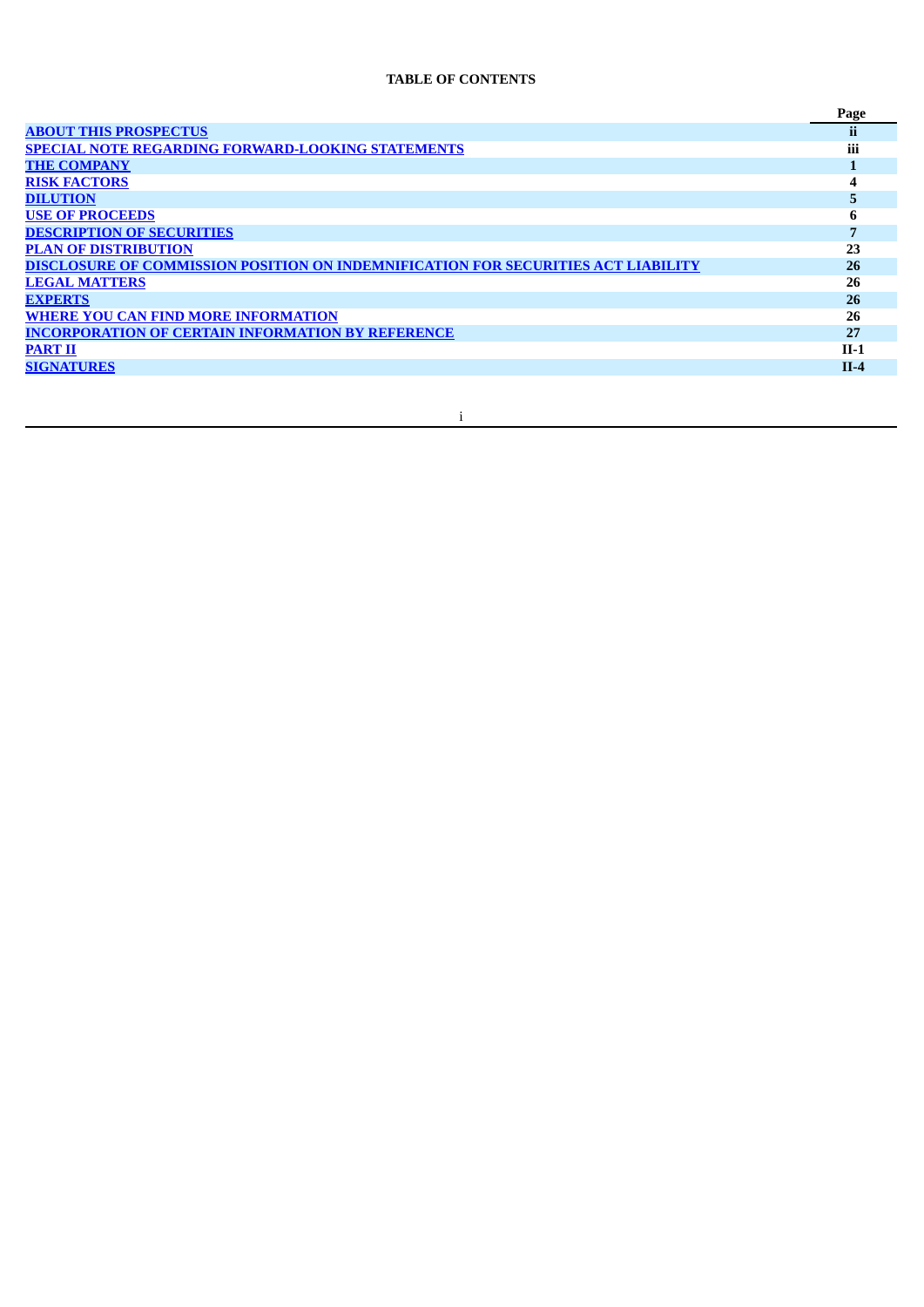**TABLE OF CONTENTS**

| | Page |
|---|---|
| ABOUT THIS PROSPECTUS | ii |
| SPECIAL NOTE REGARDING FORWARD-LOOKING STATEMENTS | iii |
| THE COMPANY | 1 |
| RISK FACTORS | 4 |
| DILUTION | 5 |
| USE OF PROCEEDS | 6 |
| DESCRIPTION OF SECURITIES | 7 |
| PLAN OF DISTRIBUTION | 23 |
| DISCLOSURE OF COMMISSION POSITION ON INDEMNIFICATION FOR SECURITIES ACT LIABILITY | 26 |
| LEGAL MATTERS | 26 |
| EXPERTS | 26 |
| WHERE YOU CAN FIND MORE INFORMATION | 26 |
| INCORPORATION OF CERTAIN INFORMATION BY REFERENCE | 27 |
| PART II | II-1 |
| SIGNATURES | II-4 |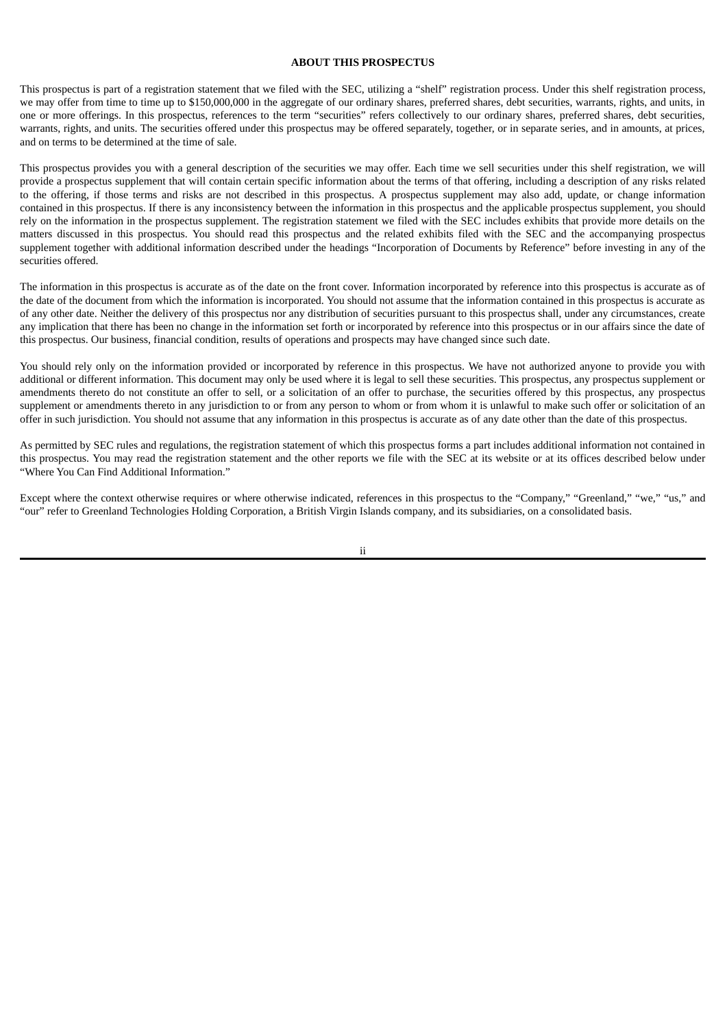## ABOUT THIS PROSPECTUS

This prospectus is part of a registration statement that we filed with the SEC, utilizing a "shelf" registration process. Under this shelf registration process, we may offer from time to time up to $150,000,000 in the aggregate of our ordinary shares, preferred shares, debt securities, warrants, rights, and units, in one or more offerings. In this prospectus, references to the term "securities" refers collectively to our ordinary shares, preferred shares, debt securities, warrants, rights, and units. The securities offered under this prospectus may be offered separately, together, or in separate series, and in amounts, at prices, and on terms to be determined at the time of sale.

This prospectus provides you with a general description of the securities we may offer. Each time we sell securities under this shelf registration, we will provide a prospectus supplement that will contain certain specific information about the terms of that offering, including a description of any risks related to the offering, if those terms and risks are not described in this prospectus. A prospectus supplement may also add, update, or change information contained in this prospectus. If there is any inconsistency between the information in this prospectus and the applicable prospectus supplement, you should rely on the information in the prospectus supplement. The registration statement we filed with the SEC includes exhibits that provide more details on the matters discussed in this prospectus. You should read this prospectus and the related exhibits filed with the SEC and the accompanying prospectus supplement together with additional information described under the headings "Incorporation of Documents by Reference" before investing in any of the securities offered.

The information in this prospectus is accurate as of the date on the front cover. Information incorporated by reference into this prospectus is accurate as of the date of the document from which the information is incorporated. You should not assume that the information contained in this prospectus is accurate as of any other date. Neither the delivery of this prospectus nor any distribution of securities pursuant to this prospectus shall, under any circumstances, create any implication that there has been no change in the information set forth or incorporated by reference into this prospectus or in our affairs since the date of this prospectus. Our business, financial condition, results of operations and prospects may have changed since such date.

You should rely only on the information provided or incorporated by reference in this prospectus. We have not authorized anyone to provide you with additional or different information. This document may only be used where it is legal to sell these securities. This prospectus, any prospectus supplement or amendments thereto do not constitute an offer to sell, or a solicitation of an offer to purchase, the securities offered by this prospectus, any prospectus supplement or amendments thereto in any jurisdiction to or from any person to whom or from whom it is unlawful to make such offer or solicitation of an offer in such jurisdiction. You should not assume that any information in this prospectus is accurate as of any date other than the date of this prospectus.

As permitted by SEC rules and regulations, the registration statement of which this prospectus forms a part includes additional information not contained in this prospectus. You may read the registration statement and the other reports we file with the SEC at its website or at its offices described below under "Where You Can Find Additional Information."

Except where the context otherwise requires or where otherwise indicated, references in this prospectus to the "Company," "Greenland," "we," "us," and "our" refer to Greenland Technologies Holding Corporation, a British Virgin Islands company, and its subsidiaries, on a consolidated basis.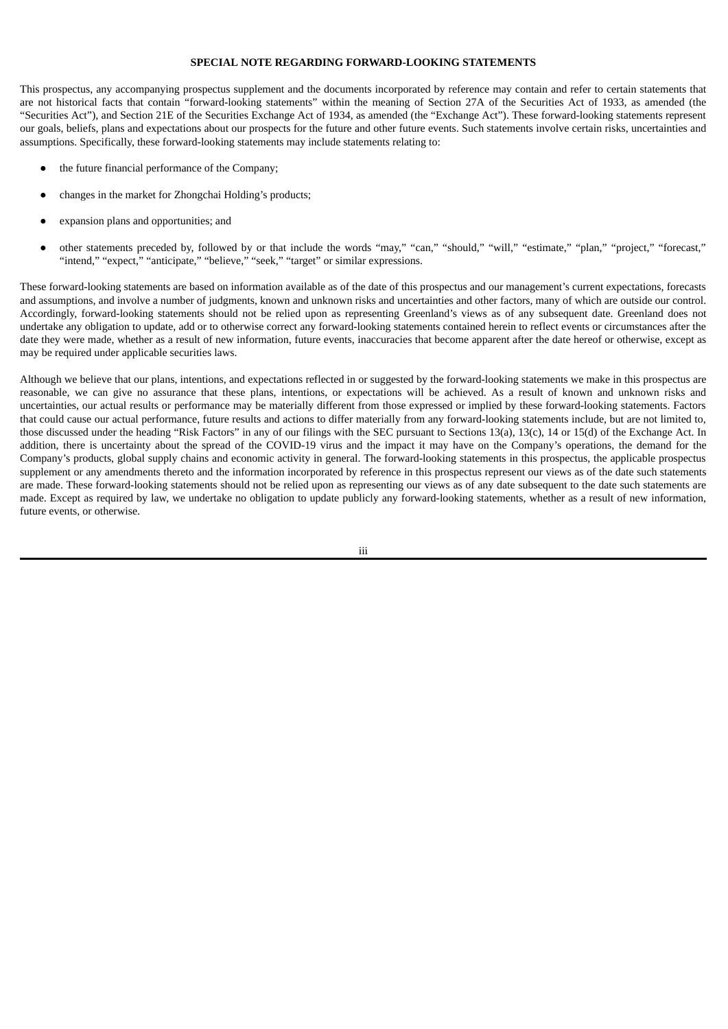## SPECIAL NOTE REGARDING FORWARD-LOOKING STATEMENTS

This prospectus, any accompanying prospectus supplement and the documents incorporated by reference may contain and refer to certain statements that are not historical facts that contain "forward-looking statements" within the meaning of Section 27A of the Securities Act of 1933, as amended (the "Securities Act"), and Section 21E of the Securities Exchange Act of 1934, as amended (the "Exchange Act"). These forward-looking statements represent our goals, beliefs, plans and expectations about our prospects for the future and other future events. Such statements involve certain risks, uncertainties and assumptions. Specifically, these forward-looking statements may include statements relating to:

- the future financial performance of the Company;
- changes in the market for Zhongchai Holding's products;
- expansion plans and opportunities; and
- other statements preceded by, followed by or that include the words "may," "can," "should," "will," "estimate," "plan," "project," "forecast," "intend," "expect," "anticipate," "believe," "seek," "target" or similar expressions.

These forward-looking statements are based on information available as of the date of this prospectus and our management's current expectations, forecasts and assumptions, and involve a number of judgments, known and unknown risks and uncertainties and other factors, many of which are outside our control. Accordingly, forward-looking statements should not be relied upon as representing Greenland's views as of any subsequent date. Greenland does not undertake any obligation to update, add or to otherwise correct any forward-looking statements contained herein to reflect events or circumstances after the date they were made, whether as a result of new information, future events, inaccuracies that become apparent after the date hereof or otherwise, except as may be required under applicable securities laws.

Although we believe that our plans, intentions, and expectations reflected in or suggested by the forward-looking statements we make in this prospectus are reasonable, we can give no assurance that these plans, intentions, or expectations will be achieved. As a result of known and unknown risks and uncertainties, our actual results or performance may be materially different from those expressed or implied by these forward-looking statements. Factors that could cause our actual performance, future results and actions to differ materially from any forward-looking statements include, but are not limited to, those discussed under the heading "Risk Factors" in any of our filings with the SEC pursuant to Sections 13(a), 13(c), 14 or 15(d) of the Exchange Act. In addition, there is uncertainty about the spread of the COVID-19 virus and the impact it may have on the Company's operations, the demand for the Company's products, global supply chains and economic activity in general. The forward-looking statements in this prospectus, the applicable prospectus supplement or any amendments thereto and the information incorporated by reference in this prospectus represent our views as of the date such statements are made. These forward-looking statements should not be relied upon as representing our views as of any date subsequent to the date such statements are made. Except as required by law, we undertake no obligation to update publicly any forward-looking statements, whether as a result of new information, future events, or otherwise.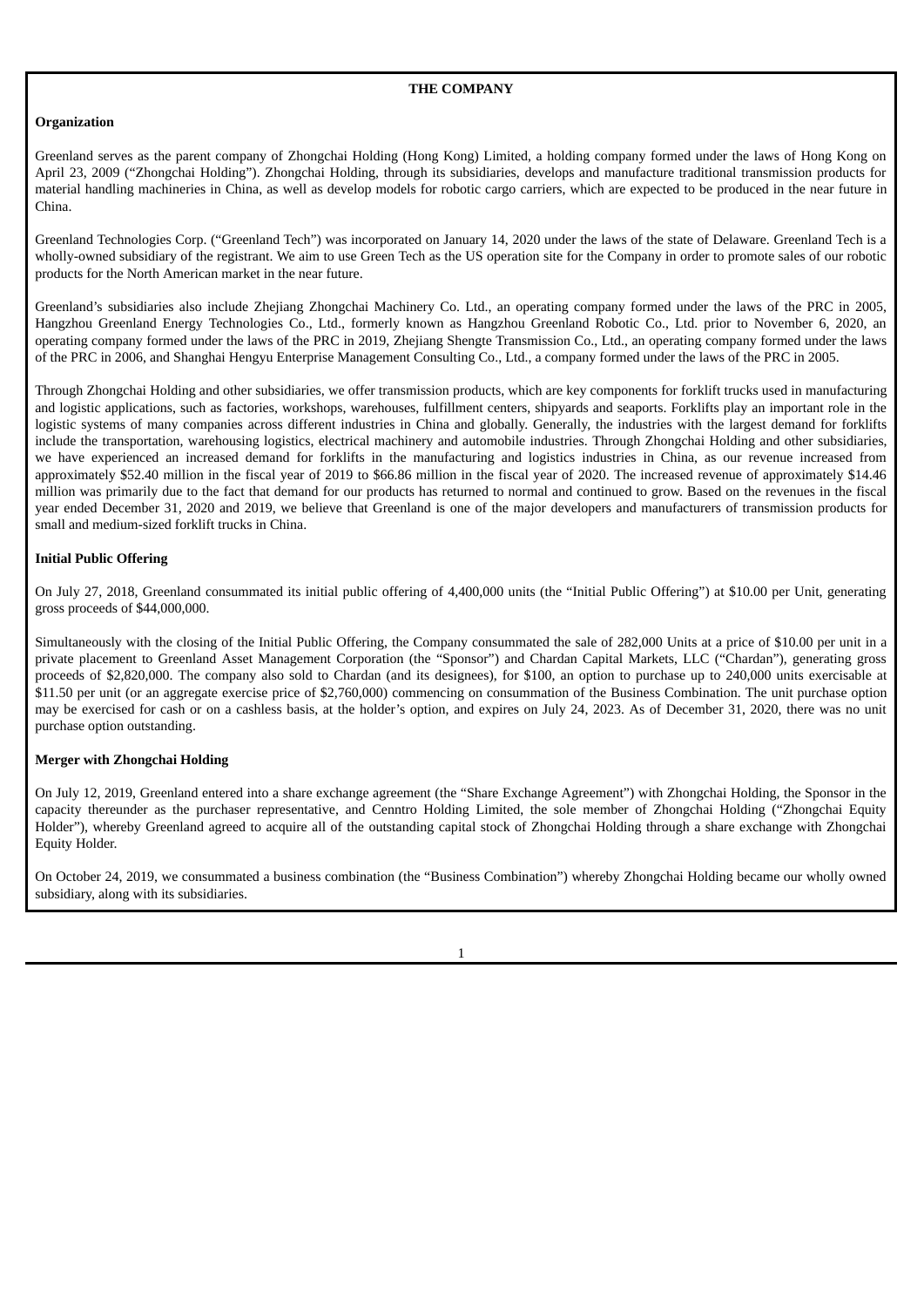## THE COMPANY

### Organization

Greenland serves as the parent company of Zhongchai Holding (Hong Kong) Limited, a holding company formed under the laws of Hong Kong on April 23, 2009 ("Zhongchai Holding"). Zhongchai Holding, through its subsidiaries, develops and manufacture traditional transmission products for material handling machineries in China, as well as develop models for robotic cargo carriers, which are expected to be produced in the near future in China.

Greenland Technologies Corp. ("Greenland Tech") was incorporated on January 14, 2020 under the laws of the state of Delaware. Greenland Tech is a wholly-owned subsidiary of the registrant. We aim to use Green Tech as the US operation site for the Company in order to promote sales of our robotic products for the North American market in the near future.

Greenland's subsidiaries also include Zhejiang Zhongchai Machinery Co. Ltd., an operating company formed under the laws of the PRC in 2005, Hangzhou Greenland Energy Technologies Co., Ltd., formerly known as Hangzhou Greenland Robotic Co., Ltd. prior to November 6, 2020, an operating company formed under the laws of the PRC in 2019, Zhejiang Shengte Transmission Co., Ltd., an operating company formed under the laws of the PRC in 2006, and Shanghai Hengyu Enterprise Management Consulting Co., Ltd., a company formed under the laws of the PRC in 2005.

Through Zhongchai Holding and other subsidiaries, we offer transmission products, which are key components for forklift trucks used in manufacturing and logistic applications, such as factories, workshops, warehouses, fulfillment centers, shipyards and seaports. Forklifts play an important role in the logistic systems of many companies across different industries in China and globally. Generally, the industries with the largest demand for forklifts include the transportation, warehousing logistics, electrical machinery and automobile industries. Through Zhongchai Holding and other subsidiaries, we have experienced an increased demand for forklifts in the manufacturing and logistics industries in China, as our revenue increased from approximately $52.40 million in the fiscal year of 2019 to $66.86 million in the fiscal year of 2020. The increased revenue of approximately $14.46 million was primarily due to the fact that demand for our products has returned to normal and continued to grow. Based on the revenues in the fiscal year ended December 31, 2020 and 2019, we believe that Greenland is one of the major developers and manufacturers of transmission products for small and medium-sized forklift trucks in China.

### Initial Public Offering

On July 27, 2018, Greenland consummated its initial public offering of 4,400,000 units (the "Initial Public Offering") at $10.00 per Unit, generating gross proceeds of $44,000,000.

Simultaneously with the closing of the Initial Public Offering, the Company consummated the sale of 282,000 Units at a price of $10.00 per unit in a private placement to Greenland Asset Management Corporation (the "Sponsor") and Chardan Capital Markets, LLC ("Chardan"), generating gross proceeds of $2,820,000. The company also sold to Chardan (and its designees), for $100, an option to purchase up to 240,000 units exercisable at $11.50 per unit (or an aggregate exercise price of $2,760,000) commencing on consummation of the Business Combination. The unit purchase option may be exercised for cash or on a cashless basis, at the holder's option, and expires on July 24, 2023. As of December 31, 2020, there was no unit purchase option outstanding.

### Merger with Zhongchai Holding

On July 12, 2019, Greenland entered into a share exchange agreement (the "Share Exchange Agreement") with Zhongchai Holding, the Sponsor in the capacity thereunder as the purchaser representative, and Cenntro Holding Limited, the sole member of Zhongchai Holding ("Zhongchai Equity Holder"), whereby Greenland agreed to acquire all of the outstanding capital stock of Zhongchai Holding through a share exchange with Zhongchai Equity Holder.

On October 24, 2019, we consummated a business combination (the "Business Combination") whereby Zhongchai Holding became our wholly owned subsidiary, along with its subsidiaries.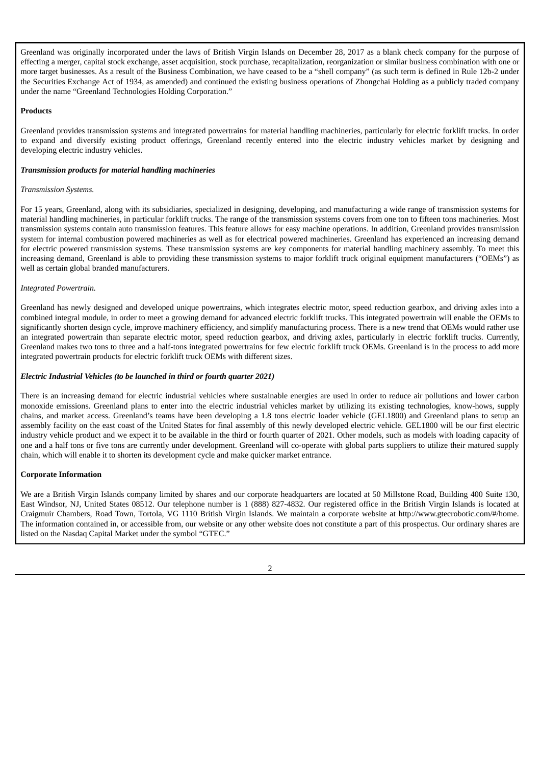Greenland was originally incorporated under the laws of British Virgin Islands on December 28, 2017 as a blank check company for the purpose of effecting a merger, capital stock exchange, asset acquisition, stock purchase, recapitalization, reorganization or similar business combination with one or more target businesses. As a result of the Business Combination, we have ceased to be a "shell company" (as such term is defined in Rule 12b-2 under the Securities Exchange Act of 1934, as amended) and continued the existing business operations of Zhongchai Holding as a publicly traded company under the name "Greenland Technologies Holding Corporation."

**Products**

Greenland provides transmission systems and integrated powertrains for material handling machineries, particularly for electric forklift trucks. In order to expand and diversify existing product offerings, Greenland recently entered into the electric industry vehicles market by designing and developing electric industry vehicles.

***Transmission products for material handling machineries***

*Transmission Systems.*

For 15 years, Greenland, along with its subsidiaries, specialized in designing, developing, and manufacturing a wide range of transmission systems for material handling machineries, in particular forklift trucks. The range of the transmission systems covers from one ton to fifteen tons machineries. Most transmission systems contain auto transmission features. This feature allows for easy machine operations. In addition, Greenland provides transmission system for internal combustion powered machineries as well as for electrical powered machineries. Greenland has experienced an increasing demand for electric powered transmission systems. These transmission systems are key components for material handling machinery assembly. To meet this increasing demand, Greenland is able to providing these transmission systems to major forklift truck original equipment manufacturers ("OEMs") as well as certain global branded manufacturers.

*Integrated Powertrain.*

Greenland has newly designed and developed unique powertrains, which integrates electric motor, speed reduction gearbox, and driving axles into a combined integral module, in order to meet a growing demand for advanced electric forklift trucks. This integrated powertrain will enable the OEMs to significantly shorten design cycle, improve machinery efficiency, and simplify manufacturing process. There is a new trend that OEMs would rather use an integrated powertrain than separate electric motor, speed reduction gearbox, and driving axles, particularly in electric forklift trucks. Currently, Greenland makes two tons to three and a half-tons integrated powertrains for few electric forklift truck OEMs. Greenland is in the process to add more integrated powertrain products for electric forklift truck OEMs with different sizes.

***Electric Industrial Vehicles (to be launched in third or fourth quarter 2021)***

There is an increasing demand for electric industrial vehicles where sustainable energies are used in order to reduce air pollutions and lower carbon monoxide emissions. Greenland plans to enter into the electric industrial vehicles market by utilizing its existing technologies, know-hows, supply chains, and market access. Greenland's teams have been developing a 1.8 tons electric loader vehicle (GEL1800) and Greenland plans to setup an assembly facility on the east coast of the United States for final assembly of this newly developed electric vehicle. GEL1800 will be our first electric industry vehicle product and we expect it to be available in the third or fourth quarter of 2021. Other models, such as models with loading capacity of one and a half tons or five tons are currently under development. Greenland will co-operate with global parts suppliers to utilize their matured supply chain, which will enable it to shorten its development cycle and make quicker market entrance.

**Corporate Information**

We are a British Virgin Islands company limited by shares and our corporate headquarters are located at 50 Millstone Road, Building 400 Suite 130, East Windsor, NJ, United States 08512. Our telephone number is 1 (888) 827-4832. Our registered office in the British Virgin Islands is located at Craigmuir Chambers, Road Town, Tortola, VG 1110 British Virgin Islands. We maintain a corporate website at http://www.gtecrobotic.com/#/home. The information contained in, or accessible from, our website or any other website does not constitute a part of this prospectus. Our ordinary shares are listed on the Nasdaq Capital Market under the symbol "GTEC."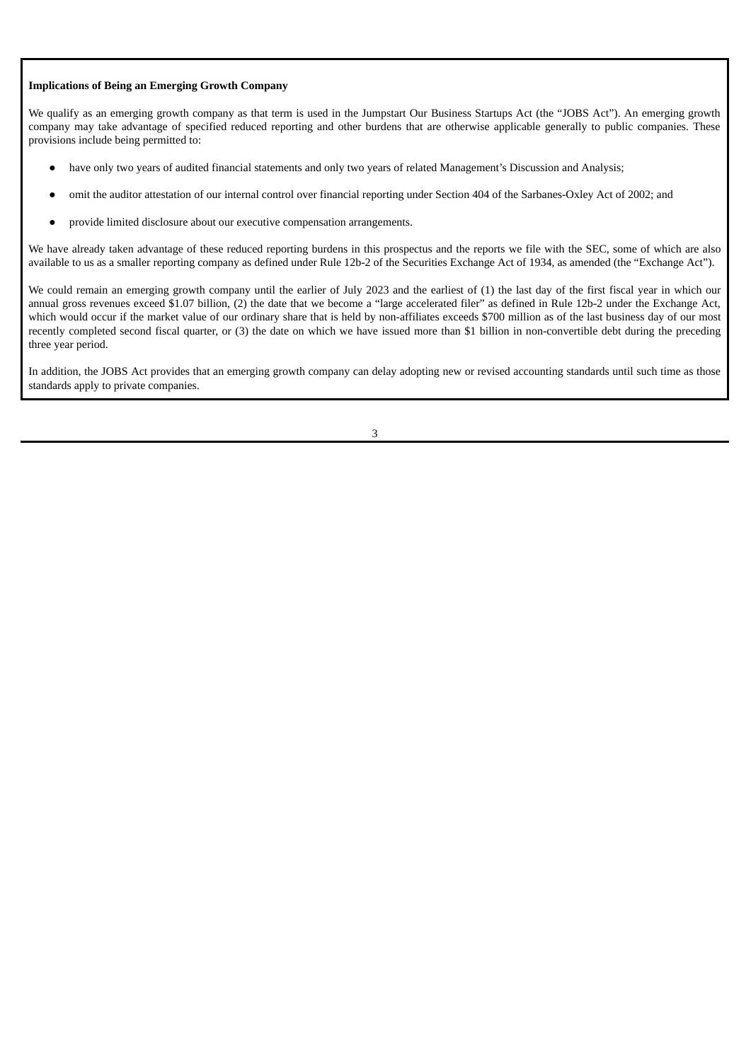**Implications of Being an Emerging Growth Company**

We qualify as an emerging growth company as that term is used in the Jumpstart Our Business Startups Act (the "JOBS Act"). An emerging growth company may take advantage of specified reduced reporting and other burdens that are otherwise applicable generally to public companies. These provisions include being permitted to:

- have only two years of audited financial statements and only two years of related Management's Discussion and Analysis;
- omit the auditor attestation of our internal control over financial reporting under Section 404 of the Sarbanes-Oxley Act of 2002; and
- provide limited disclosure about our executive compensation arrangements.

We have already taken advantage of these reduced reporting burdens in this prospectus and the reports we file with the SEC, some of which are also available to us as a smaller reporting company as defined under Rule 12b-2 of the Securities Exchange Act of 1934, as amended (the "Exchange Act").

We could remain an emerging growth company until the earlier of July 2023 and the earliest of (1) the last day of the first fiscal year in which our annual gross revenues exceed $1.07 billion, (2) the date that we become a "large accelerated filer" as defined in Rule 12b-2 under the Exchange Act, which would occur if the market value of our ordinary share that is held by non-affiliates exceeds $700 million as of the last business day of our most recently completed second fiscal quarter, or (3) the date on which we have issued more than $1 billion in non-convertible debt during the preceding three year period.

In addition, the JOBS Act provides that an emerging growth company can delay adopting new or revised accounting standards until such time as those standards apply to private companies.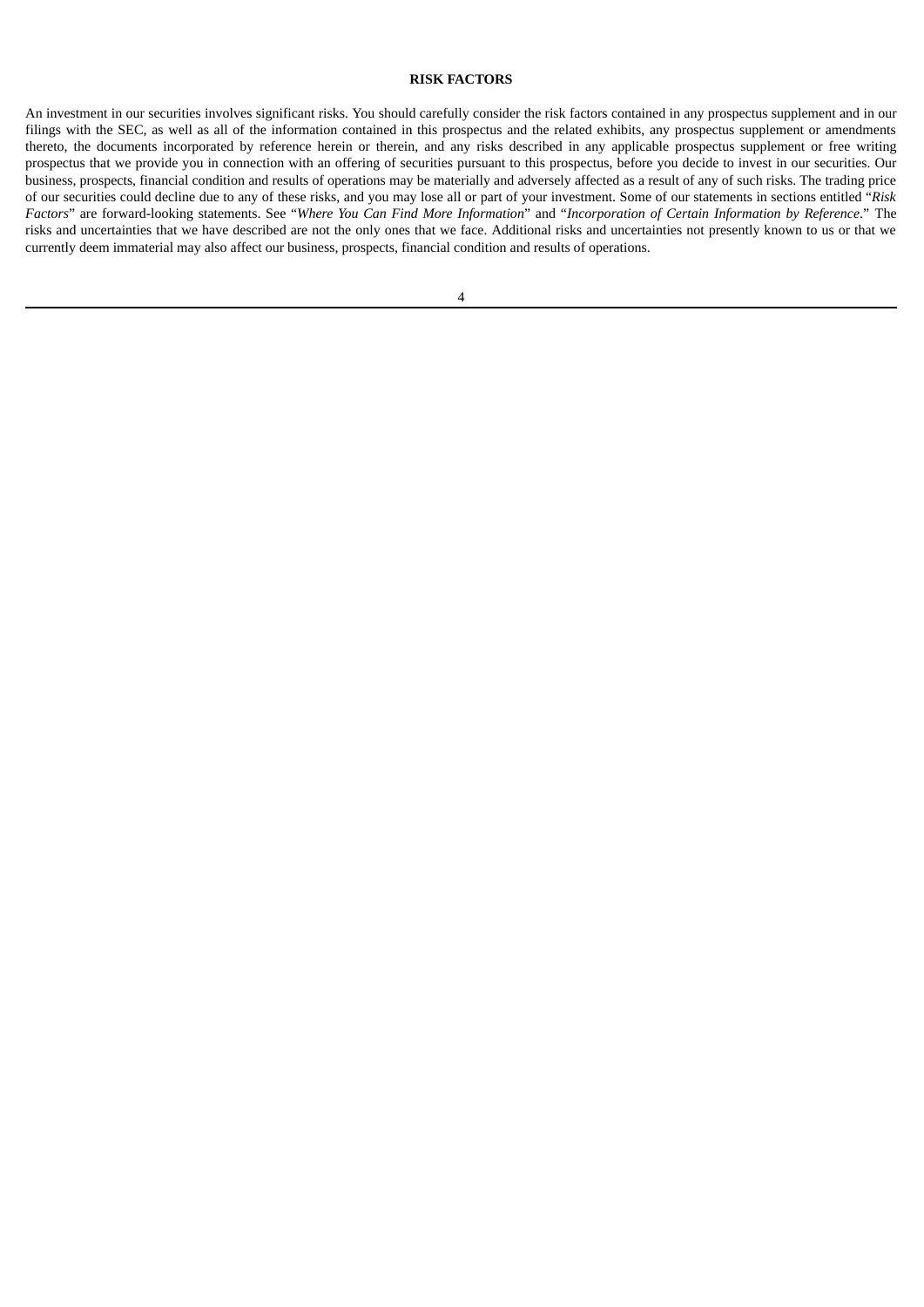## RISK FACTORS

An investment in our securities involves significant risks. You should carefully consider the risk factors contained in any prospectus supplement and in our filings with the SEC, as well as all of the information contained in this prospectus and the related exhibits, any prospectus supplement or amendments thereto, the documents incorporated by reference herein or therein, and any risks described in any applicable prospectus supplement or free writing prospectus that we provide you in connection with an offering of securities pursuant to this prospectus, before you decide to invest in our securities. Our business, prospects, financial condition and results of operations may be materially and adversely affected as a result of any of such risks. The trading price of our securities could decline due to any of these risks, and you may lose all or part of your investment. Some of our statements in sections entitled "*Risk Factors*" are forward-looking statements. See "*Where You Can Find More Information*" and "*Incorporation of Certain Information by Reference*." The risks and uncertainties that we have described are not the only ones that we face. Additional risks and uncertainties not presently known to us or that we currently deem immaterial may also affect our business, prospects, financial condition and results of operations.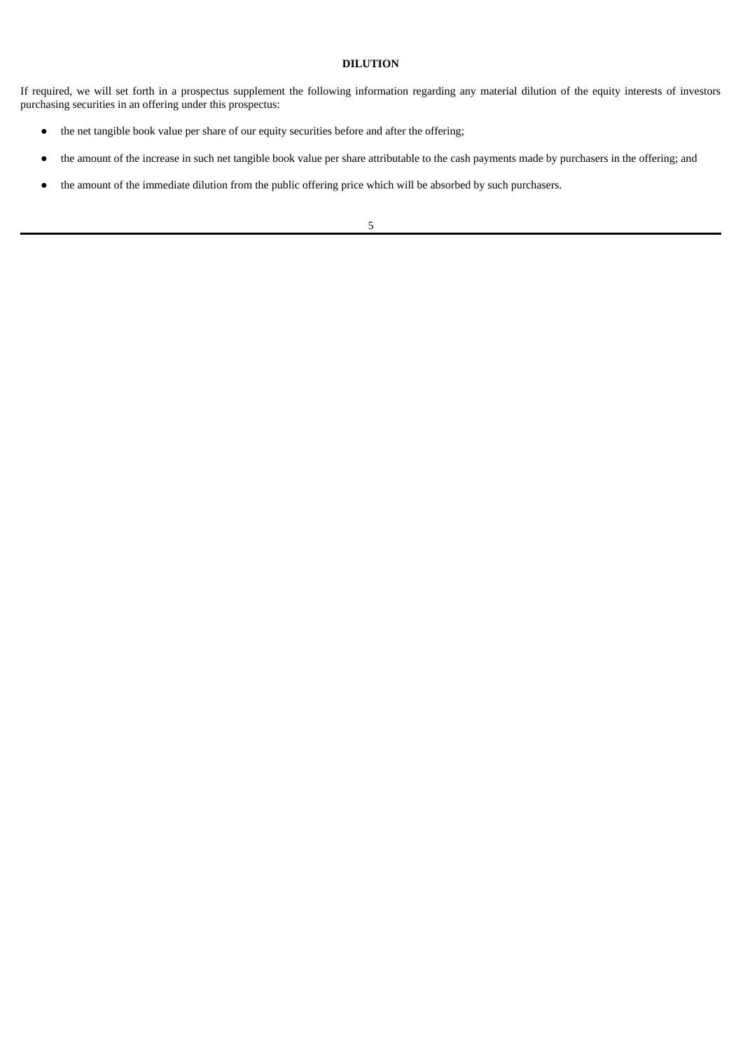# DILUTION

If required, we will set forth in a prospectus supplement the following information regarding any material dilution of the equity interests of investors purchasing securities in an offering under this prospectus:

- the net tangible book value per share of our equity securities before and after the offering;
- the amount of the increase in such net tangible book value per share attributable to the cash payments made by purchasers in the offering; and
- the amount of the immediate dilution from the public offering price which will be absorbed by such purchasers.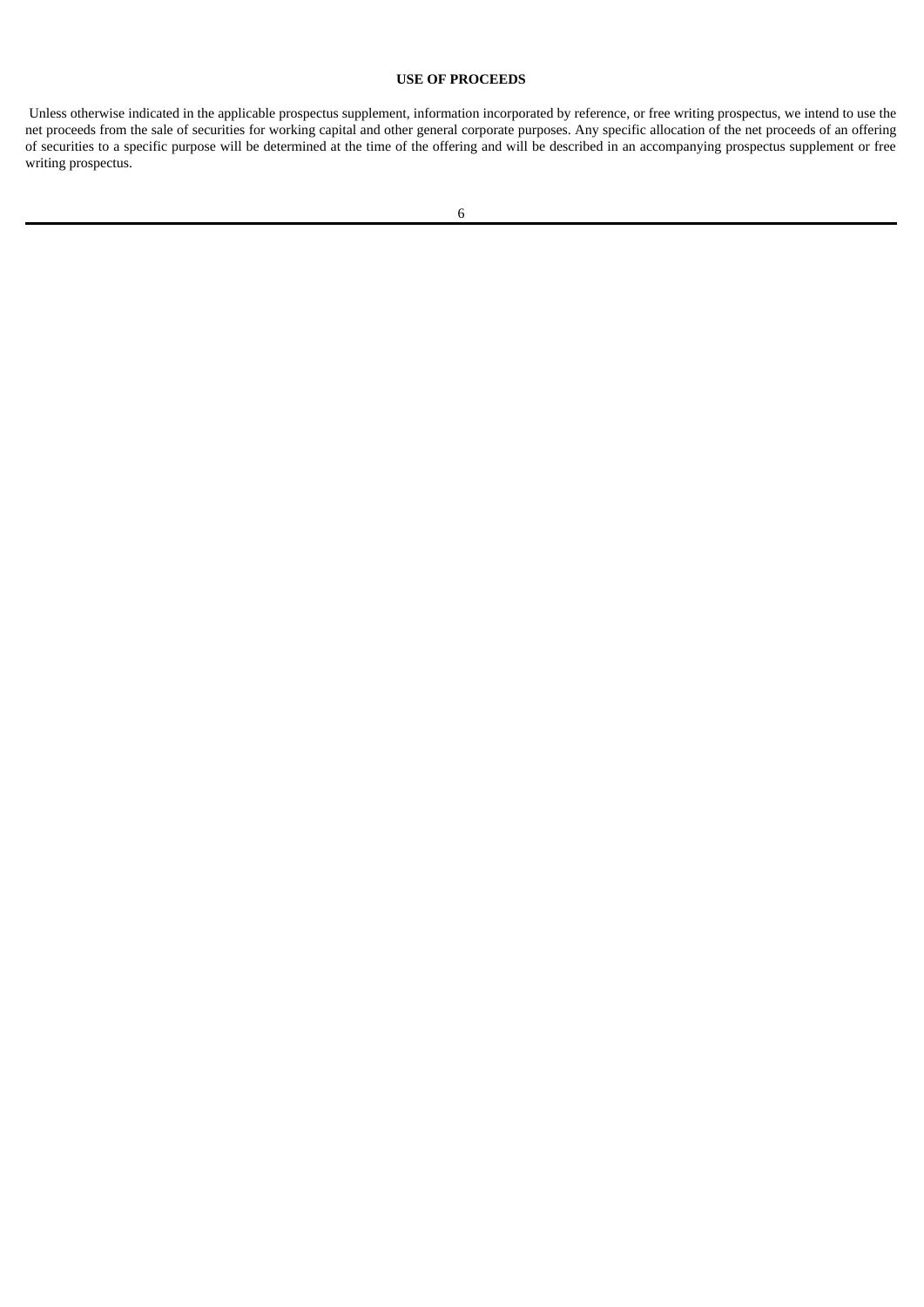## USE OF PROCEEDS

Unless otherwise indicated in the applicable prospectus supplement, information incorporated by reference, or free writing prospectus, we intend to use the net proceeds from the sale of securities for working capital and other general corporate purposes. Any specific allocation of the net proceeds of an offering of securities to a specific purpose will be determined at the time of the offering and will be described in an accompanying prospectus supplement or free writing prospectus.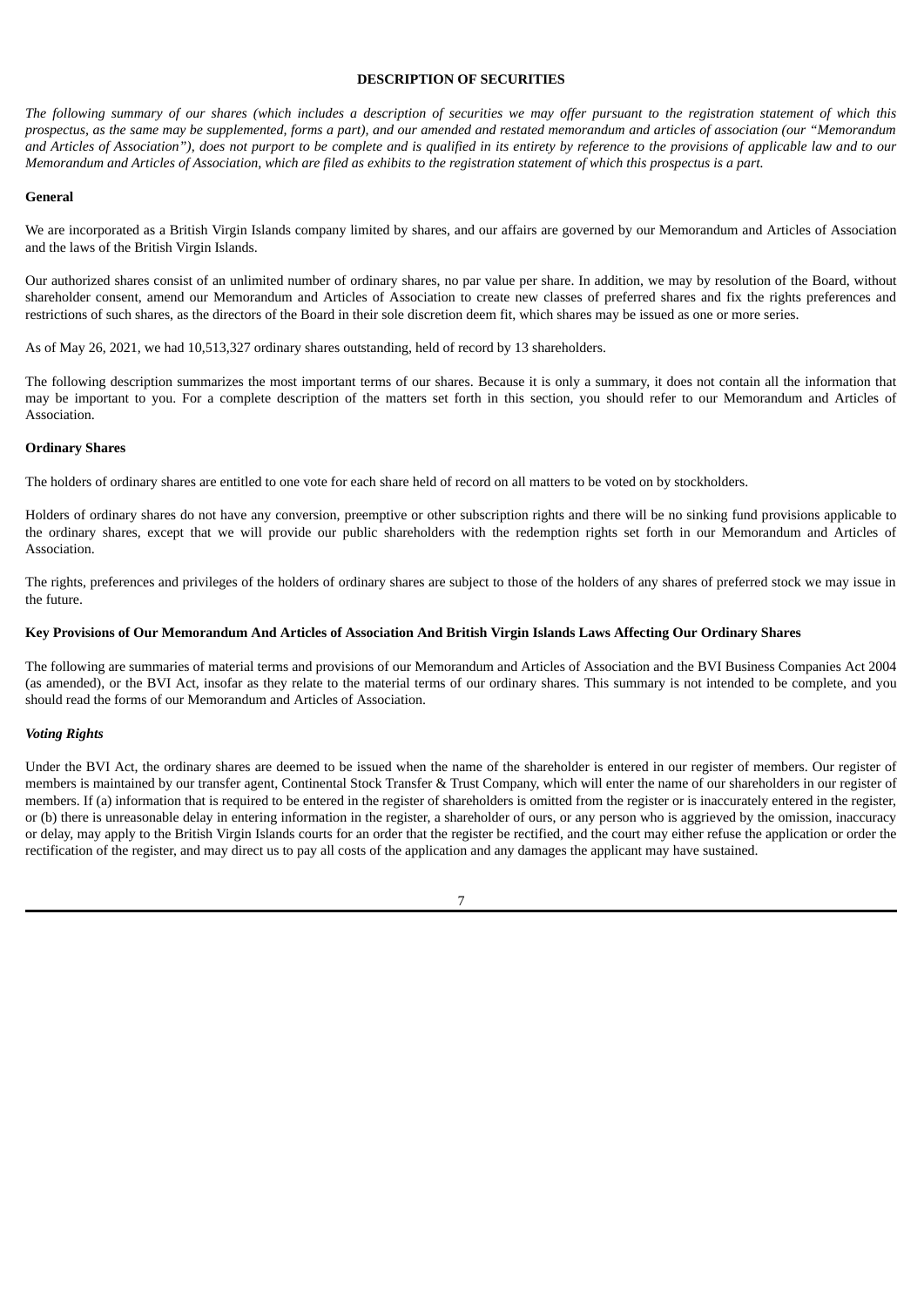## DESCRIPTION OF SECURITIES

*The following summary of our shares (which includes a description of securities we may offer pursuant to the registration statement of which this prospectus, as the same may be supplemented, forms a part), and our amended and restated memorandum and articles of association (our "Memorandum and Articles of Association"), does not purport to be complete and is qualified in its entirety by reference to the provisions of applicable law and to our Memorandum and Articles of Association, which are filed as exhibits to the registration statement of which this prospectus is a part.*

### General

We are incorporated as a British Virgin Islands company limited by shares, and our affairs are governed by our Memorandum and Articles of Association and the laws of the British Virgin Islands.

Our authorized shares consist of an unlimited number of ordinary shares, no par value per share. In addition, we may by resolution of the Board, without shareholder consent, amend our Memorandum and Articles of Association to create new classes of preferred shares and fix the rights preferences and restrictions of such shares, as the directors of the Board in their sole discretion deem fit, which shares may be issued as one or more series.

As of May 26, 2021, we had 10,513,327 ordinary shares outstanding, held of record by 13 shareholders.

The following description summarizes the most important terms of our shares. Because it is only a summary, it does not contain all the information that may be important to you. For a complete description of the matters set forth in this section, you should refer to our Memorandum and Articles of Association.

### Ordinary Shares

The holders of ordinary shares are entitled to one vote for each share held of record on all matters to be voted on by stockholders.

Holders of ordinary shares do not have any conversion, preemptive or other subscription rights and there will be no sinking fund provisions applicable to the ordinary shares, except that we will provide our public shareholders with the redemption rights set forth in our Memorandum and Articles of Association.

The rights, preferences and privileges of the holders of ordinary shares are subject to those of the holders of any shares of preferred stock we may issue in the future.

### Key Provisions of Our Memorandum And Articles of Association And British Virgin Islands Laws Affecting Our Ordinary Shares

The following are summaries of material terms and provisions of our Memorandum and Articles of Association and the BVI Business Companies Act 2004 (as amended), or the BVI Act, insofar as they relate to the material terms of our ordinary shares. This summary is not intended to be complete, and you should read the forms of our Memorandum and Articles of Association.

#### *Voting Rights*

Under the BVI Act, the ordinary shares are deemed to be issued when the name of the shareholder is entered in our register of members. Our register of members is maintained by our transfer agent, Continental Stock Transfer & Trust Company, which will enter the name of our shareholders in our register of members. If (a) information that is required to be entered in the register of shareholders is omitted from the register or is inaccurately entered in the register, or (b) there is unreasonable delay in entering information in the register, a shareholder of ours, or any person who is aggrieved by the omission, inaccuracy or delay, may apply to the British Virgin Islands courts for an order that the register be rectified, and the court may either refuse the application or order the rectification of the register, and may direct us to pay all costs of the application and any damages the applicant may have sustained.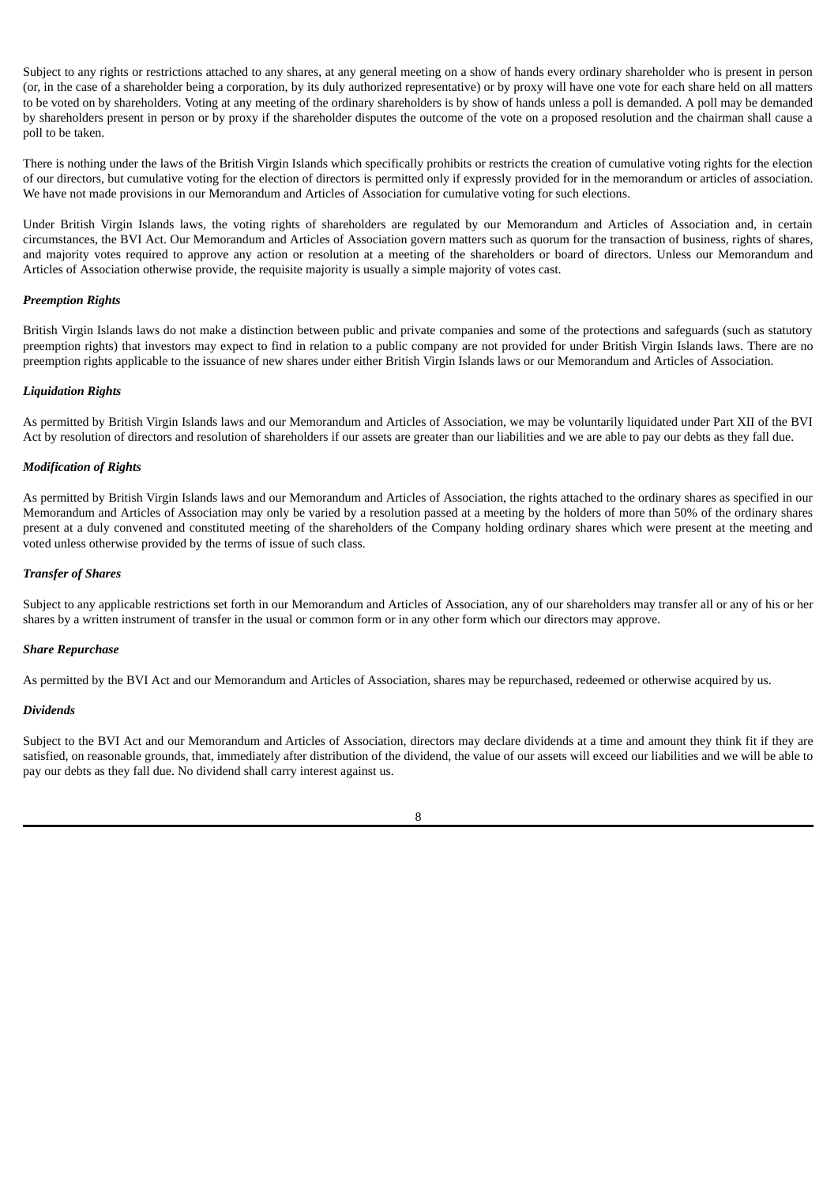Subject to any rights or restrictions attached to any shares, at any general meeting on a show of hands every ordinary shareholder who is present in person (or, in the case of a shareholder being a corporation, by its duly authorized representative) or by proxy will have one vote for each share held on all matters to be voted on by shareholders. Voting at any meeting of the ordinary shareholders is by show of hands unless a poll is demanded. A poll may be demanded by shareholders present in person or by proxy if the shareholder disputes the outcome of the vote on a proposed resolution and the chairman shall cause a poll to be taken.

There is nothing under the laws of the British Virgin Islands which specifically prohibits or restricts the creation of cumulative voting rights for the election of our directors, but cumulative voting for the election of directors is permitted only if expressly provided for in the memorandum or articles of association. We have not made provisions in our Memorandum and Articles of Association for cumulative voting for such elections.

Under British Virgin Islands laws, the voting rights of shareholders are regulated by our Memorandum and Articles of Association and, in certain circumstances, the BVI Act. Our Memorandum and Articles of Association govern matters such as quorum for the transaction of business, rights of shares, and majority votes required to approve any action or resolution at a meeting of the shareholders or board of directors. Unless our Memorandum and Articles of Association otherwise provide, the requisite majority is usually a simple majority of votes cast.

***Preemption Rights***

British Virgin Islands laws do not make a distinction between public and private companies and some of the protections and safeguards (such as statutory preemption rights) that investors may expect to find in relation to a public company are not provided for under British Virgin Islands laws. There are no preemption rights applicable to the issuance of new shares under either British Virgin Islands laws or our Memorandum and Articles of Association.

***Liquidation Rights***

As permitted by British Virgin Islands laws and our Memorandum and Articles of Association, we may be voluntarily liquidated under Part XII of the BVI Act by resolution of directors and resolution of shareholders if our assets are greater than our liabilities and we are able to pay our debts as they fall due.

***Modification of Rights***

As permitted by British Virgin Islands laws and our Memorandum and Articles of Association, the rights attached to the ordinary shares as specified in our Memorandum and Articles of Association may only be varied by a resolution passed at a meeting by the holders of more than 50% of the ordinary shares present at a duly convened and constituted meeting of the shareholders of the Company holding ordinary shares which were present at the meeting and voted unless otherwise provided by the terms of issue of such class.

***Transfer of Shares***

Subject to any applicable restrictions set forth in our Memorandum and Articles of Association, any of our shareholders may transfer all or any of his or her shares by a written instrument of transfer in the usual or common form or in any other form which our directors may approve.

***Share Repurchase***

As permitted by the BVI Act and our Memorandum and Articles of Association, shares may be repurchased, redeemed or otherwise acquired by us.

***Dividends***

Subject to the BVI Act and our Memorandum and Articles of Association, directors may declare dividends at a time and amount they think fit if they are satisfied, on reasonable grounds, that, immediately after distribution of the dividend, the value of our assets will exceed our liabilities and we will be able to pay our debts as they fall due. No dividend shall carry interest against us.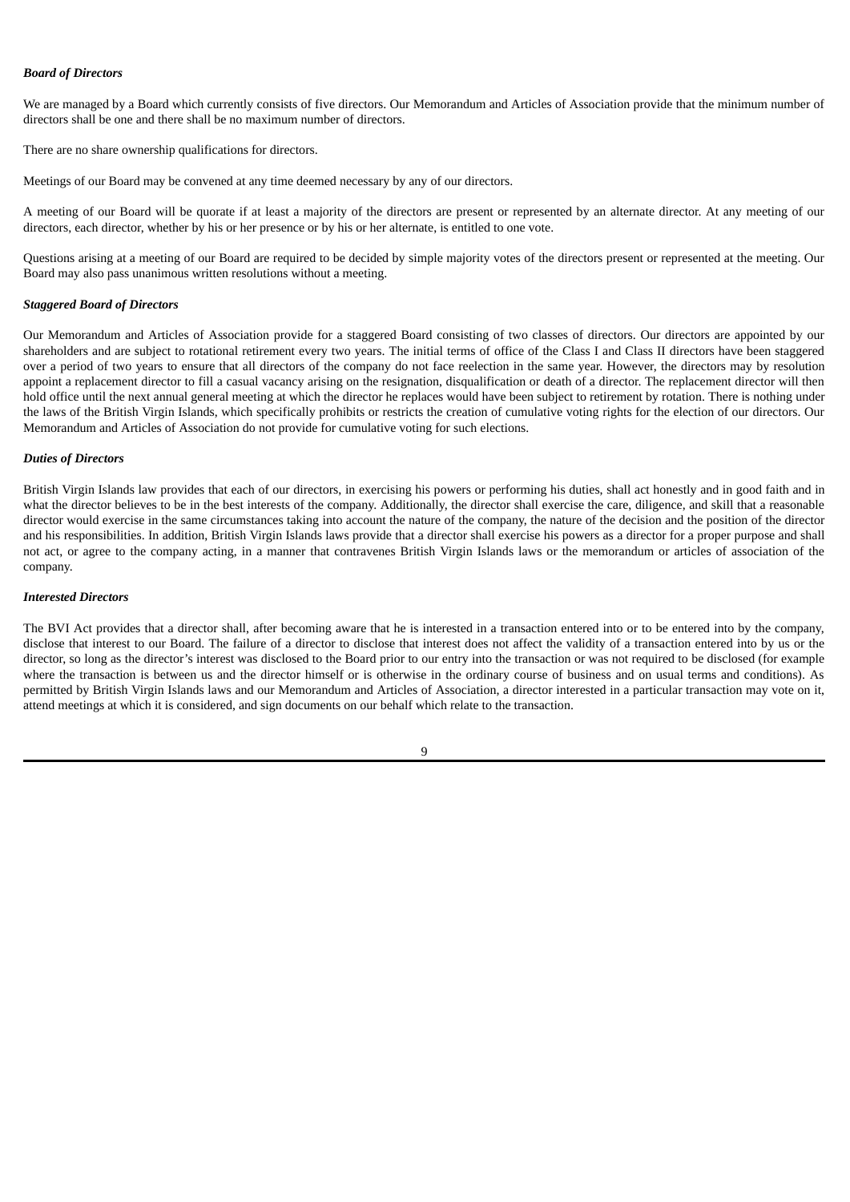***Board of Directors***

We are managed by a Board which currently consists of five directors. Our Memorandum and Articles of Association provide that the minimum number of directors shall be one and there shall be no maximum number of directors.

There are no share ownership qualifications for directors.

Meetings of our Board may be convened at any time deemed necessary by any of our directors.

A meeting of our Board will be quorate if at least a majority of the directors are present or represented by an alternate director. At any meeting of our directors, each director, whether by his or her presence or by his or her alternate, is entitled to one vote.

Questions arising at a meeting of our Board are required to be decided by simple majority votes of the directors present or represented at the meeting. Our Board may also pass unanimous written resolutions without a meeting.

***Staggered Board of Directors***

Our Memorandum and Articles of Association provide for a staggered Board consisting of two classes of directors. Our directors are appointed by our shareholders and are subject to rotational retirement every two years. The initial terms of office of the Class I and Class II directors have been staggered over a period of two years to ensure that all directors of the company do not face reelection in the same year. However, the directors may by resolution appoint a replacement director to fill a casual vacancy arising on the resignation, disqualification or death of a director. The replacement director will then hold office until the next annual general meeting at which the director he replaces would have been subject to retirement by rotation. There is nothing under the laws of the British Virgin Islands, which specifically prohibits or restricts the creation of cumulative voting rights for the election of our directors. Our Memorandum and Articles of Association do not provide for cumulative voting for such elections.

***Duties of Directors***

British Virgin Islands law provides that each of our directors, in exercising his powers or performing his duties, shall act honestly and in good faith and in what the director believes to be in the best interests of the company. Additionally, the director shall exercise the care, diligence, and skill that a reasonable director would exercise in the same circumstances taking into account the nature of the company, the nature of the decision and the position of the director and his responsibilities. In addition, British Virgin Islands laws provide that a director shall exercise his powers as a director for a proper purpose and shall not act, or agree to the company acting, in a manner that contravenes British Virgin Islands laws or the memorandum or articles of association of the company.

***Interested Directors***

The BVI Act provides that a director shall, after becoming aware that he is interested in a transaction entered into or to be entered into by the company, disclose that interest to our Board. The failure of a director to disclose that interest does not affect the validity of a transaction entered into by us or the director, so long as the director's interest was disclosed to the Board prior to our entry into the transaction or was not required to be disclosed (for example where the transaction is between us and the director himself or is otherwise in the ordinary course of business and on usual terms and conditions). As permitted by British Virgin Islands laws and our Memorandum and Articles of Association, a director interested in a particular transaction may vote on it, attend meetings at which it is considered, and sign documents on our behalf which relate to the transaction.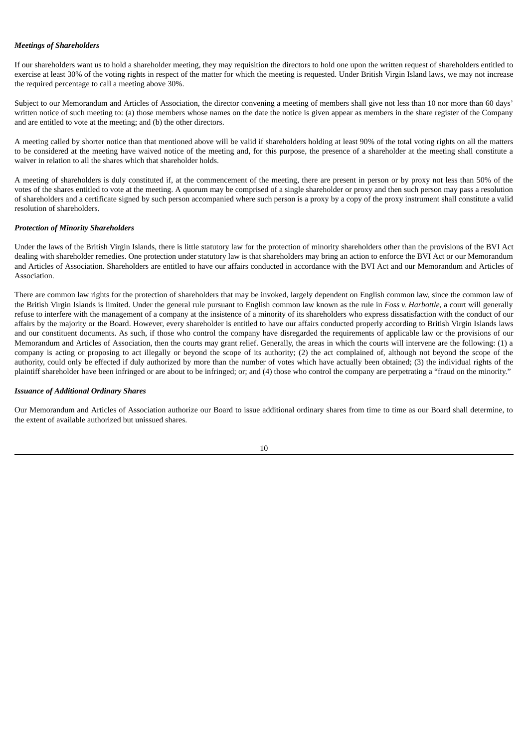***Meetings of Shareholders***

If our shareholders want us to hold a shareholder meeting, they may requisition the directors to hold one upon the written request of shareholders entitled to exercise at least 30% of the voting rights in respect of the matter for which the meeting is requested. Under British Virgin Island laws, we may not increase the required percentage to call a meeting above 30%.

Subject to our Memorandum and Articles of Association, the director convening a meeting of members shall give not less than 10 nor more than 60 days' written notice of such meeting to: (a) those members whose names on the date the notice is given appear as members in the share register of the Company and are entitled to vote at the meeting; and (b) the other directors.

A meeting called by shorter notice than that mentioned above will be valid if shareholders holding at least 90% of the total voting rights on all the matters to be considered at the meeting have waived notice of the meeting and, for this purpose, the presence of a shareholder at the meeting shall constitute a waiver in relation to all the shares which that shareholder holds.

A meeting of shareholders is duly constituted if, at the commencement of the meeting, there are present in person or by proxy not less than 50% of the votes of the shares entitled to vote at the meeting. A quorum may be comprised of a single shareholder or proxy and then such person may pass a resolution of shareholders and a certificate signed by such person accompanied where such person is a proxy by a copy of the proxy instrument shall constitute a valid resolution of shareholders.

***Protection of Minority Shareholders***

Under the laws of the British Virgin Islands, there is little statutory law for the protection of minority shareholders other than the provisions of the BVI Act dealing with shareholder remedies. One protection under statutory law is that shareholders may bring an action to enforce the BVI Act or our Memorandum and Articles of Association. Shareholders are entitled to have our affairs conducted in accordance with the BVI Act and our Memorandum and Articles of Association.

There are common law rights for the protection of shareholders that may be invoked, largely dependent on English common law, since the common law of the British Virgin Islands is limited. Under the general rule pursuant to English common law known as the rule in *Foss v. Harbottle*, a court will generally refuse to interfere with the management of a company at the insistence of a minority of its shareholders who express dissatisfaction with the conduct of our affairs by the majority or the Board. However, every shareholder is entitled to have our affairs conducted properly according to British Virgin Islands laws and our constituent documents. As such, if those who control the company have disregarded the requirements of applicable law or the provisions of our Memorandum and Articles of Association, then the courts may grant relief. Generally, the areas in which the courts will intervene are the following: (1) a company is acting or proposing to act illegally or beyond the scope of its authority; (2) the act complained of, although not beyond the scope of the authority, could only be effected if duly authorized by more than the number of votes which have actually been obtained; (3) the individual rights of the plaintiff shareholder have been infringed or are about to be infringed; or; and (4) those who control the company are perpetrating a "fraud on the minority."

***Issuance of Additional Ordinary Shares***

Our Memorandum and Articles of Association authorize our Board to issue additional ordinary shares from time to time as our Board shall determine, to the extent of available authorized but unissued shares.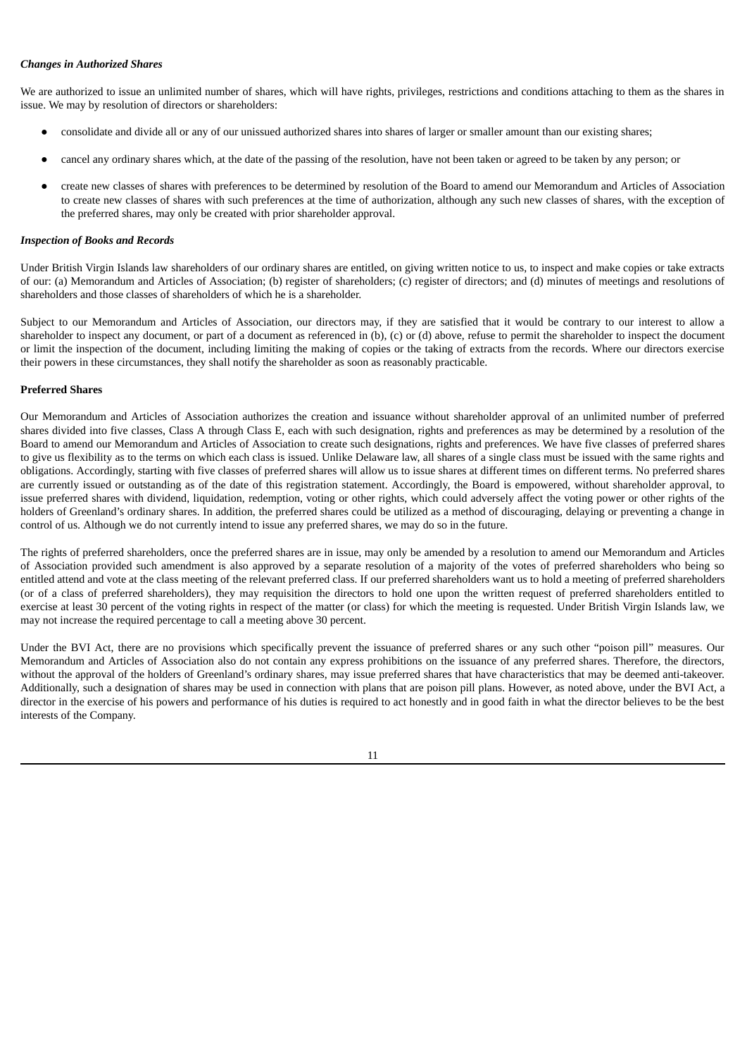### *Changes in Authorized Shares*

We are authorized to issue an unlimited number of shares, which will have rights, privileges, restrictions and conditions attaching to them as the shares in issue. We may by resolution of directors or shareholders:

- consolidate and divide all or any of our unissued authorized shares into shares of larger or smaller amount than our existing shares;
- cancel any ordinary shares which, at the date of the passing of the resolution, have not been taken or agreed to be taken by any person; or
- create new classes of shares with preferences to be determined by resolution of the Board to amend our Memorandum and Articles of Association to create new classes of shares with such preferences at the time of authorization, although any such new classes of shares, with the exception of the preferred shares, may only be created with prior shareholder approval.

### *Inspection of Books and Records*

Under British Virgin Islands law shareholders of our ordinary shares are entitled, on giving written notice to us, to inspect and make copies or take extracts of our: (a) Memorandum and Articles of Association; (b) register of shareholders; (c) register of directors; and (d) minutes of meetings and resolutions of shareholders and those classes of shareholders of which he is a shareholder.

Subject to our Memorandum and Articles of Association, our directors may, if they are satisfied that it would be contrary to our interest to allow a shareholder to inspect any document, or part of a document as referenced in (b), (c) or (d) above, refuse to permit the shareholder to inspect the document or limit the inspection of the document, including limiting the making of copies or the taking of extracts from the records. Where our directors exercise their powers in these circumstances, they shall notify the shareholder as soon as reasonably practicable.

## **Preferred Shares**

Our Memorandum and Articles of Association authorizes the creation and issuance without shareholder approval of an unlimited number of preferred shares divided into five classes, Class A through Class E, each with such designation, rights and preferences as may be determined by a resolution of the Board to amend our Memorandum and Articles of Association to create such designations, rights and preferences. We have five classes of preferred shares to give us flexibility as to the terms on which each class is issued. Unlike Delaware law, all shares of a single class must be issued with the same rights and obligations. Accordingly, starting with five classes of preferred shares will allow us to issue shares at different times on different terms. No preferred shares are currently issued or outstanding as of the date of this registration statement. Accordingly, the Board is empowered, without shareholder approval, to issue preferred shares with dividend, liquidation, redemption, voting or other rights, which could adversely affect the voting power or other rights of the holders of Greenland's ordinary shares. In addition, the preferred shares could be utilized as a method of discouraging, delaying or preventing a change in control of us. Although we do not currently intend to issue any preferred shares, we may do so in the future.

The rights of preferred shareholders, once the preferred shares are in issue, may only be amended by a resolution to amend our Memorandum and Articles of Association provided such amendment is also approved by a separate resolution of a majority of the votes of preferred shareholders who being so entitled attend and vote at the class meeting of the relevant preferred class. If our preferred shareholders want us to hold a meeting of preferred shareholders (or of a class of preferred shareholders), they may requisition the directors to hold one upon the written request of preferred shareholders entitled to exercise at least 30 percent of the voting rights in respect of the matter (or class) for which the meeting is requested. Under British Virgin Islands law, we may not increase the required percentage to call a meeting above 30 percent.

Under the BVI Act, there are no provisions which specifically prevent the issuance of preferred shares or any such other "poison pill" measures. Our Memorandum and Articles of Association also do not contain any express prohibitions on the issuance of any preferred shares. Therefore, the directors, without the approval of the holders of Greenland's ordinary shares, may issue preferred shares that have characteristics that may be deemed anti-takeover. Additionally, such a designation of shares may be used in connection with plans that are poison pill plans. However, as noted above, under the BVI Act, a director in the exercise of his powers and performance of his duties is required to act honestly and in good faith in what the director believes to be the best interests of the Company.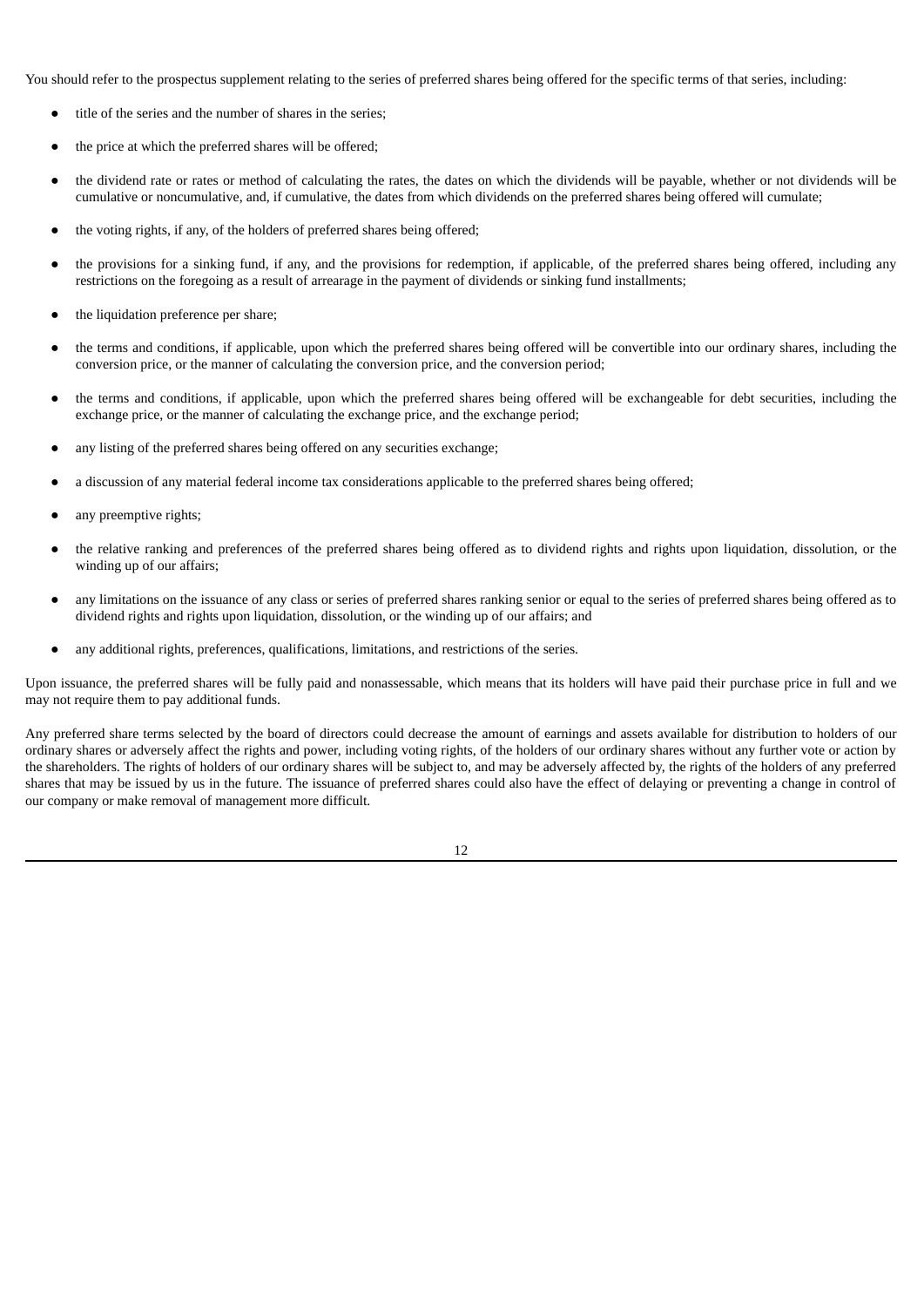You should refer to the prospectus supplement relating to the series of preferred shares being offered for the specific terms of that series, including:

- title of the series and the number of shares in the series;
- the price at which the preferred shares will be offered;
- the dividend rate or rates or method of calculating the rates, the dates on which the dividends will be payable, whether or not dividends will be cumulative or noncumulative, and, if cumulative, the dates from which dividends on the preferred shares being offered will cumulate;
- the voting rights, if any, of the holders of preferred shares being offered;
- the provisions for a sinking fund, if any, and the provisions for redemption, if applicable, of the preferred shares being offered, including any restrictions on the foregoing as a result of arrearage in the payment of dividends or sinking fund installments;
- the liquidation preference per share;
- the terms and conditions, if applicable, upon which the preferred shares being offered will be convertible into our ordinary shares, including the conversion price, or the manner of calculating the conversion price, and the conversion period;
- the terms and conditions, if applicable, upon which the preferred shares being offered will be exchangeable for debt securities, including the exchange price, or the manner of calculating the exchange price, and the exchange period;
- any listing of the preferred shares being offered on any securities exchange;
- a discussion of any material federal income tax considerations applicable to the preferred shares being offered;
- any preemptive rights;
- the relative ranking and preferences of the preferred shares being offered as to dividend rights and rights upon liquidation, dissolution, or the winding up of our affairs;
- any limitations on the issuance of any class or series of preferred shares ranking senior or equal to the series of preferred shares being offered as to dividend rights and rights upon liquidation, dissolution, or the winding up of our affairs; and
- any additional rights, preferences, qualifications, limitations, and restrictions of the series.

Upon issuance, the preferred shares will be fully paid and nonassessable, which means that its holders will have paid their purchase price in full and we may not require them to pay additional funds.

Any preferred share terms selected by the board of directors could decrease the amount of earnings and assets available for distribution to holders of our ordinary shares or adversely affect the rights and power, including voting rights, of the holders of our ordinary shares without any further vote or action by the shareholders. The rights of holders of our ordinary shares will be subject to, and may be adversely affected by, the rights of the holders of any preferred shares that may be issued by us in the future. The issuance of preferred shares could also have the effect of delaying or preventing a change in control of our company or make removal of management more difficult.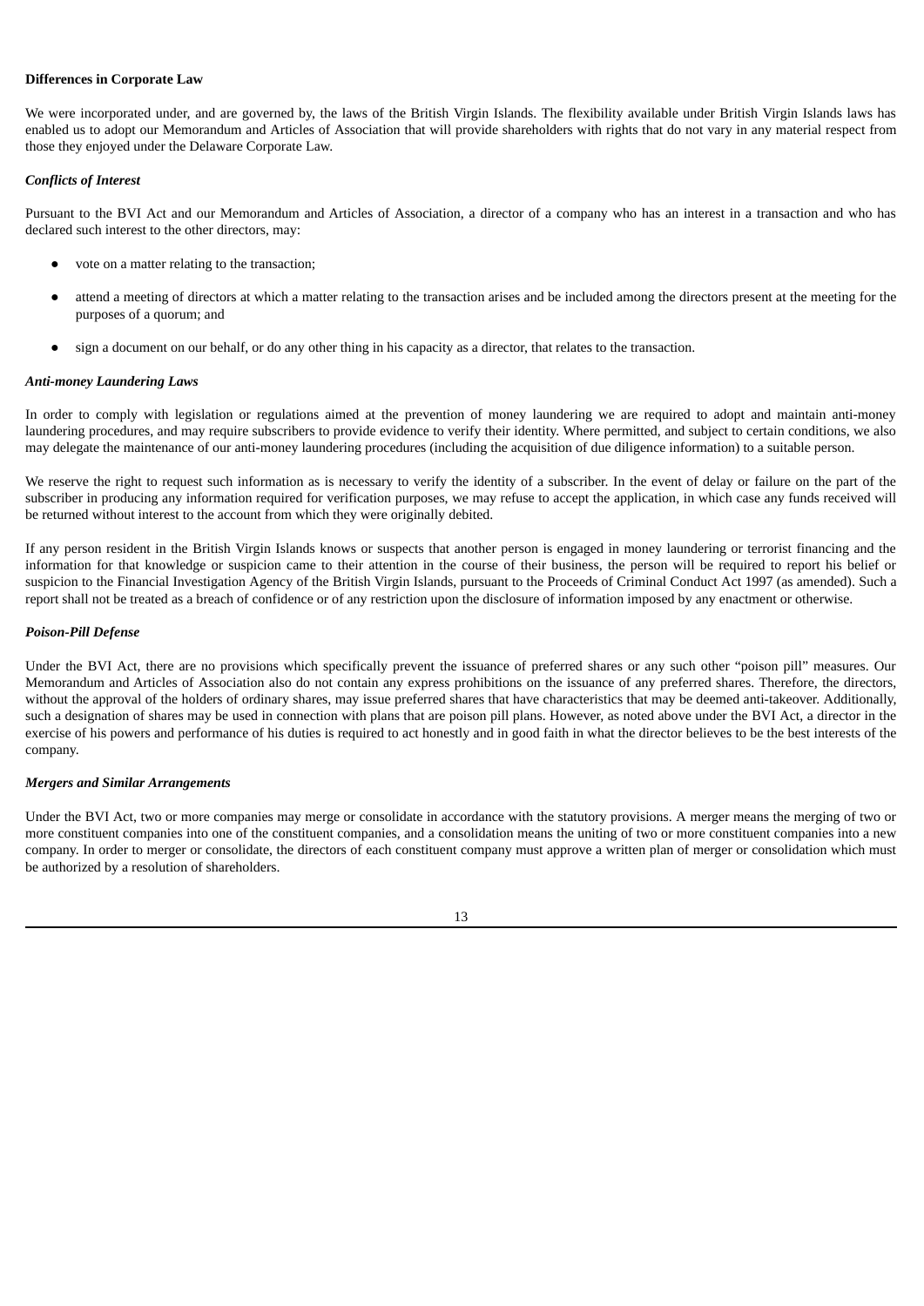**Differences in Corporate Law**

We were incorporated under, and are governed by, the laws of the British Virgin Islands. The flexibility available under British Virgin Islands laws has enabled us to adopt our Memorandum and Articles of Association that will provide shareholders with rights that do not vary in any material respect from those they enjoyed under the Delaware Corporate Law.

***Conflicts of Interest***

Pursuant to the BVI Act and our Memorandum and Articles of Association, a director of a company who has an interest in a transaction and who has declared such interest to the other directors, may:

- vote on a matter relating to the transaction;
- attend a meeting of directors at which a matter relating to the transaction arises and be included among the directors present at the meeting for the purposes of a quorum; and
- sign a document on our behalf, or do any other thing in his capacity as a director, that relates to the transaction.

***Anti-money Laundering Laws***

In order to comply with legislation or regulations aimed at the prevention of money laundering we are required to adopt and maintain anti-money laundering procedures, and may require subscribers to provide evidence to verify their identity. Where permitted, and subject to certain conditions, we also may delegate the maintenance of our anti-money laundering procedures (including the acquisition of due diligence information) to a suitable person.

We reserve the right to request such information as is necessary to verify the identity of a subscriber. In the event of delay or failure on the part of the subscriber in producing any information required for verification purposes, we may refuse to accept the application, in which case any funds received will be returned without interest to the account from which they were originally debited.

If any person resident in the British Virgin Islands knows or suspects that another person is engaged in money laundering or terrorist financing and the information for that knowledge or suspicion came to their attention in the course of their business, the person will be required to report his belief or suspicion to the Financial Investigation Agency of the British Virgin Islands, pursuant to the Proceeds of Criminal Conduct Act 1997 (as amended). Such a report shall not be treated as a breach of confidence or of any restriction upon the disclosure of information imposed by any enactment or otherwise.

***Poison-Pill Defense***

Under the BVI Act, there are no provisions which specifically prevent the issuance of preferred shares or any such other "poison pill" measures. Our Memorandum and Articles of Association also do not contain any express prohibitions on the issuance of any preferred shares. Therefore, the directors, without the approval of the holders of ordinary shares, may issue preferred shares that have characteristics that may be deemed anti-takeover. Additionally, such a designation of shares may be used in connection with plans that are poison pill plans. However, as noted above under the BVI Act, a director in the exercise of his powers and performance of his duties is required to act honestly and in good faith in what the director believes to be the best interests of the company.

***Mergers and Similar Arrangements***

Under the BVI Act, two or more companies may merge or consolidate in accordance with the statutory provisions. A merger means the merging of two or more constituent companies into one of the constituent companies, and a consolidation means the uniting of two or more constituent companies into a new company. In order to merger or consolidate, the directors of each constituent company must approve a written plan of merger or consolidation which must be authorized by a resolution of shareholders.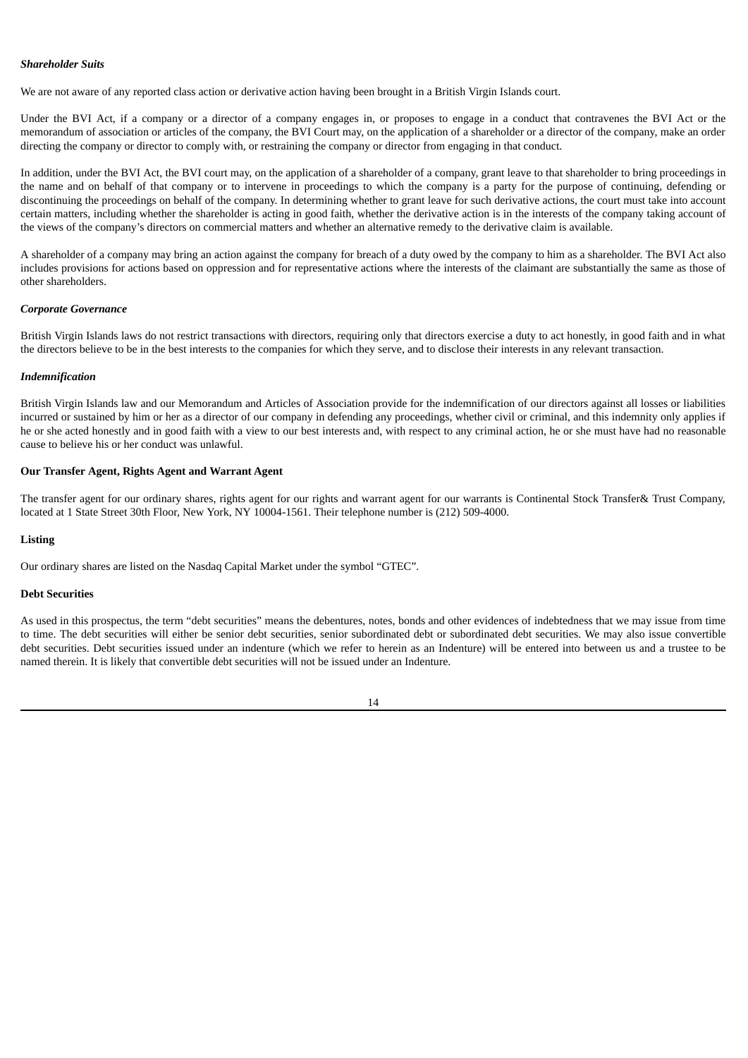***Shareholder Suits***

We are not aware of any reported class action or derivative action having been brought in a British Virgin Islands court.

Under the BVI Act, if a company or a director of a company engages in, or proposes to engage in a conduct that contravenes the BVI Act or the memorandum of association or articles of the company, the BVI Court may, on the application of a shareholder or a director of the company, make an order directing the company or director to comply with, or restraining the company or director from engaging in that conduct.

In addition, under the BVI Act, the BVI court may, on the application of a shareholder of a company, grant leave to that shareholder to bring proceedings in the name and on behalf of that company or to intervene in proceedings to which the company is a party for the purpose of continuing, defending or discontinuing the proceedings on behalf of the company. In determining whether to grant leave for such derivative actions, the court must take into account certain matters, including whether the shareholder is acting in good faith, whether the derivative action is in the interests of the company taking account of the views of the company's directors on commercial matters and whether an alternative remedy to the derivative claim is available.

A shareholder of a company may bring an action against the company for breach of a duty owed by the company to him as a shareholder. The BVI Act also includes provisions for actions based on oppression and for representative actions where the interests of the claimant are substantially the same as those of other shareholders.

***Corporate Governance***

British Virgin Islands laws do not restrict transactions with directors, requiring only that directors exercise a duty to act honestly, in good faith and in what the directors believe to be in the best interests to the companies for which they serve, and to disclose their interests in any relevant transaction.

***Indemnification***

British Virgin Islands law and our Memorandum and Articles of Association provide for the indemnification of our directors against all losses or liabilities incurred or sustained by him or her as a director of our company in defending any proceedings, whether civil or criminal, and this indemnity only applies if he or she acted honestly and in good faith with a view to our best interests and, with respect to any criminal action, he or she must have had no reasonable cause to believe his or her conduct was unlawful.

**Our Transfer Agent, Rights Agent and Warrant Agent**

The transfer agent for our ordinary shares, rights agent for our rights and warrant agent for our warrants is Continental Stock Transfer& Trust Company, located at 1 State Street 30th Floor, New York, NY 10004-1561. Their telephone number is (212) 509-4000.

**Listing**

Our ordinary shares are listed on the Nasdaq Capital Market under the symbol "GTEC".

**Debt Securities**

As used in this prospectus, the term "debt securities" means the debentures, notes, bonds and other evidences of indebtedness that we may issue from time to time. The debt securities will either be senior debt securities, senior subordinated debt or subordinated debt securities. We may also issue convertible debt securities. Debt securities issued under an indenture (which we refer to herein as an Indenture) will be entered into between us and a trustee to be named therein. It is likely that convertible debt securities will not be issued under an Indenture.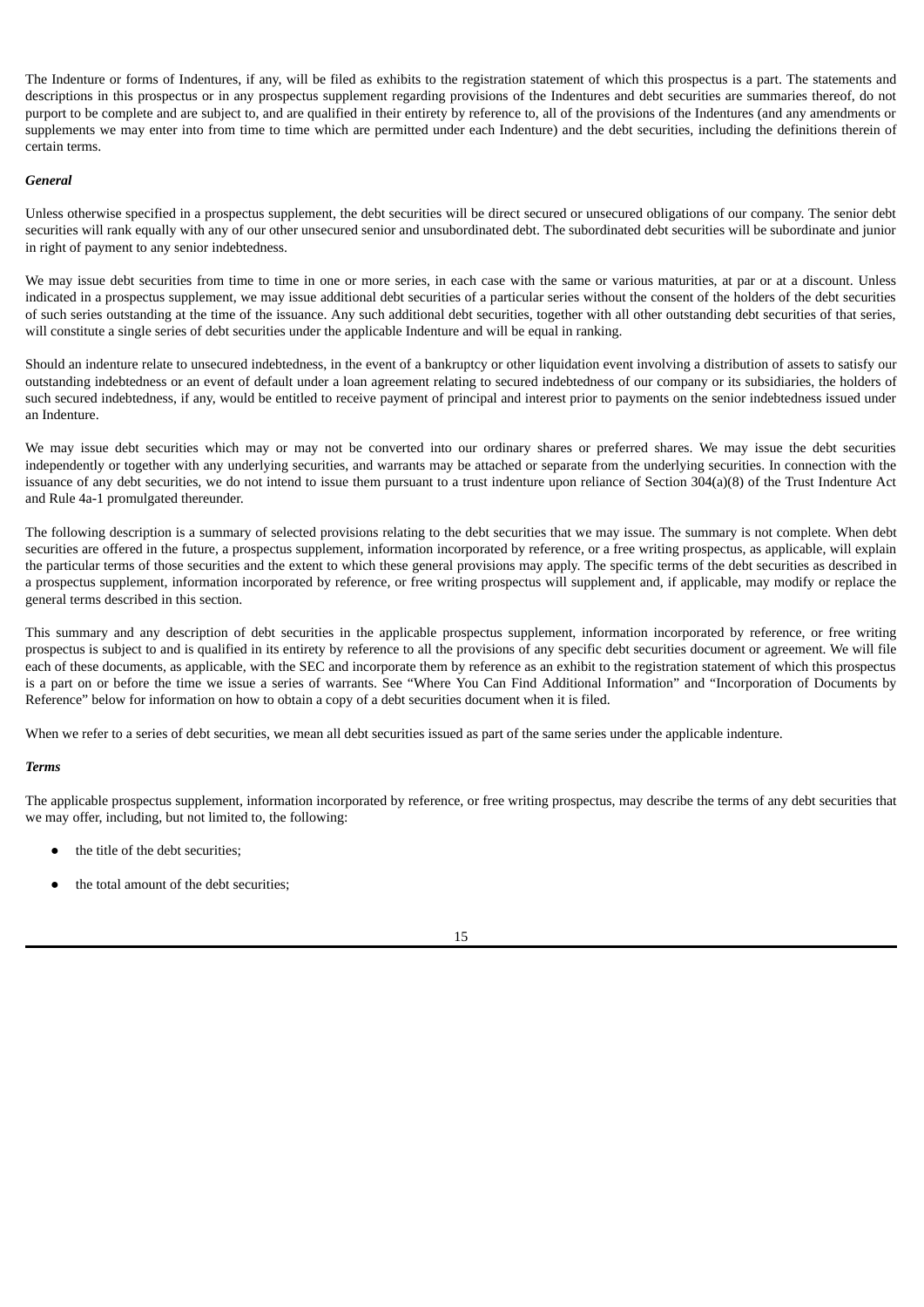The Indenture or forms of Indentures, if any, will be filed as exhibits to the registration statement of which this prospectus is a part. The statements and descriptions in this prospectus or in any prospectus supplement regarding provisions of the Indentures and debt securities are summaries thereof, do not purport to be complete and are subject to, and are qualified in their entirety by reference to, all of the provisions of the Indentures (and any amendments or supplements we may enter into from time to time which are permitted under each Indenture) and the debt securities, including the definitions therein of certain terms.

***General***

Unless otherwise specified in a prospectus supplement, the debt securities will be direct secured or unsecured obligations of our company. The senior debt securities will rank equally with any of our other unsecured senior and unsubordinated debt. The subordinated debt securities will be subordinate and junior in right of payment to any senior indebtedness.

We may issue debt securities from time to time in one or more series, in each case with the same or various maturities, at par or at a discount. Unless indicated in a prospectus supplement, we may issue additional debt securities of a particular series without the consent of the holders of the debt securities of such series outstanding at the time of the issuance. Any such additional debt securities, together with all other outstanding debt securities of that series, will constitute a single series of debt securities under the applicable Indenture and will be equal in ranking.

Should an indenture relate to unsecured indebtedness, in the event of a bankruptcy or other liquidation event involving a distribution of assets to satisfy our outstanding indebtedness or an event of default under a loan agreement relating to secured indebtedness of our company or its subsidiaries, the holders of such secured indebtedness, if any, would be entitled to receive payment of principal and interest prior to payments on the senior indebtedness issued under an Indenture.

We may issue debt securities which may or may not be converted into our ordinary shares or preferred shares. We may issue the debt securities independently or together with any underlying securities, and warrants may be attached or separate from the underlying securities. In connection with the issuance of any debt securities, we do not intend to issue them pursuant to a trust indenture upon reliance of Section 304(a)(8) of the Trust Indenture Act and Rule 4a-1 promulgated thereunder.

The following description is a summary of selected provisions relating to the debt securities that we may issue. The summary is not complete. When debt securities are offered in the future, a prospectus supplement, information incorporated by reference, or a free writing prospectus, as applicable, will explain the particular terms of those securities and the extent to which these general provisions may apply. The specific terms of the debt securities as described in a prospectus supplement, information incorporated by reference, or free writing prospectus will supplement and, if applicable, may modify or replace the general terms described in this section.

This summary and any description of debt securities in the applicable prospectus supplement, information incorporated by reference, or free writing prospectus is subject to and is qualified in its entirety by reference to all the provisions of any specific debt securities document or agreement. We will file each of these documents, as applicable, with the SEC and incorporate them by reference as an exhibit to the registration statement of which this prospectus is a part on or before the time we issue a series of warrants. See "Where You Can Find Additional Information" and "Incorporation of Documents by Reference" below for information on how to obtain a copy of a debt securities document when it is filed.

When we refer to a series of debt securities, we mean all debt securities issued as part of the same series under the applicable indenture.

***Terms***

The applicable prospectus supplement, information incorporated by reference, or free writing prospectus, may describe the terms of any debt securities that we may offer, including, but not limited to, the following:

- the title of the debt securities;
- the total amount of the debt securities;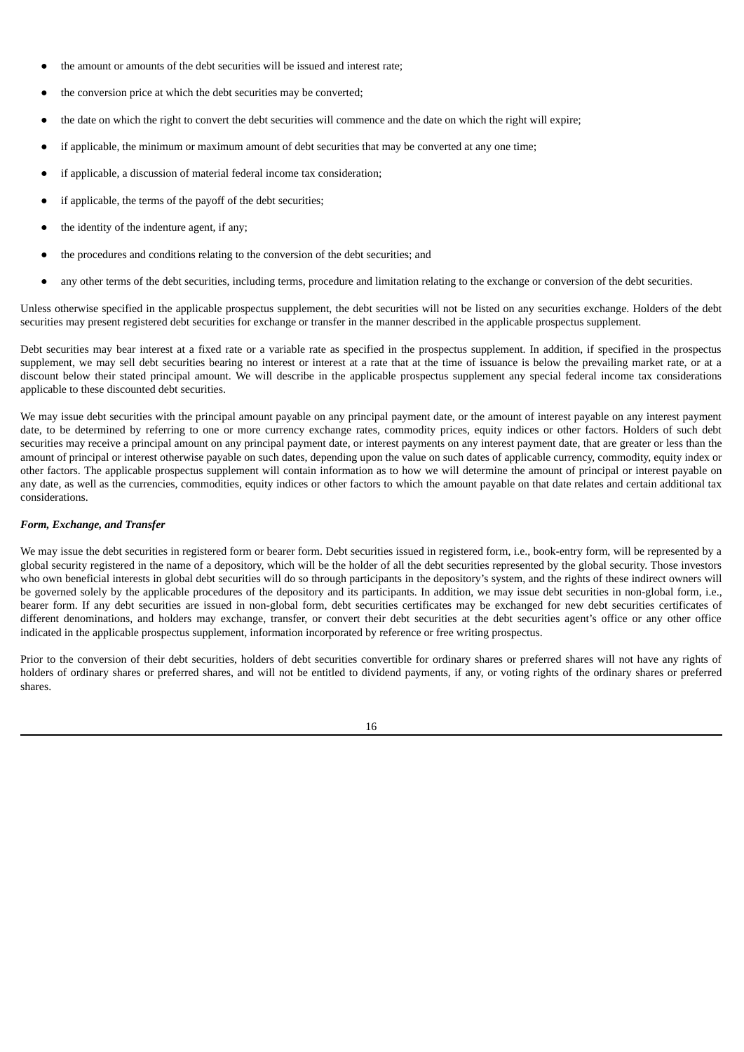- the amount or amounts of the debt securities will be issued and interest rate;
- the conversion price at which the debt securities may be converted;
- the date on which the right to convert the debt securities will commence and the date on which the right will expire;
- if applicable, the minimum or maximum amount of debt securities that may be converted at any one time;
- if applicable, a discussion of material federal income tax consideration;
- if applicable, the terms of the payoff of the debt securities;
- the identity of the indenture agent, if any;
- the procedures and conditions relating to the conversion of the debt securities; and
- any other terms of the debt securities, including terms, procedure and limitation relating to the exchange or conversion of the debt securities.

Unless otherwise specified in the applicable prospectus supplement, the debt securities will not be listed on any securities exchange. Holders of the debt securities may present registered debt securities for exchange or transfer in the manner described in the applicable prospectus supplement.

Debt securities may bear interest at a fixed rate or a variable rate as specified in the prospectus supplement. In addition, if specified in the prospectus supplement, we may sell debt securities bearing no interest or interest at a rate that at the time of issuance is below the prevailing market rate, or at a discount below their stated principal amount. We will describe in the applicable prospectus supplement any special federal income tax considerations applicable to these discounted debt securities.

We may issue debt securities with the principal amount payable on any principal payment date, or the amount of interest payable on any interest payment date, to be determined by referring to one or more currency exchange rates, commodity prices, equity indices or other factors. Holders of such debt securities may receive a principal amount on any principal payment date, or interest payments on any interest payment date, that are greater or less than the amount of principal or interest otherwise payable on such dates, depending upon the value on such dates of applicable currency, commodity, equity index or other factors. The applicable prospectus supplement will contain information as to how we will determine the amount of principal or interest payable on any date, as well as the currencies, commodities, equity indices or other factors to which the amount payable on that date relates and certain additional tax considerations.

***Form, Exchange, and Transfer***

We may issue the debt securities in registered form or bearer form. Debt securities issued in registered form, i.e., book-entry form, will be represented by a global security registered in the name of a depository, which will be the holder of all the debt securities represented by the global security. Those investors who own beneficial interests in global debt securities will do so through participants in the depository's system, and the rights of these indirect owners will be governed solely by the applicable procedures of the depository and its participants. In addition, we may issue debt securities in non-global form, i.e., bearer form. If any debt securities are issued in non-global form, debt securities certificates may be exchanged for new debt securities certificates of different denominations, and holders may exchange, transfer, or convert their debt securities at the debt securities agent's office or any other office indicated in the applicable prospectus supplement, information incorporated by reference or free writing prospectus.

Prior to the conversion of their debt securities, holders of debt securities convertible for ordinary shares or preferred shares will not have any rights of holders of ordinary shares or preferred shares, and will not be entitled to dividend payments, if any, or voting rights of the ordinary shares or preferred shares.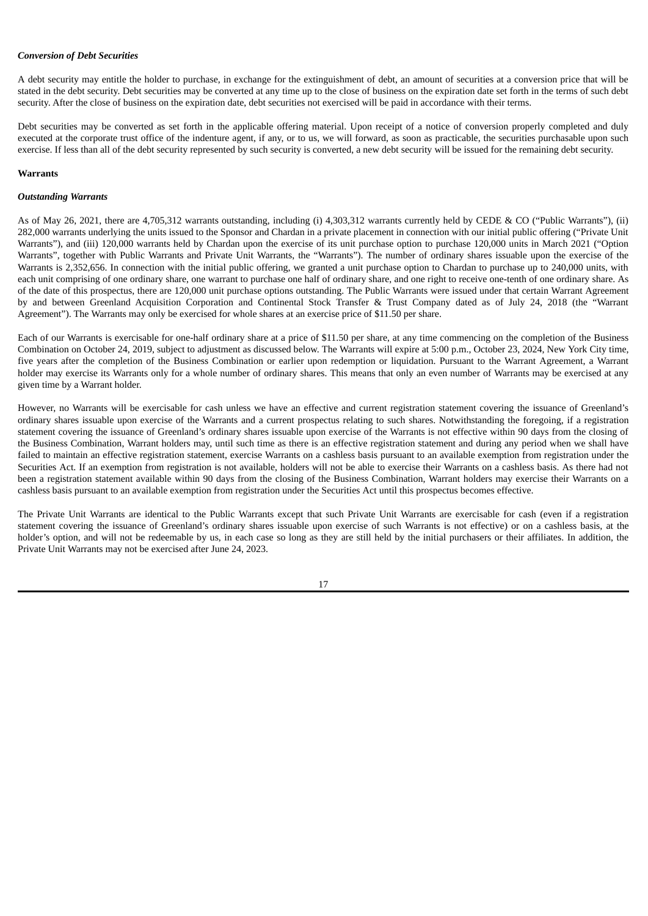***Conversion of Debt Securities***

A debt security may entitle the holder to purchase, in exchange for the extinguishment of debt, an amount of securities at a conversion price that will be stated in the debt security. Debt securities may be converted at any time up to the close of business on the expiration date set forth in the terms of such debt security. After the close of business on the expiration date, debt securities not exercised will be paid in accordance with their terms.

Debt securities may be converted as set forth in the applicable offering material. Upon receipt of a notice of conversion properly completed and duly executed at the corporate trust office of the indenture agent, if any, or to us, we will forward, as soon as practicable, the securities purchasable upon such exercise. If less than all of the debt security represented by such security is converted, a new debt security will be issued for the remaining debt security.

**Warrants**

***Outstanding Warrants***

As of May 26, 2021, there are 4,705,312 warrants outstanding, including (i) 4,303,312 warrants currently held by CEDE & CO ("Public Warrants"), (ii) 282,000 warrants underlying the units issued to the Sponsor and Chardan in a private placement in connection with our initial public offering ("Private Unit Warrants"), and (iii) 120,000 warrants held by Chardan upon the exercise of its unit purchase option to purchase 120,000 units in March 2021 ("Option Warrants", together with Public Warrants and Private Unit Warrants, the "Warrants"). The number of ordinary shares issuable upon the exercise of the Warrants is 2,352,656. In connection with the initial public offering, we granted a unit purchase option to Chardan to purchase up to 240,000 units, with each unit comprising of one ordinary share, one warrant to purchase one half of ordinary share, and one right to receive one-tenth of one ordinary share. As of the date of this prospectus, there are 120,000 unit purchase options outstanding. The Public Warrants were issued under that certain Warrant Agreement by and between Greenland Acquisition Corporation and Continental Stock Transfer & Trust Company dated as of July 24, 2018 (the "Warrant Agreement"). The Warrants may only be exercised for whole shares at an exercise price of $11.50 per share.

Each of our Warrants is exercisable for one-half ordinary share at a price of $11.50 per share, at any time commencing on the completion of the Business Combination on October 24, 2019, subject to adjustment as discussed below. The Warrants will expire at 5:00 p.m., October 23, 2024, New York City time, five years after the completion of the Business Combination or earlier upon redemption or liquidation. Pursuant to the Warrant Agreement, a Warrant holder may exercise its Warrants only for a whole number of ordinary shares. This means that only an even number of Warrants may be exercised at any given time by a Warrant holder.

However, no Warrants will be exercisable for cash unless we have an effective and current registration statement covering the issuance of Greenland's ordinary shares issuable upon exercise of the Warrants and a current prospectus relating to such shares. Notwithstanding the foregoing, if a registration statement covering the issuance of Greenland's ordinary shares issuable upon exercise of the Warrants is not effective within 90 days from the closing of the Business Combination, Warrant holders may, until such time as there is an effective registration statement and during any period when we shall have failed to maintain an effective registration statement, exercise Warrants on a cashless basis pursuant to an available exemption from registration under the Securities Act. If an exemption from registration is not available, holders will not be able to exercise their Warrants on a cashless basis. As there had not been a registration statement available within 90 days from the closing of the Business Combination, Warrant holders may exercise their Warrants on a cashless basis pursuant to an available exemption from registration under the Securities Act until this prospectus becomes effective.

The Private Unit Warrants are identical to the Public Warrants except that such Private Unit Warrants are exercisable for cash (even if a registration statement covering the issuance of Greenland's ordinary shares issuable upon exercise of such Warrants is not effective) or on a cashless basis, at the holder's option, and will not be redeemable by us, in each case so long as they are still held by the initial purchasers or their affiliates. In addition, the Private Unit Warrants may not be exercised after June 24, 2023.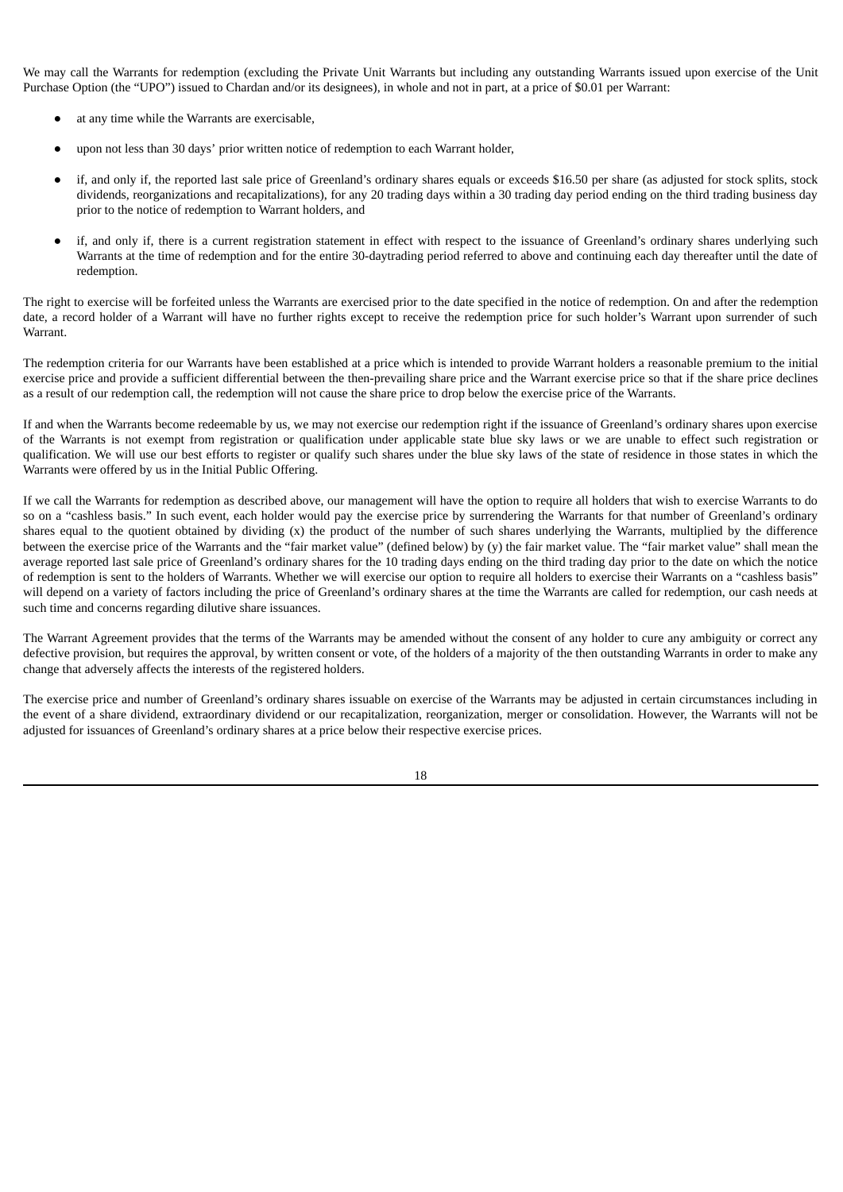We may call the Warrants for redemption (excluding the Private Unit Warrants but including any outstanding Warrants issued upon exercise of the Unit Purchase Option (the "UPO") issued to Chardan and/or its designees), in whole and not in part, at a price of $0.01 per Warrant:

- at any time while the Warrants are exercisable,
- upon not less than 30 days' prior written notice of redemption to each Warrant holder,
- if, and only if, the reported last sale price of Greenland's ordinary shares equals or exceeds $16.50 per share (as adjusted for stock splits, stock dividends, reorganizations and recapitalizations), for any 20 trading days within a 30 trading day period ending on the third trading business day prior to the notice of redemption to Warrant holders, and
- if, and only if, there is a current registration statement in effect with respect to the issuance of Greenland's ordinary shares underlying such Warrants at the time of redemption and for the entire 30-daytrading period referred to above and continuing each day thereafter until the date of redemption.

The right to exercise will be forfeited unless the Warrants are exercised prior to the date specified in the notice of redemption. On and after the redemption date, a record holder of a Warrant will have no further rights except to receive the redemption price for such holder's Warrant upon surrender of such Warrant.

The redemption criteria for our Warrants have been established at a price which is intended to provide Warrant holders a reasonable premium to the initial exercise price and provide a sufficient differential between the then-prevailing share price and the Warrant exercise price so that if the share price declines as a result of our redemption call, the redemption will not cause the share price to drop below the exercise price of the Warrants.

If and when the Warrants become redeemable by us, we may not exercise our redemption right if the issuance of Greenland's ordinary shares upon exercise of the Warrants is not exempt from registration or qualification under applicable state blue sky laws or we are unable to effect such registration or qualification. We will use our best efforts to register or qualify such shares under the blue sky laws of the state of residence in those states in which the Warrants were offered by us in the Initial Public Offering.

If we call the Warrants for redemption as described above, our management will have the option to require all holders that wish to exercise Warrants to do so on a "cashless basis." In such event, each holder would pay the exercise price by surrendering the Warrants for that number of Greenland's ordinary shares equal to the quotient obtained by dividing (x) the product of the number of such shares underlying the Warrants, multiplied by the difference between the exercise price of the Warrants and the "fair market value" (defined below) by (y) the fair market value. The "fair market value" shall mean the average reported last sale price of Greenland's ordinary shares for the 10 trading days ending on the third trading day prior to the date on which the notice of redemption is sent to the holders of Warrants. Whether we will exercise our option to require all holders to exercise their Warrants on a "cashless basis" will depend on a variety of factors including the price of Greenland's ordinary shares at the time the Warrants are called for redemption, our cash needs at such time and concerns regarding dilutive share issuances.

The Warrant Agreement provides that the terms of the Warrants may be amended without the consent of any holder to cure any ambiguity or correct any defective provision, but requires the approval, by written consent or vote, of the holders of a majority of the then outstanding Warrants in order to make any change that adversely affects the interests of the registered holders.

The exercise price and number of Greenland's ordinary shares issuable on exercise of the Warrants may be adjusted in certain circumstances including in the event of a share dividend, extraordinary dividend or our recapitalization, reorganization, merger or consolidation. However, the Warrants will not be adjusted for issuances of Greenland's ordinary shares at a price below their respective exercise prices.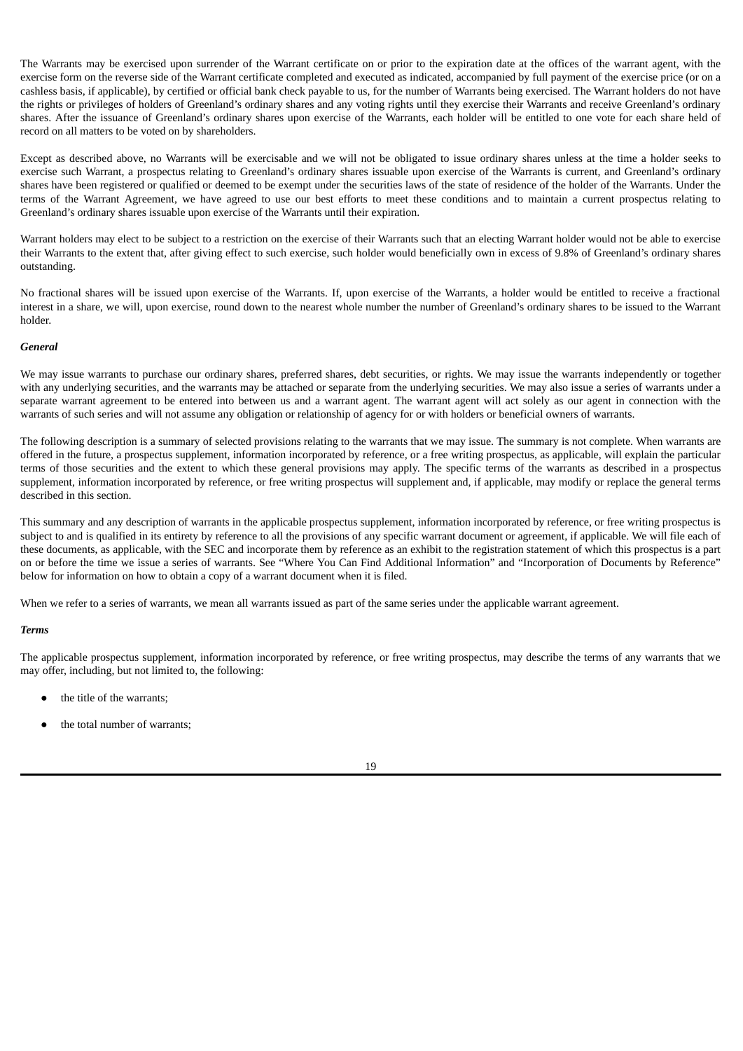The Warrants may be exercised upon surrender of the Warrant certificate on or prior to the expiration date at the offices of the warrant agent, with the exercise form on the reverse side of the Warrant certificate completed and executed as indicated, accompanied by full payment of the exercise price (or on a cashless basis, if applicable), by certified or official bank check payable to us, for the number of Warrants being exercised. The Warrant holders do not have the rights or privileges of holders of Greenland's ordinary shares and any voting rights until they exercise their Warrants and receive Greenland's ordinary shares. After the issuance of Greenland's ordinary shares upon exercise of the Warrants, each holder will be entitled to one vote for each share held of record on all matters to be voted on by shareholders.

Except as described above, no Warrants will be exercisable and we will not be obligated to issue ordinary shares unless at the time a holder seeks to exercise such Warrant, a prospectus relating to Greenland's ordinary shares issuable upon exercise of the Warrants is current, and Greenland's ordinary shares have been registered or qualified or deemed to be exempt under the securities laws of the state of residence of the holder of the Warrants. Under the terms of the Warrant Agreement, we have agreed to use our best efforts to meet these conditions and to maintain a current prospectus relating to Greenland's ordinary shares issuable upon exercise of the Warrants until their expiration.

Warrant holders may elect to be subject to a restriction on the exercise of their Warrants such that an electing Warrant holder would not be able to exercise their Warrants to the extent that, after giving effect to such exercise, such holder would beneficially own in excess of 9.8% of Greenland's ordinary shares outstanding.

No fractional shares will be issued upon exercise of the Warrants. If, upon exercise of the Warrants, a holder would be entitled to receive a fractional interest in a share, we will, upon exercise, round down to the nearest whole number the number of Greenland's ordinary shares to be issued to the Warrant holder.

***General***

We may issue warrants to purchase our ordinary shares, preferred shares, debt securities, or rights. We may issue the warrants independently or together with any underlying securities, and the warrants may be attached or separate from the underlying securities. We may also issue a series of warrants under a separate warrant agreement to be entered into between us and a warrant agent. The warrant agent will act solely as our agent in connection with the warrants of such series and will not assume any obligation or relationship of agency for or with holders or beneficial owners of warrants.

The following description is a summary of selected provisions relating to the warrants that we may issue. The summary is not complete. When warrants are offered in the future, a prospectus supplement, information incorporated by reference, or a free writing prospectus, as applicable, will explain the particular terms of those securities and the extent to which these general provisions may apply. The specific terms of the warrants as described in a prospectus supplement, information incorporated by reference, or free writing prospectus will supplement and, if applicable, may modify or replace the general terms described in this section.

This summary and any description of warrants in the applicable prospectus supplement, information incorporated by reference, or free writing prospectus is subject to and is qualified in its entirety by reference to all the provisions of any specific warrant document or agreement, if applicable. We will file each of these documents, as applicable, with the SEC and incorporate them by reference as an exhibit to the registration statement of which this prospectus is a part on or before the time we issue a series of warrants. See "Where You Can Find Additional Information" and "Incorporation of Documents by Reference" below for information on how to obtain a copy of a warrant document when it is filed.

When we refer to a series of warrants, we mean all warrants issued as part of the same series under the applicable warrant agreement.

***Terms***

The applicable prospectus supplement, information incorporated by reference, or free writing prospectus, may describe the terms of any warrants that we may offer, including, but not limited to, the following:

- the title of the warrants;
- the total number of warrants;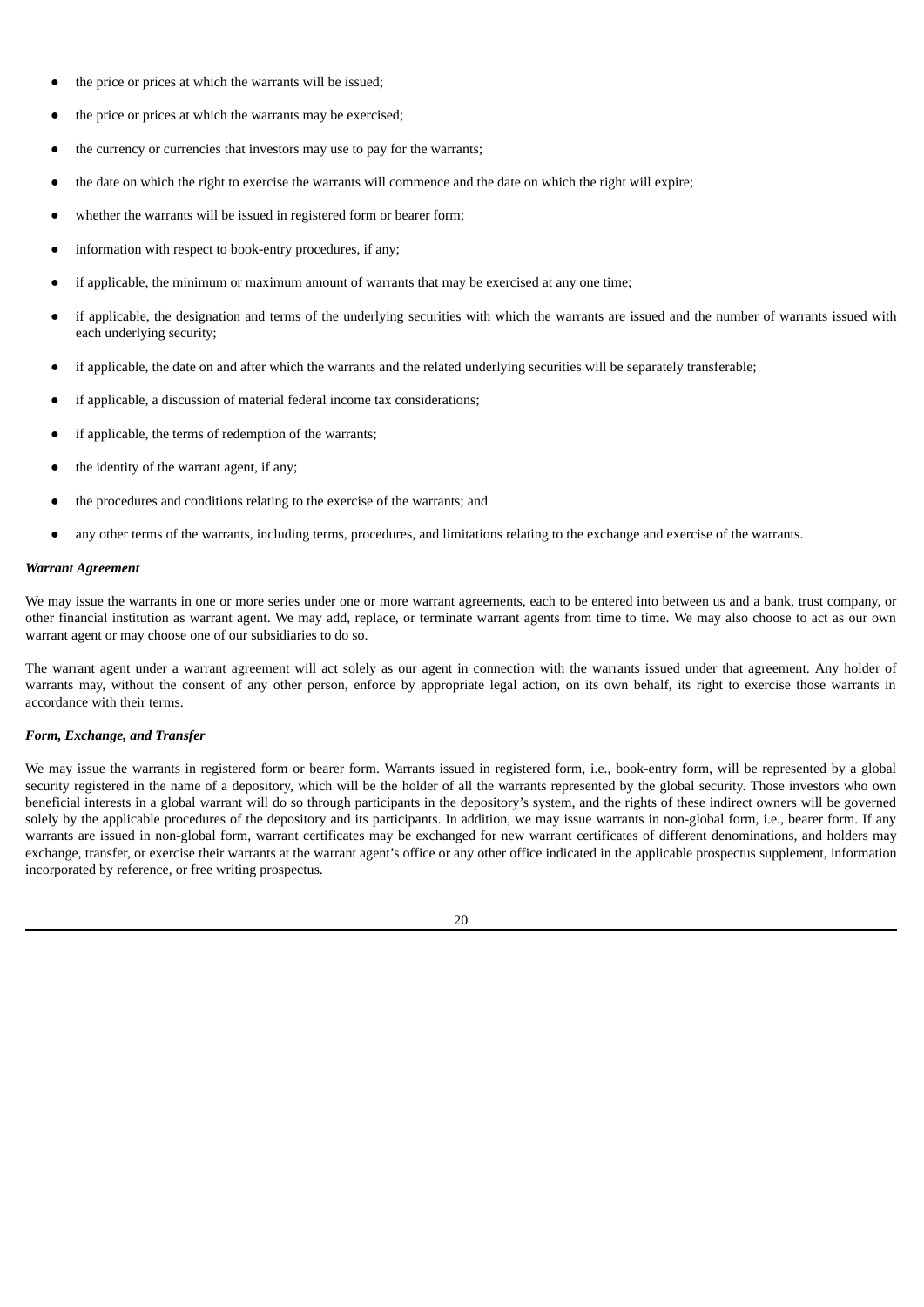- the price or prices at which the warrants will be issued;
- the price or prices at which the warrants may be exercised;
- the currency or currencies that investors may use to pay for the warrants;
- the date on which the right to exercise the warrants will commence and the date on which the right will expire;
- whether the warrants will be issued in registered form or bearer form;
- information with respect to book-entry procedures, if any;
- if applicable, the minimum or maximum amount of warrants that may be exercised at any one time;
- if applicable, the designation and terms of the underlying securities with which the warrants are issued and the number of warrants issued with each underlying security;
- if applicable, the date on and after which the warrants and the related underlying securities will be separately transferable;
- if applicable, a discussion of material federal income tax considerations;
- if applicable, the terms of redemption of the warrants;
- the identity of the warrant agent, if any;
- the procedures and conditions relating to the exercise of the warrants; and
- any other terms of the warrants, including terms, procedures, and limitations relating to the exchange and exercise of the warrants.

***Warrant Agreement***

We may issue the warrants in one or more series under one or more warrant agreements, each to be entered into between us and a bank, trust company, or other financial institution as warrant agent. We may add, replace, or terminate warrant agents from time to time. We may also choose to act as our own warrant agent or may choose one of our subsidiaries to do so.

The warrant agent under a warrant agreement will act solely as our agent in connection with the warrants issued under that agreement. Any holder of warrants may, without the consent of any other person, enforce by appropriate legal action, on its own behalf, its right to exercise those warrants in accordance with their terms.

***Form, Exchange, and Transfer***

We may issue the warrants in registered form or bearer form. Warrants issued in registered form, i.e., book-entry form, will be represented by a global security registered in the name of a depository, which will be the holder of all the warrants represented by the global security. Those investors who own beneficial interests in a global warrant will do so through participants in the depository's system, and the rights of these indirect owners will be governed solely by the applicable procedures of the depository and its participants. In addition, we may issue warrants in non-global form, i.e., bearer form. If any warrants are issued in non-global form, warrant certificates may be exchanged for new warrant certificates of different denominations, and holders may exchange, transfer, or exercise their warrants at the warrant agent's office or any other office indicated in the applicable prospectus supplement, information incorporated by reference, or free writing prospectus.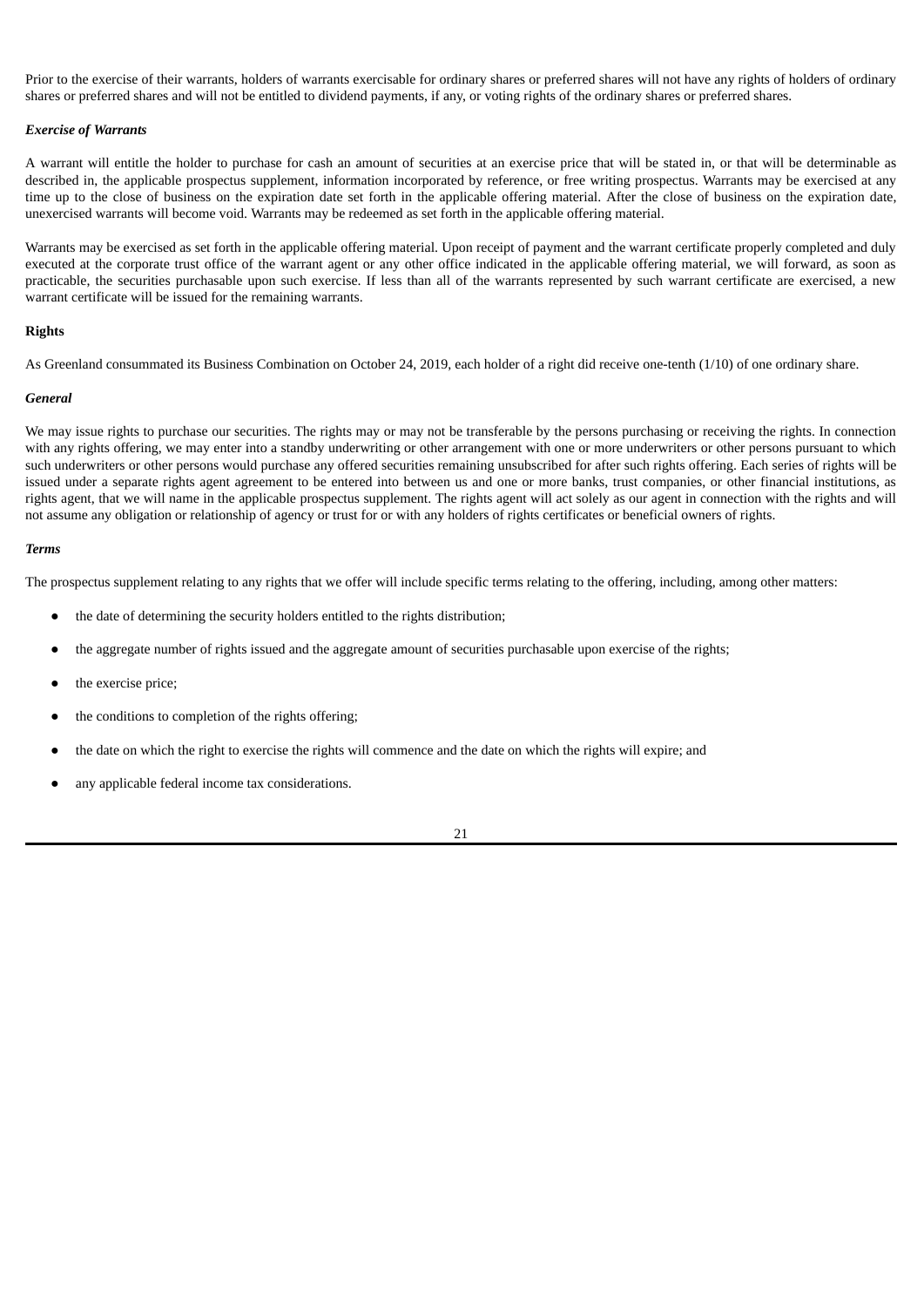Prior to the exercise of their warrants, holders of warrants exercisable for ordinary shares or preferred shares will not have any rights of holders of ordinary shares or preferred shares and will not be entitled to dividend payments, if any, or voting rights of the ordinary shares or preferred shares.

***Exercise of Warrants***

A warrant will entitle the holder to purchase for cash an amount of securities at an exercise price that will be stated in, or that will be determinable as described in, the applicable prospectus supplement, information incorporated by reference, or free writing prospectus. Warrants may be exercised at any time up to the close of business on the expiration date set forth in the applicable offering material. After the close of business on the expiration date, unexercised warrants will become void. Warrants may be redeemed as set forth in the applicable offering material.

Warrants may be exercised as set forth in the applicable offering material. Upon receipt of payment and the warrant certificate properly completed and duly executed at the corporate trust office of the warrant agent or any other office indicated in the applicable offering material, we will forward, as soon as practicable, the securities purchasable upon such exercise. If less than all of the warrants represented by such warrant certificate are exercised, a new warrant certificate will be issued for the remaining warrants.

**Rights**

As Greenland consummated its Business Combination on October 24, 2019, each holder of a right did receive one-tenth (1/10) of one ordinary share.

***General***

We may issue rights to purchase our securities. The rights may or may not be transferable by the persons purchasing or receiving the rights. In connection with any rights offering, we may enter into a standby underwriting or other arrangement with one or more underwriters or other persons pursuant to which such underwriters or other persons would purchase any offered securities remaining unsubscribed for after such rights offering. Each series of rights will be issued under a separate rights agent agreement to be entered into between us and one or more banks, trust companies, or other financial institutions, as rights agent, that we will name in the applicable prospectus supplement. The rights agent will act solely as our agent in connection with the rights and will not assume any obligation or relationship of agency or trust for or with any holders of rights certificates or beneficial owners of rights.

***Terms***

The prospectus supplement relating to any rights that we offer will include specific terms relating to the offering, including, among other matters:

- the date of determining the security holders entitled to the rights distribution;
- the aggregate number of rights issued and the aggregate amount of securities purchasable upon exercise of the rights;
- the exercise price;
- the conditions to completion of the rights offering;
- the date on which the right to exercise the rights will commence and the date on which the rights will expire; and
- any applicable federal income tax considerations.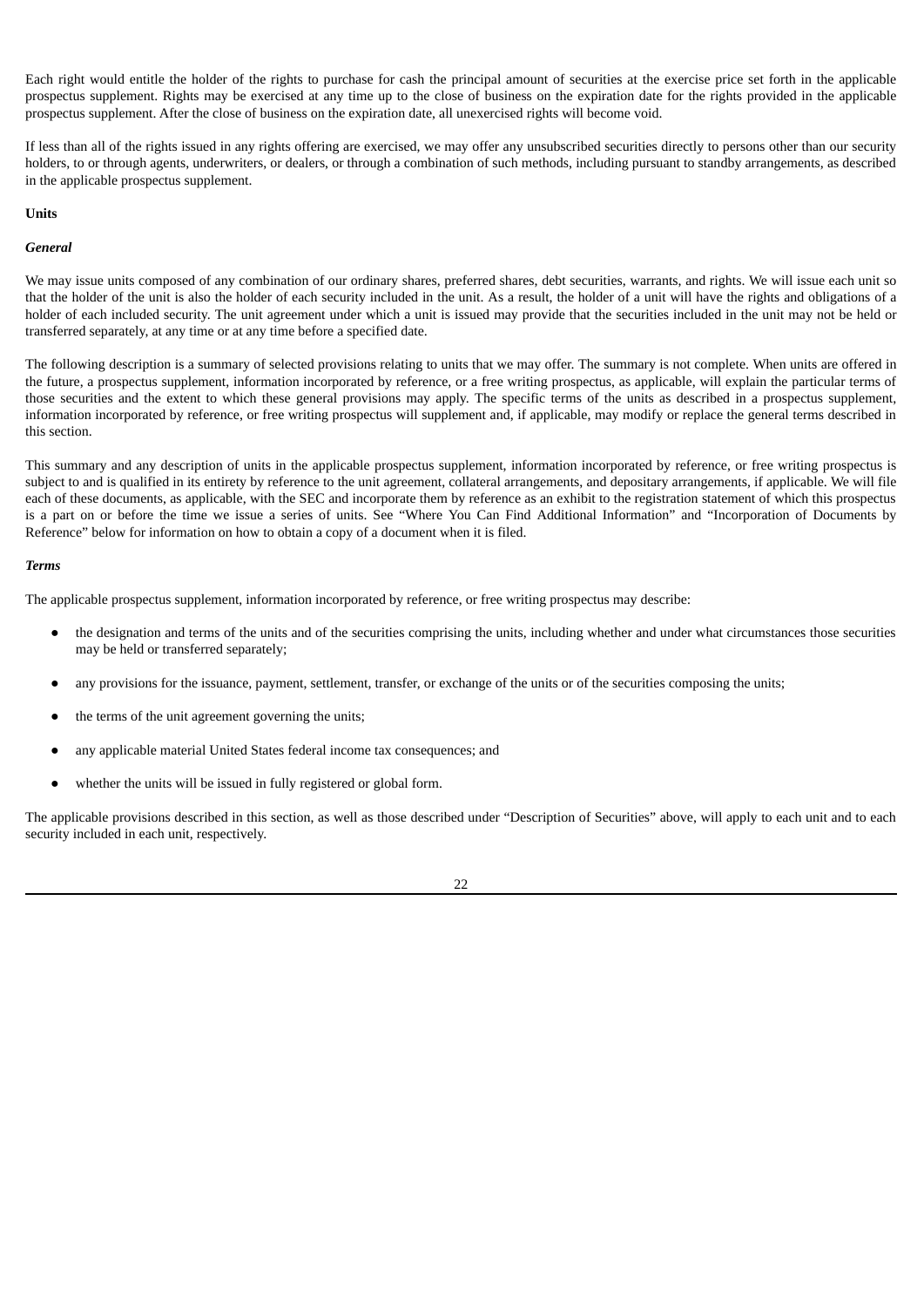Each right would entitle the holder of the rights to purchase for cash the principal amount of securities at the exercise price set forth in the applicable prospectus supplement. Rights may be exercised at any time up to the close of business on the expiration date for the rights provided in the applicable prospectus supplement. After the close of business on the expiration date, all unexercised rights will become void.

If less than all of the rights issued in any rights offering are exercised, we may offer any unsubscribed securities directly to persons other than our security holders, to or through agents, underwriters, or dealers, or through a combination of such methods, including pursuant to standby arrangements, as described in the applicable prospectus supplement.

**Units**

***General***

We may issue units composed of any combination of our ordinary shares, preferred shares, debt securities, warrants, and rights. We will issue each unit so that the holder of the unit is also the holder of each security included in the unit. As a result, the holder of a unit will have the rights and obligations of a holder of each included security. The unit agreement under which a unit is issued may provide that the securities included in the unit may not be held or transferred separately, at any time or at any time before a specified date.

The following description is a summary of selected provisions relating to units that we may offer. The summary is not complete. When units are offered in the future, a prospectus supplement, information incorporated by reference, or a free writing prospectus, as applicable, will explain the particular terms of those securities and the extent to which these general provisions may apply. The specific terms of the units as described in a prospectus supplement, information incorporated by reference, or free writing prospectus will supplement and, if applicable, may modify or replace the general terms described in this section.

This summary and any description of units in the applicable prospectus supplement, information incorporated by reference, or free writing prospectus is subject to and is qualified in its entirety by reference to the unit agreement, collateral arrangements, and depositary arrangements, if applicable. We will file each of these documents, as applicable, with the SEC and incorporate them by reference as an exhibit to the registration statement of which this prospectus is a part on or before the time we issue a series of units. See "Where You Can Find Additional Information" and "Incorporation of Documents by Reference" below for information on how to obtain a copy of a document when it is filed.

***Terms***

The applicable prospectus supplement, information incorporated by reference, or free writing prospectus may describe:

- the designation and terms of the units and of the securities comprising the units, including whether and under what circumstances those securities may be held or transferred separately;
- any provisions for the issuance, payment, settlement, transfer, or exchange of the units or of the securities composing the units;
- the terms of the unit agreement governing the units;
- any applicable material United States federal income tax consequences; and
- whether the units will be issued in fully registered or global form.

The applicable provisions described in this section, as well as those described under "Description of Securities" above, will apply to each unit and to each security included in each unit, respectively.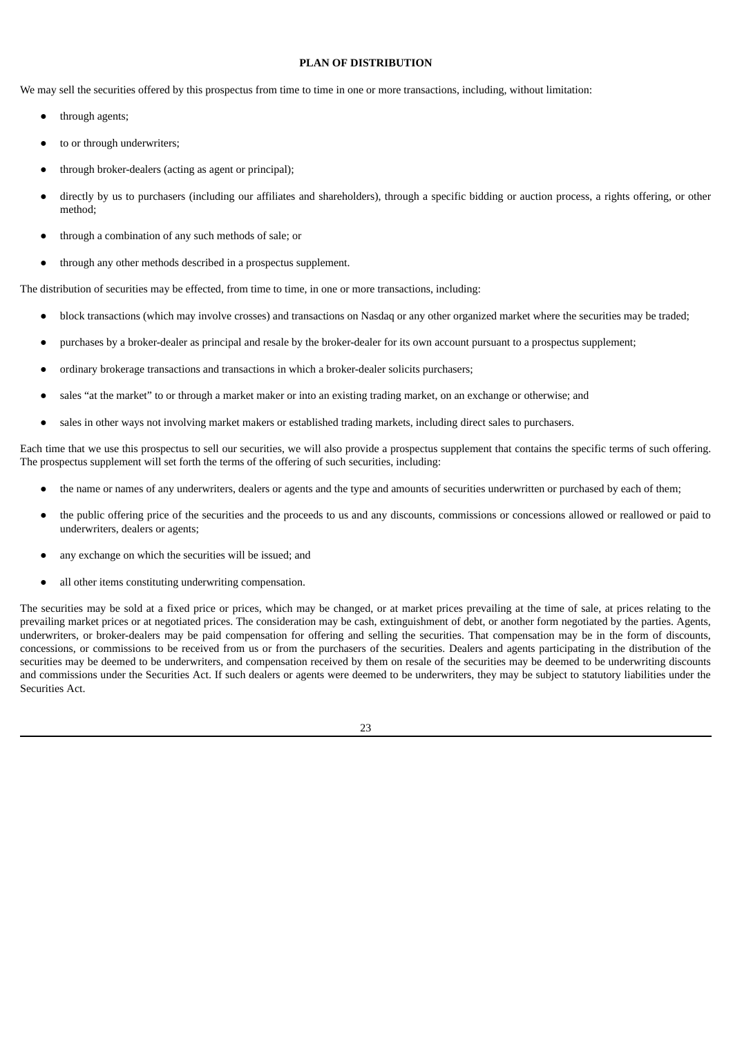## PLAN OF DISTRIBUTION

We may sell the securities offered by this prospectus from time to time in one or more transactions, including, without limitation:

- through agents;
- to or through underwriters;
- through broker-dealers (acting as agent or principal);
- directly by us to purchasers (including our affiliates and shareholders), through a specific bidding or auction process, a rights offering, or other method;
- through a combination of any such methods of sale; or
- through any other methods described in a prospectus supplement.

The distribution of securities may be effected, from time to time, in one or more transactions, including:

- block transactions (which may involve crosses) and transactions on Nasdaq or any other organized market where the securities may be traded;
- purchases by a broker-dealer as principal and resale by the broker-dealer for its own account pursuant to a prospectus supplement;
- ordinary brokerage transactions and transactions in which a broker-dealer solicits purchasers;
- sales "at the market" to or through a market maker or into an existing trading market, on an exchange or otherwise; and
- sales in other ways not involving market makers or established trading markets, including direct sales to purchasers.

Each time that we use this prospectus to sell our securities, we will also provide a prospectus supplement that contains the specific terms of such offering. The prospectus supplement will set forth the terms of the offering of such securities, including:

- the name or names of any underwriters, dealers or agents and the type and amounts of securities underwritten or purchased by each of them;
- the public offering price of the securities and the proceeds to us and any discounts, commissions or concessions allowed or reallowed or paid to underwriters, dealers or agents;
- any exchange on which the securities will be issued; and
- all other items constituting underwriting compensation.

The securities may be sold at a fixed price or prices, which may be changed, or at market prices prevailing at the time of sale, at prices relating to the prevailing market prices or at negotiated prices. The consideration may be cash, extinguishment of debt, or another form negotiated by the parties. Agents, underwriters, or broker-dealers may be paid compensation for offering and selling the securities. That compensation may be in the form of discounts, concessions, or commissions to be received from us or from the purchasers of the securities. Dealers and agents participating in the distribution of the securities may be deemed to be underwriters, and compensation received by them on resale of the securities may be deemed to be underwriting discounts and commissions under the Securities Act. If such dealers or agents were deemed to be underwriters, they may be subject to statutory liabilities under the Securities Act.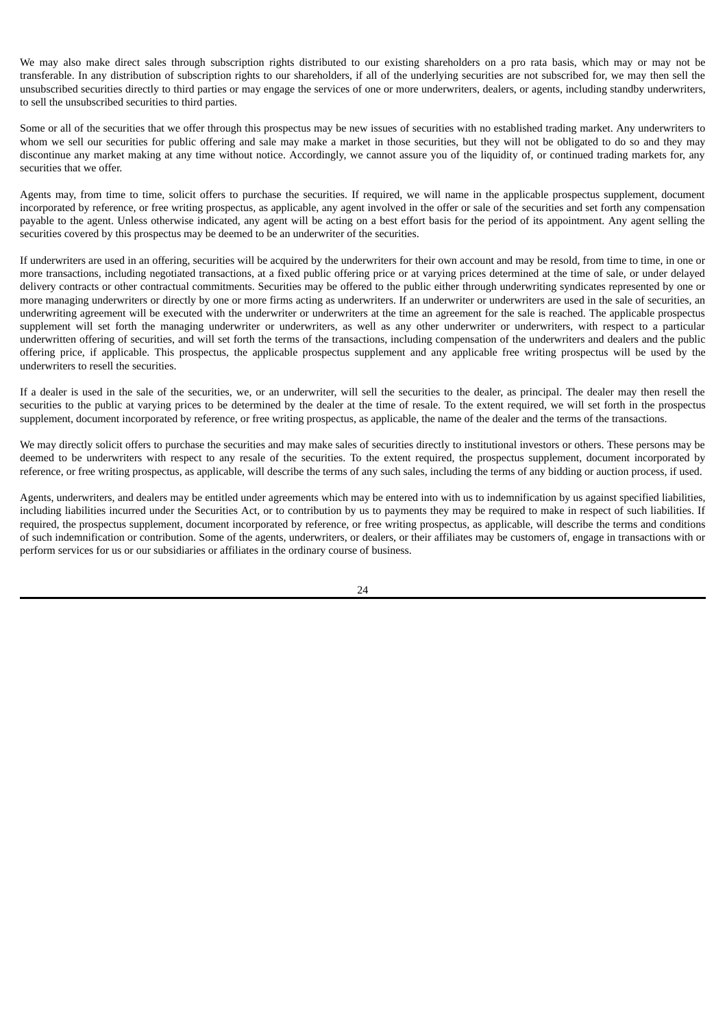We may also make direct sales through subscription rights distributed to our existing shareholders on a pro rata basis, which may or may not be transferable. In any distribution of subscription rights to our shareholders, if all of the underlying securities are not subscribed for, we may then sell the unsubscribed securities directly to third parties or may engage the services of one or more underwriters, dealers, or agents, including standby underwriters, to sell the unsubscribed securities to third parties.

Some or all of the securities that we offer through this prospectus may be new issues of securities with no established trading market. Any underwriters to whom we sell our securities for public offering and sale may make a market in those securities, but they will not be obligated to do so and they may discontinue any market making at any time without notice. Accordingly, we cannot assure you of the liquidity of, or continued trading markets for, any securities that we offer.

Agents may, from time to time, solicit offers to purchase the securities. If required, we will name in the applicable prospectus supplement, document incorporated by reference, or free writing prospectus, as applicable, any agent involved in the offer or sale of the securities and set forth any compensation payable to the agent. Unless otherwise indicated, any agent will be acting on a best effort basis for the period of its appointment. Any agent selling the securities covered by this prospectus may be deemed to be an underwriter of the securities.

If underwriters are used in an offering, securities will be acquired by the underwriters for their own account and may be resold, from time to time, in one or more transactions, including negotiated transactions, at a fixed public offering price or at varying prices determined at the time of sale, or under delayed delivery contracts or other contractual commitments. Securities may be offered to the public either through underwriting syndicates represented by one or more managing underwriters or directly by one or more firms acting as underwriters. If an underwriter or underwriters are used in the sale of securities, an underwriting agreement will be executed with the underwriter or underwriters at the time an agreement for the sale is reached. The applicable prospectus supplement will set forth the managing underwriter or underwriters, as well as any other underwriter or underwriters, with respect to a particular underwritten offering of securities, and will set forth the terms of the transactions, including compensation of the underwriters and dealers and the public offering price, if applicable. This prospectus, the applicable prospectus supplement and any applicable free writing prospectus will be used by the underwriters to resell the securities.

If a dealer is used in the sale of the securities, we, or an underwriter, will sell the securities to the dealer, as principal. The dealer may then resell the securities to the public at varying prices to be determined by the dealer at the time of resale. To the extent required, we will set forth in the prospectus supplement, document incorporated by reference, or free writing prospectus, as applicable, the name of the dealer and the terms of the transactions.

We may directly solicit offers to purchase the securities and may make sales of securities directly to institutional investors or others. These persons may be deemed to be underwriters with respect to any resale of the securities. To the extent required, the prospectus supplement, document incorporated by reference, or free writing prospectus, as applicable, will describe the terms of any such sales, including the terms of any bidding or auction process, if used.

Agents, underwriters, and dealers may be entitled under agreements which may be entered into with us to indemnification by us against specified liabilities, including liabilities incurred under the Securities Act, or to contribution by us to payments they may be required to make in respect of such liabilities. If required, the prospectus supplement, document incorporated by reference, or free writing prospectus, as applicable, will describe the terms and conditions of such indemnification or contribution. Some of the agents, underwriters, or dealers, or their affiliates may be customers of, engage in transactions with or perform services for us or our subsidiaries or affiliates in the ordinary course of business.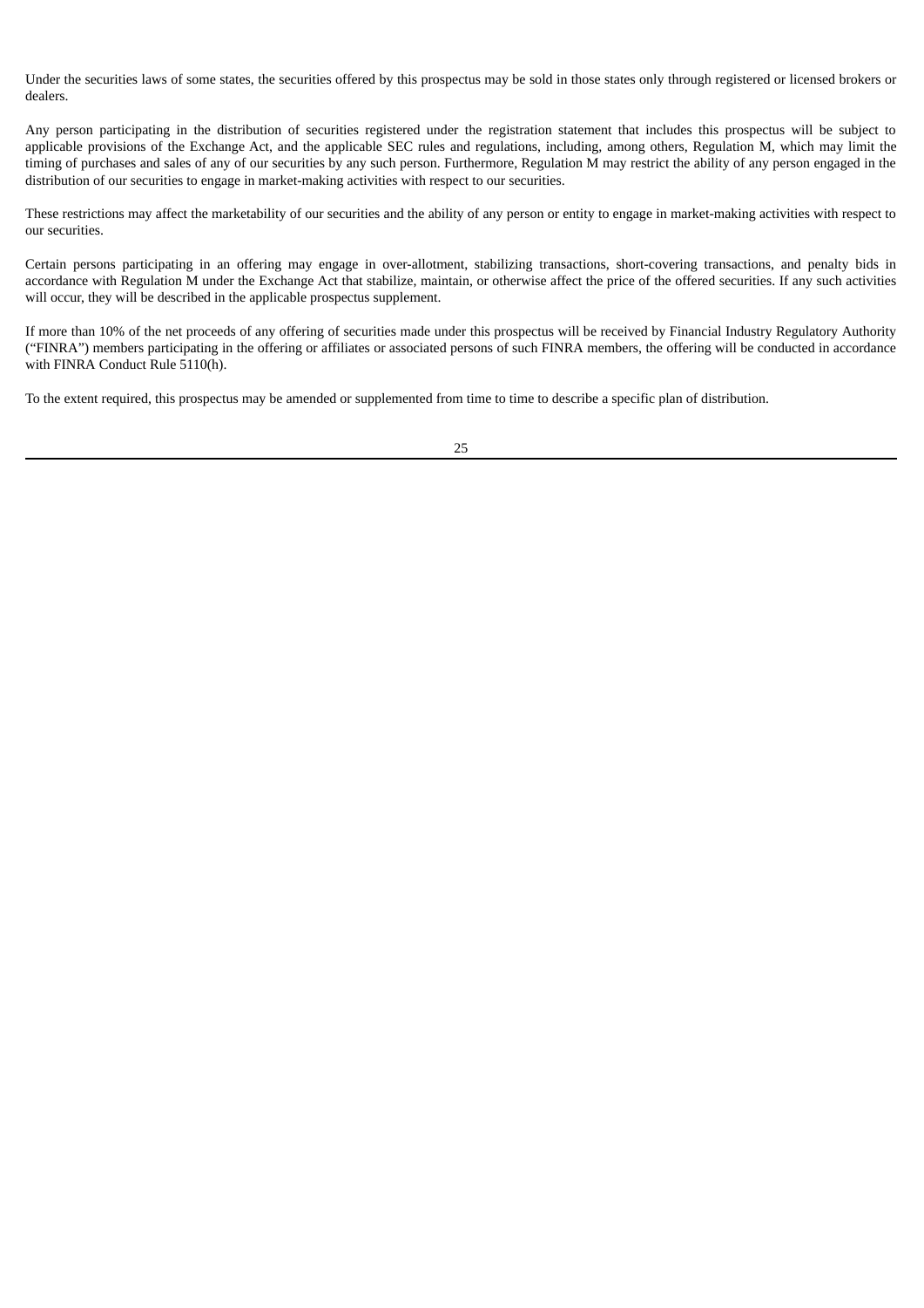Under the securities laws of some states, the securities offered by this prospectus may be sold in those states only through registered or licensed brokers or dealers.

Any person participating in the distribution of securities registered under the registration statement that includes this prospectus will be subject to applicable provisions of the Exchange Act, and the applicable SEC rules and regulations, including, among others, Regulation M, which may limit the timing of purchases and sales of any of our securities by any such person. Furthermore, Regulation M may restrict the ability of any person engaged in the distribution of our securities to engage in market-making activities with respect to our securities.

These restrictions may affect the marketability of our securities and the ability of any person or entity to engage in market-making activities with respect to our securities.

Certain persons participating in an offering may engage in over-allotment, stabilizing transactions, short-covering transactions, and penalty bids in accordance with Regulation M under the Exchange Act that stabilize, maintain, or otherwise affect the price of the offered securities. If any such activities will occur, they will be described in the applicable prospectus supplement.

If more than 10% of the net proceeds of any offering of securities made under this prospectus will be received by Financial Industry Regulatory Authority ("FINRA") members participating in the offering or affiliates or associated persons of such FINRA members, the offering will be conducted in accordance with FINRA Conduct Rule 5110(h).

To the extent required, this prospectus may be amended or supplemented from time to time to describe a specific plan of distribution.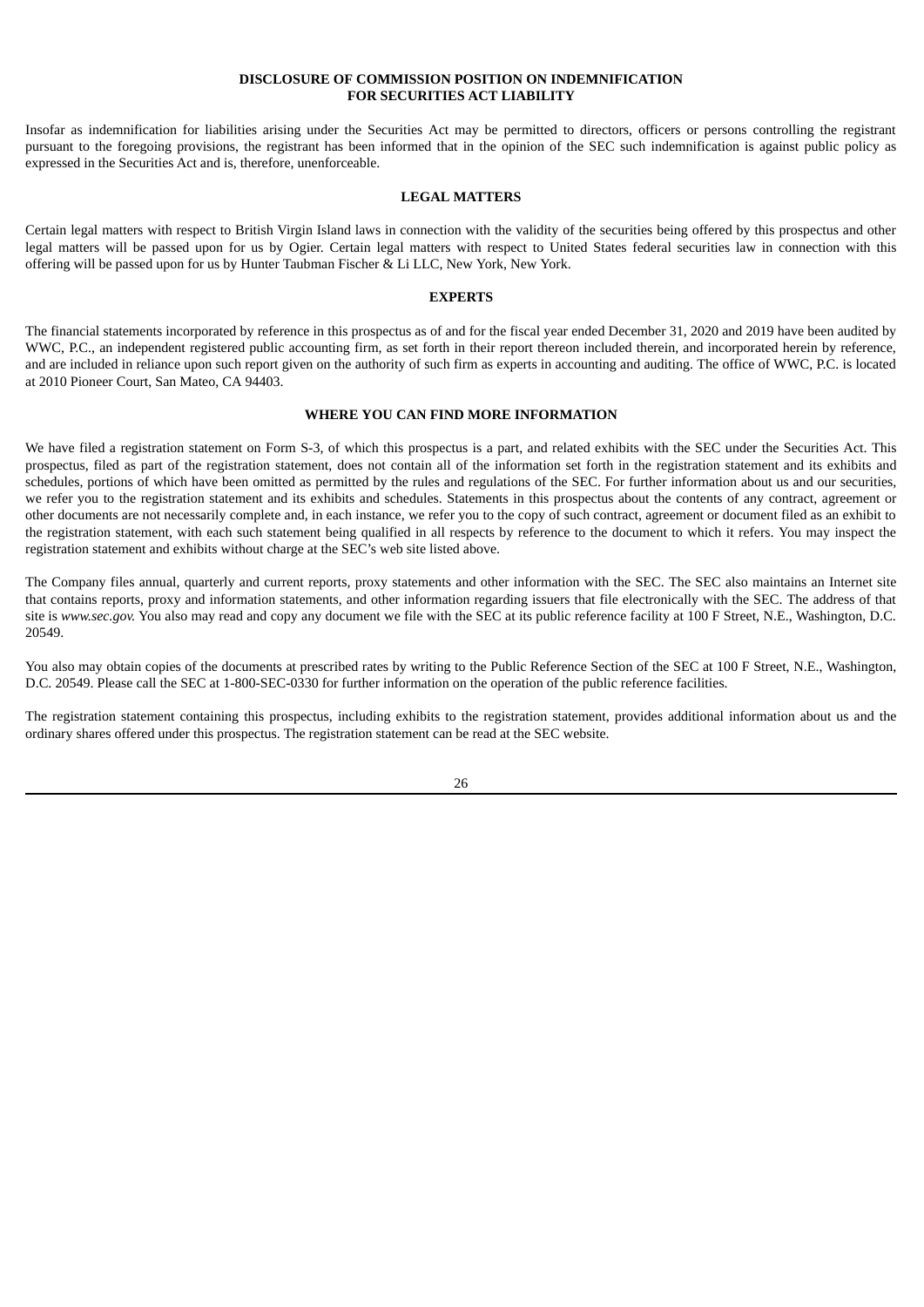## DISCLOSURE OF COMMISSION POSITION ON INDEMNIFICATION FOR SECURITIES ACT LIABILITY

Insofar as indemnification for liabilities arising under the Securities Act may be permitted to directors, officers or persons controlling the registrant pursuant to the foregoing provisions, the registrant has been informed that in the opinion of the SEC such indemnification is against public policy as expressed in the Securities Act and is, therefore, unenforceable.

## LEGAL MATTERS

Certain legal matters with respect to British Virgin Island laws in connection with the validity of the securities being offered by this prospectus and other legal matters will be passed upon for us by Ogier. Certain legal matters with respect to United States federal securities law in connection with this offering will be passed upon for us by Hunter Taubman Fischer & Li LLC, New York, New York.

## EXPERTS

The financial statements incorporated by reference in this prospectus as of and for the fiscal year ended December 31, 2020 and 2019 have been audited by WWC, P.C., an independent registered public accounting firm, as set forth in their report thereon included therein, and incorporated herein by reference, and are included in reliance upon such report given on the authority of such firm as experts in accounting and auditing. The office of WWC, P.C. is located at 2010 Pioneer Court, San Mateo, CA 94403.

## WHERE YOU CAN FIND MORE INFORMATION

We have filed a registration statement on Form S-3, of which this prospectus is a part, and related exhibits with the SEC under the Securities Act. This prospectus, filed as part of the registration statement, does not contain all of the information set forth in the registration statement and its exhibits and schedules, portions of which have been omitted as permitted by the rules and regulations of the SEC. For further information about us and our securities, we refer you to the registration statement and its exhibits and schedules. Statements in this prospectus about the contents of any contract, agreement or other documents are not necessarily complete and, in each instance, we refer you to the copy of such contract, agreement or document filed as an exhibit to the registration statement, with each such statement being qualified in all respects by reference to the document to which it refers. You may inspect the registration statement and exhibits without charge at the SEC's web site listed above.

The Company files annual, quarterly and current reports, proxy statements and other information with the SEC. The SEC also maintains an Internet site that contains reports, proxy and information statements, and other information regarding issuers that file electronically with the SEC. The address of that site is *www.sec.gov.* You also may read and copy any document we file with the SEC at its public reference facility at 100 F Street, N.E., Washington, D.C. 20549.

You also may obtain copies of the documents at prescribed rates by writing to the Public Reference Section of the SEC at 100 F Street, N.E., Washington, D.C. 20549. Please call the SEC at 1-800-SEC-0330 for further information on the operation of the public reference facilities.

The registration statement containing this prospectus, including exhibits to the registration statement, provides additional information about us and the ordinary shares offered under this prospectus. The registration statement can be read at the SEC website.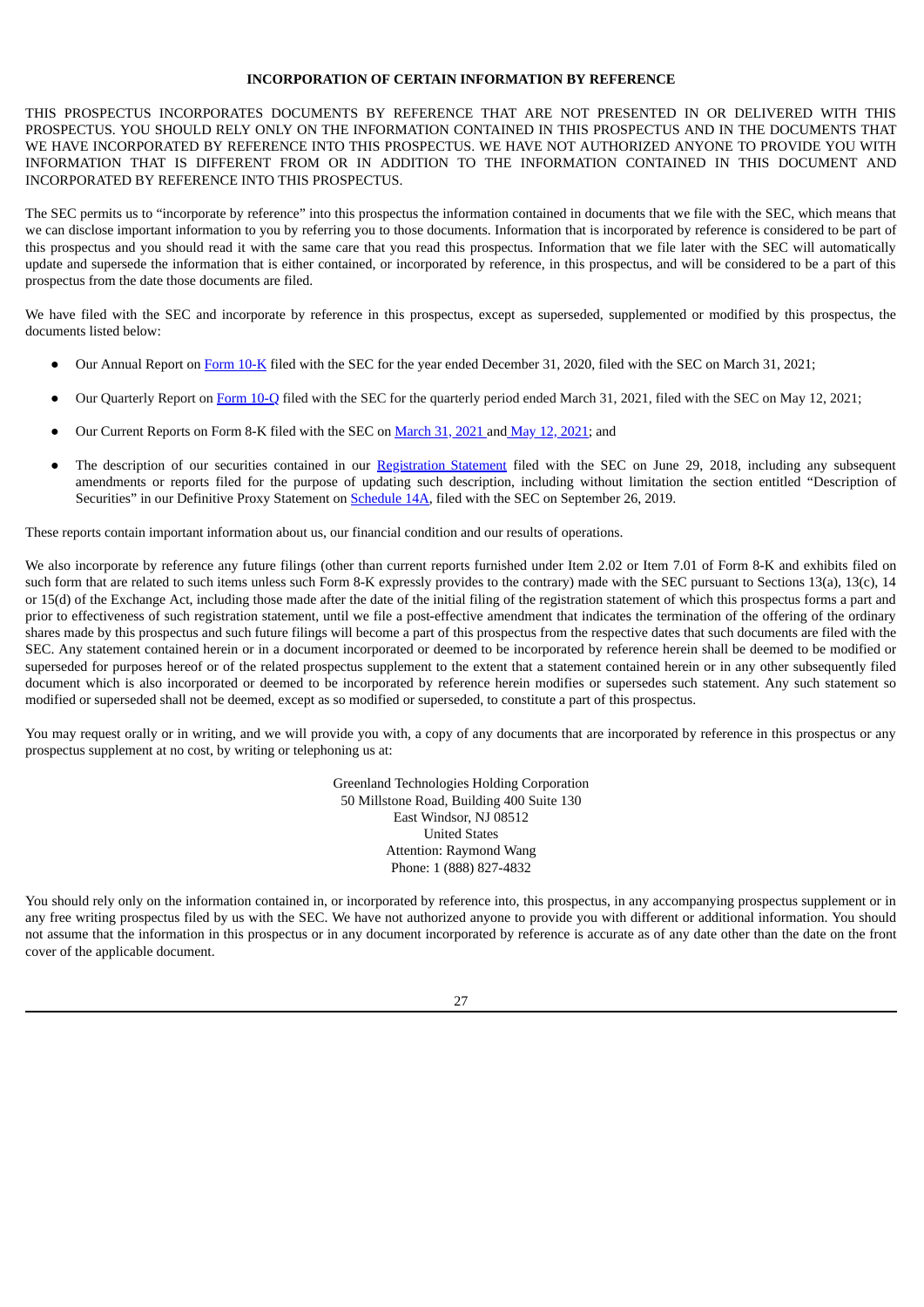## INCORPORATION OF CERTAIN INFORMATION BY REFERENCE

THIS PROSPECTUS INCORPORATES DOCUMENTS BY REFERENCE THAT ARE NOT PRESENTED IN OR DELIVERED WITH THIS PROSPECTUS. YOU SHOULD RELY ONLY ON THE INFORMATION CONTAINED IN THIS PROSPECTUS AND IN THE DOCUMENTS THAT WE HAVE INCORPORATED BY REFERENCE INTO THIS PROSPECTUS. WE HAVE NOT AUTHORIZED ANYONE TO PROVIDE YOU WITH INFORMATION THAT IS DIFFERENT FROM OR IN ADDITION TO THE INFORMATION CONTAINED IN THIS DOCUMENT AND INCORPORATED BY REFERENCE INTO THIS PROSPECTUS.

The SEC permits us to "incorporate by reference" into this prospectus the information contained in documents that we file with the SEC, which means that we can disclose important information to you by referring you to those documents. Information that is incorporated by reference is considered to be part of this prospectus and you should read it with the same care that you read this prospectus. Information that we file later with the SEC will automatically update and supersede the information that is either contained, or incorporated by reference, in this prospectus, and will be considered to be a part of this prospectus from the date those documents are filed.

We have filed with the SEC and incorporate by reference in this prospectus, except as superseded, supplemented or modified by this prospectus, the documents listed below:

- Our Annual Report on Form 10-K filed with the SEC for the year ended December 31, 2020, filed with the SEC on March 31, 2021;
- Our Quarterly Report on Form 10-Q filed with the SEC for the quarterly period ended March 31, 2021, filed with the SEC on May 12, 2021;
- Our Current Reports on Form 8-K filed with the SEC on March 31, 2021 and May 12, 2021; and
- The description of our securities contained in our Registration Statement filed with the SEC on June 29, 2018, including any subsequent amendments or reports filed for the purpose of updating such description, including without limitation the section entitled "Description of Securities" in our Definitive Proxy Statement on Schedule 14A, filed with the SEC on September 26, 2019.

These reports contain important information about us, our financial condition and our results of operations.

We also incorporate by reference any future filings (other than current reports furnished under Item 2.02 or Item 7.01 of Form 8-K and exhibits filed on such form that are related to such items unless such Form 8-K expressly provides to the contrary) made with the SEC pursuant to Sections 13(a), 13(c), 14 or 15(d) of the Exchange Act, including those made after the date of the initial filing of the registration statement of which this prospectus forms a part and prior to effectiveness of such registration statement, until we file a post-effective amendment that indicates the termination of the offering of the ordinary shares made by this prospectus and such future filings will become a part of this prospectus from the respective dates that such documents are filed with the SEC. Any statement contained herein or in a document incorporated or deemed to be incorporated by reference herein shall be deemed to be modified or superseded for purposes hereof or of the related prospectus supplement to the extent that a statement contained herein or in any other subsequently filed document which is also incorporated or deemed to be incorporated by reference herein modifies or supersedes such statement. Any such statement so modified or superseded shall not be deemed, except as so modified or superseded, to constitute a part of this prospectus.

You may request orally or in writing, and we will provide you with, a copy of any documents that are incorporated by reference in this prospectus or any prospectus supplement at no cost, by writing or telephoning us at:

Greenland Technologies Holding Corporation
50 Millstone Road, Building 400 Suite 130
East Windsor, NJ 08512
United States
Attention: Raymond Wang
Phone: 1 (888) 827-4832

You should rely only on the information contained in, or incorporated by reference into, this prospectus, in any accompanying prospectus supplement or in any free writing prospectus filed by us with the SEC. We have not authorized anyone to provide you with different or additional information. You should not assume that the information in this prospectus or in any document incorporated by reference is accurate as of any date other than the date on the front cover of the applicable document.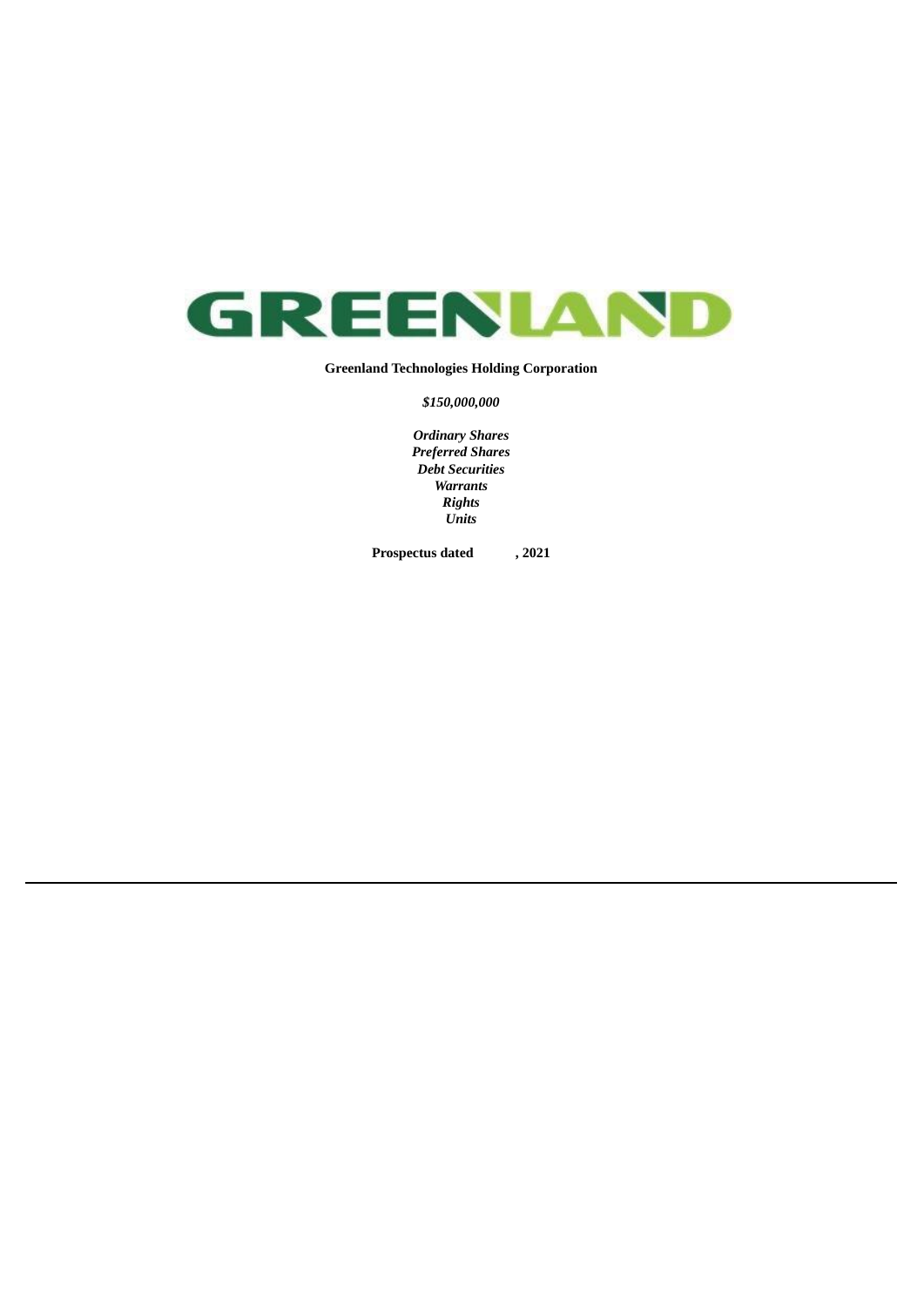**Greenland Technologies Holding Corporation**

***$150,000,000***

***Ordinary Shares***
***Preferred Shares***
***Debt Securities***
***Warrants***
***Rights***
***Units***

**Prospectus dated , 2021**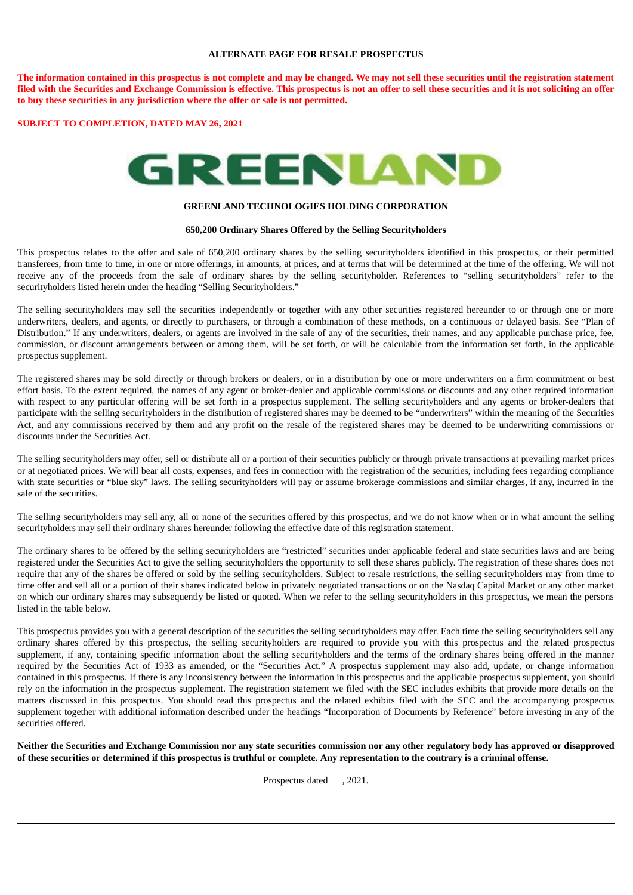**ALTERNATE PAGE FOR RESALE PROSPECTUS**

**The information contained in this prospectus is not complete and may be changed. We may not sell these securities until the registration statement filed with the Securities and Exchange Commission is effective. This prospectus is not an offer to sell these securities and it is not soliciting an offer to buy these securities in any jurisdiction where the offer or sale is not permitted.**

**SUBJECT TO COMPLETION, DATED MAY 26, 2021**

GREENLAND

**GREENLAND TECHNOLOGIES HOLDING CORPORATION**

**650,200 Ordinary Shares Offered by the Selling Securityholders**

This prospectus relates to the offer and sale of 650,200 ordinary shares by the selling securityholders identified in this prospectus, or their permitted transferees, from time to time, in one or more offerings, in amounts, at prices, and at terms that will be determined at the time of the offering. We will not receive any of the proceeds from the sale of ordinary shares by the selling securityholder. References to "selling securityholders" refer to the securityholders listed herein under the heading "Selling Securityholders."

The selling securityholders may sell the securities independently or together with any other securities registered hereunder to or through one or more underwriters, dealers, and agents, or directly to purchasers, or through a combination of these methods, on a continuous or delayed basis. See "Plan of Distribution." If any underwriters, dealers, or agents are involved in the sale of any of the securities, their names, and any applicable purchase price, fee, commission, or discount arrangements between or among them, will be set forth, or will be calculable from the information set forth, in the applicable prospectus supplement.

The registered shares may be sold directly or through brokers or dealers, or in a distribution by one or more underwriters on a firm commitment or best effort basis. To the extent required, the names of any agent or broker-dealer and applicable commissions or discounts and any other required information with respect to any particular offering will be set forth in a prospectus supplement. The selling securityholders and any agents or broker-dealers that participate with the selling securityholders in the distribution of registered shares may be deemed to be "underwriters" within the meaning of the Securities Act, and any commissions received by them and any profit on the resale of the registered shares may be deemed to be underwriting commissions or discounts under the Securities Act.

The selling securityholders may offer, sell or distribute all or a portion of their securities publicly or through private transactions at prevailing market prices or at negotiated prices. We will bear all costs, expenses, and fees in connection with the registration of the securities, including fees regarding compliance with state securities or "blue sky" laws. The selling securityholders will pay or assume brokerage commissions and similar charges, if any, incurred in the sale of the securities.

The selling securityholders may sell any, all or none of the securities offered by this prospectus, and we do not know when or in what amount the selling securityholders may sell their ordinary shares hereunder following the effective date of this registration statement.

The ordinary shares to be offered by the selling securityholders are "restricted" securities under applicable federal and state securities laws and are being registered under the Securities Act to give the selling securityholders the opportunity to sell these shares publicly. The registration of these shares does not require that any of the shares be offered or sold by the selling securityholders. Subject to resale restrictions, the selling securityholders may from time to time offer and sell all or a portion of their shares indicated below in privately negotiated transactions or on the Nasdaq Capital Market or any other market on which our ordinary shares may subsequently be listed or quoted. When we refer to the selling securityholders in this prospectus, we mean the persons listed in the table below.

This prospectus provides you with a general description of the securities the selling securityholders may offer. Each time the selling securityholders sell any ordinary shares offered by this prospectus, the selling securityholders are required to provide you with this prospectus and the related prospectus supplement, if any, containing specific information about the selling securityholders and the terms of the ordinary shares being offered in the manner required by the Securities Act of 1933 as amended, or the "Securities Act." A prospectus supplement may also add, update, or change information contained in this prospectus. If there is any inconsistency between the information in this prospectus and the applicable prospectus supplement, you should rely on the information in the prospectus supplement. The registration statement we filed with the SEC includes exhibits that provide more details on the matters discussed in this prospectus. You should read this prospectus and the related exhibits filed with the SEC and the accompanying prospectus supplement together with additional information described under the headings "Incorporation of Documents by Reference" before investing in any of the securities offered.

**Neither the Securities and Exchange Commission nor any state securities commission nor any other regulatory body has approved or disapproved of these securities or determined if this prospectus is truthful or complete. Any representation to the contrary is a criminal offense.**

Prospectus dated , 2021.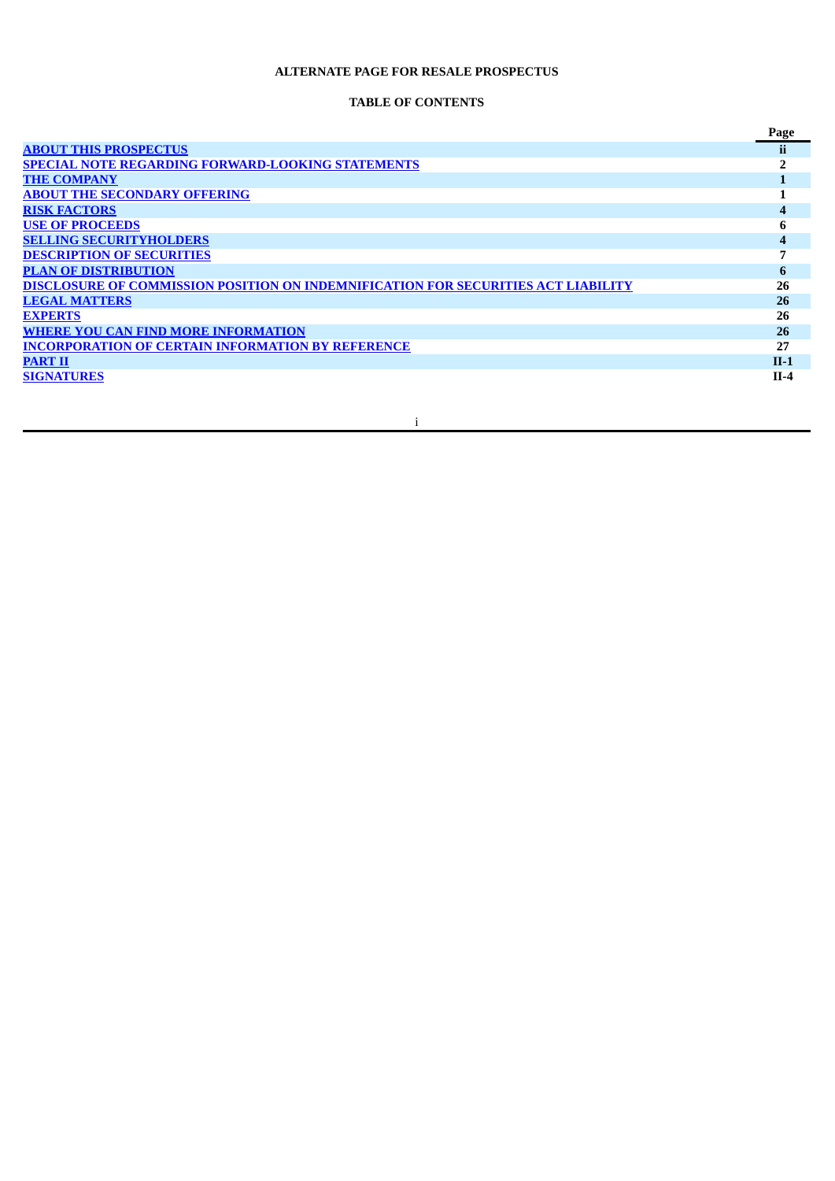**ALTERNATE PAGE FOR RESALE PROSPECTUS**

**TABLE OF CONTENTS**

| | Page |
|---|---|
| ABOUT THIS PROSPECTUS | ii |
| SPECIAL NOTE REGARDING FORWARD-LOOKING STATEMENTS | 2 |
| THE COMPANY | 1 |
| ABOUT THE SECONDARY OFFERING | 1 |
| RISK FACTORS | 4 |
| USE OF PROCEEDS | 6 |
| SELLING SECURITYHOLDERS | 4 |
| DESCRIPTION OF SECURITIES | 7 |
| PLAN OF DISTRIBUTION | 6 |
| DISCLOSURE OF COMMISSION POSITION ON INDEMNIFICATION FOR SECURITIES ACT LIABILITY | 26 |
| LEGAL MATTERS | 26 |
| EXPERTS | 26 |
| WHERE YOU CAN FIND MORE INFORMATION | 26 |
| INCORPORATION OF CERTAIN INFORMATION BY REFERENCE | 27 |
| PART II | II-1 |
| SIGNATURES | II-4 |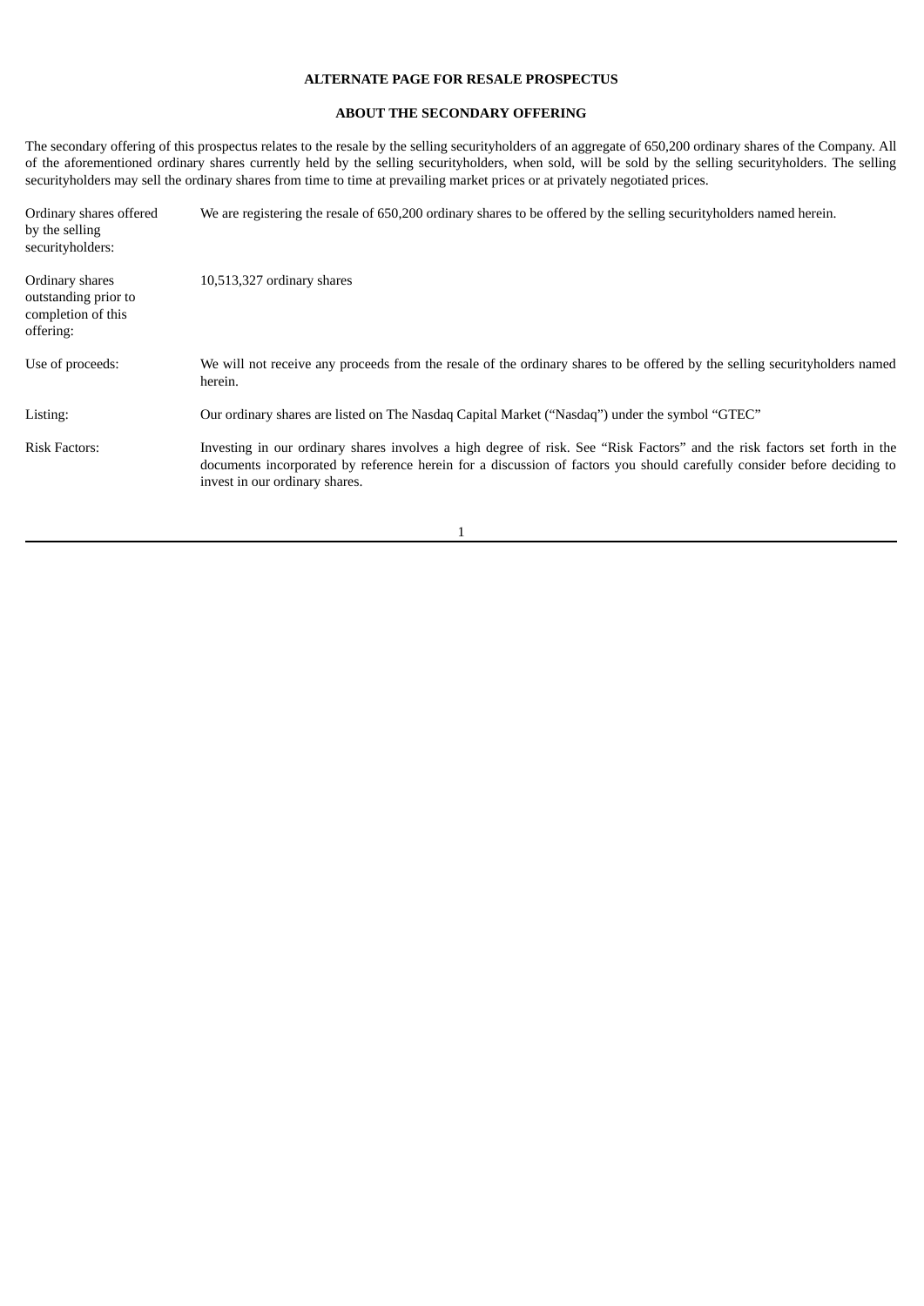## ALTERNATE PAGE FOR RESALE PROSPECTUS

### ABOUT THE SECONDARY OFFERING

The secondary offering of this prospectus relates to the resale by the selling securityholders of an aggregate of 650,200 ordinary shares of the Company. All of the aforementioned ordinary shares currently held by the selling securityholders, when sold, will be sold by the selling securityholders. The selling securityholders may sell the ordinary shares from time to time at prevailing market prices or at privately negotiated prices.

| | |
|---|---|
| Ordinary shares offered by the selling securityholders: | We are registering the resale of 650,200 ordinary shares to be offered by the selling securityholders named herein. |
| Ordinary shares outstanding prior to completion of this offering: | 10,513,327 ordinary shares |
| Use of proceeds: | We will not receive any proceeds from the resale of the ordinary shares to be offered by the selling securityholders named herein. |
| Listing: | Our ordinary shares are listed on The Nasdaq Capital Market ("Nasdaq") under the symbol "GTEC" |
| Risk Factors: | Investing in our ordinary shares involves a high degree of risk. See "Risk Factors" and the risk factors set forth in the documents incorporated by reference herein for a discussion of factors you should carefully consider before deciding to invest in our ordinary shares. |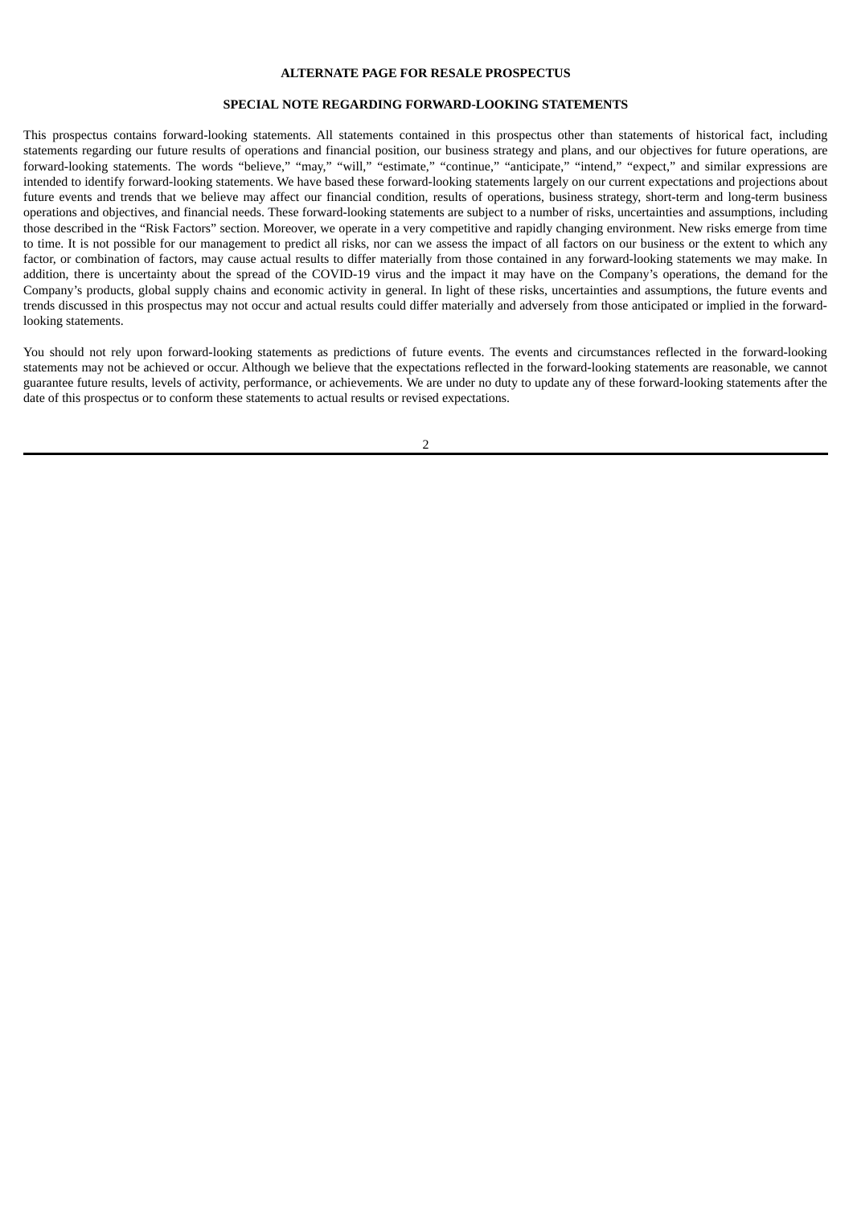**ALTERNATE PAGE FOR RESALE PROSPECTUS**

## SPECIAL NOTE REGARDING FORWARD-LOOKING STATEMENTS

This prospectus contains forward-looking statements. All statements contained in this prospectus other than statements of historical fact, including statements regarding our future results of operations and financial position, our business strategy and plans, and our objectives for future operations, are forward-looking statements. The words "believe," "may," "will," "estimate," "continue," "anticipate," "intend," "expect," and similar expressions are intended to identify forward-looking statements. We have based these forward-looking statements largely on our current expectations and projections about future events and trends that we believe may affect our financial condition, results of operations, business strategy, short-term and long-term business operations and objectives, and financial needs. These forward-looking statements are subject to a number of risks, uncertainties and assumptions, including those described in the "Risk Factors" section. Moreover, we operate in a very competitive and rapidly changing environment. New risks emerge from time to time. It is not possible for our management to predict all risks, nor can we assess the impact of all factors on our business or the extent to which any factor, or combination of factors, may cause actual results to differ materially from those contained in any forward-looking statements we may make. In addition, there is uncertainty about the spread of the COVID-19 virus and the impact it may have on the Company's operations, the demand for the Company's products, global supply chains and economic activity in general. In light of these risks, uncertainties and assumptions, the future events and trends discussed in this prospectus may not occur and actual results could differ materially and adversely from those anticipated or implied in the forward-looking statements.

You should not rely upon forward-looking statements as predictions of future events. The events and circumstances reflected in the forward-looking statements may not be achieved or occur. Although we believe that the expectations reflected in the forward-looking statements are reasonable, we cannot guarantee future results, levels of activity, performance, or achievements. We are under no duty to update any of these forward-looking statements after the date of this prospectus or to conform these statements to actual results or revised expectations.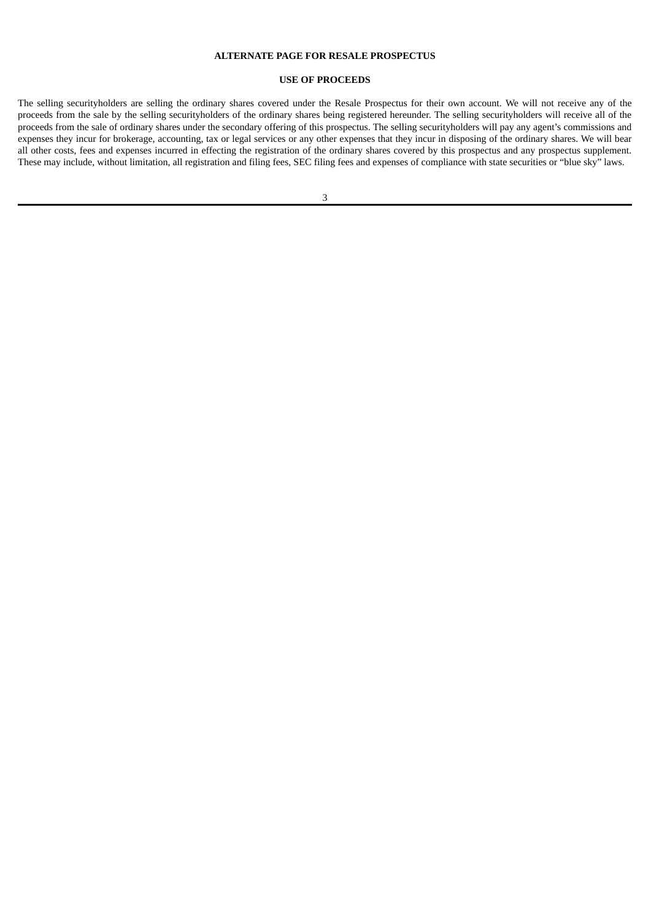**ALTERNATE PAGE FOR RESALE PROSPECTUS**

## USE OF PROCEEDS

The selling securityholders are selling the ordinary shares covered under the Resale Prospectus for their own account. We will not receive any of the proceeds from the sale by the selling securityholders of the ordinary shares being registered hereunder. The selling securityholders will receive all of the proceeds from the sale of ordinary shares under the secondary offering of this prospectus. The selling securityholders will pay any agent's commissions and expenses they incur for brokerage, accounting, tax or legal services or any other expenses that they incur in disposing of the ordinary shares. We will bear all other costs, fees and expenses incurred in effecting the registration of the ordinary shares covered by this prospectus and any prospectus supplement. These may include, without limitation, all registration and filing fees, SEC filing fees and expenses of compliance with state securities or "blue sky" laws.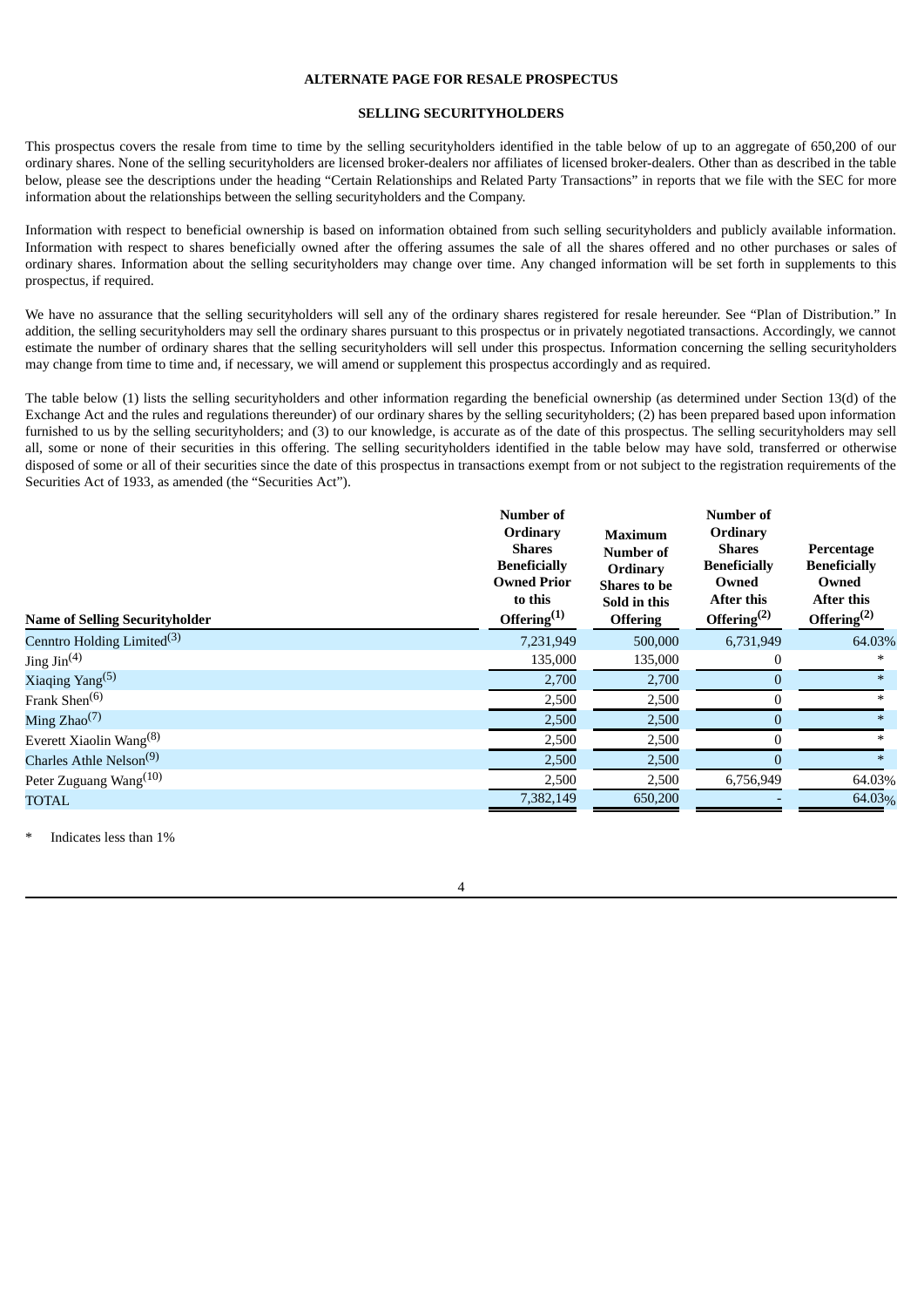**ALTERNATE PAGE FOR RESALE PROSPECTUS**

**SELLING SECURITYHOLDERS**

This prospectus covers the resale from time to time by the selling securityholders identified in the table below of up to an aggregate of 650,200 of our ordinary shares. None of the selling securityholders are licensed broker-dealers nor affiliates of licensed broker-dealers. Other than as described in the table below, please see the descriptions under the heading "Certain Relationships and Related Party Transactions" in reports that we file with the SEC for more information about the relationships between the selling securityholders and the Company.

Information with respect to beneficial ownership is based on information obtained from such selling securityholders and publicly available information. Information with respect to shares beneficially owned after the offering assumes the sale of all the shares offered and no other purchases or sales of ordinary shares. Information about the selling securityholders may change over time. Any changed information will be set forth in supplements to this prospectus, if required.

We have no assurance that the selling securityholders will sell any of the ordinary shares registered for resale hereunder. See "Plan of Distribution." In addition, the selling securityholders may sell the ordinary shares pursuant to this prospectus or in privately negotiated transactions. Accordingly, we cannot estimate the number of ordinary shares that the selling securityholders will sell under this prospectus. Information concerning the selling securityholders may change from time to time and, if necessary, we will amend or supplement this prospectus accordingly and as required.

The table below (1) lists the selling securityholders and other information regarding the beneficial ownership (as determined under Section 13(d) of the Exchange Act and the rules and regulations thereunder) of our ordinary shares by the selling securityholders; (2) has been prepared based upon information furnished to us by the selling securityholders; and (3) to our knowledge, is accurate as of the date of this prospectus. The selling securityholders may sell all, some or none of their securities in this offering. The selling securityholders identified in the table below may have sold, transferred or otherwise disposed of some or all of their securities since the date of this prospectus in transactions exempt from or not subject to the registration requirements of the Securities Act of 1933, as amended (the "Securities Act").

| Name of Selling Securityholder | Number of Ordinary Shares Beneficially Owned Prior to this Offering[(1)] | Maximum Number of Ordinary Shares to be Sold in this Offering | Number of Ordinary Shares Beneficially Owned After this Offering[(2)] | Percentage Beneficially Owned After this Offering[(2)] |
|---|---|---|---|---|
| Cenntro Holding Limited[(3)] | 7,231,949 | 500,000 | 6,731,949 | 64.03% |
| Jing Jin[(4)] | 135,000 | 135,000 | 0 | * |
| Xiaqing Yang[(5)] | 2,700 | 2,700 | 0 | * |
| Frank Shen[(6)] | 2,500 | 2,500 | 0 | * |
| Ming Zhao[(7)] | 2,500 | 2,500 | 0 | * |
| Everett Xiaolin Wang[(8)] | 2,500 | 2,500 | 0 | * |
| Charles Athle Nelson[(9)] | 2,500 | 2,500 | 0 | * |
| Peter Zuguang Wang[(10)] | 2,500 | 2,500 | 6,756,949 | 64.03% |
| TOTAL | 7,382,149 | 650,200 | - | 64.03% |

\* Indicates less than 1%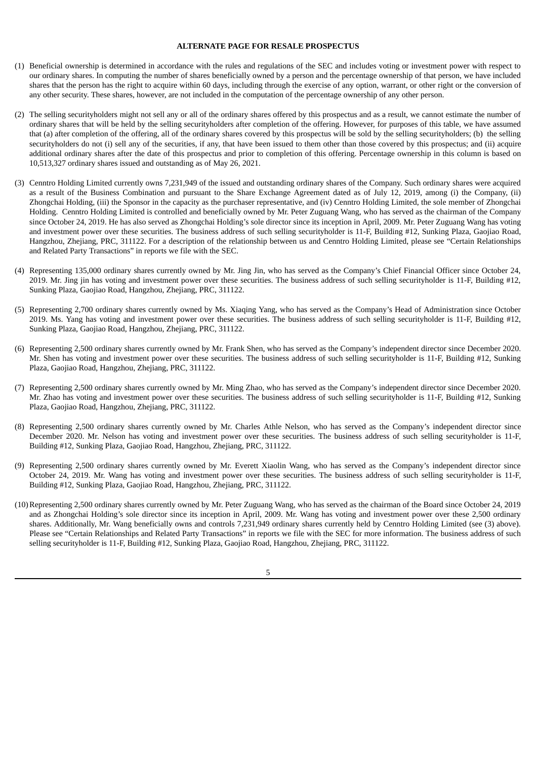**ALTERNATE PAGE FOR RESALE PROSPECTUS**

(1) Beneficial ownership is determined in accordance with the rules and regulations of the SEC and includes voting or investment power with respect to our ordinary shares. In computing the number of shares beneficially owned by a person and the percentage ownership of that person, we have included shares that the person has the right to acquire within 60 days, including through the exercise of any option, warrant, or other right or the conversion of any other security. These shares, however, are not included in the computation of the percentage ownership of any other person.

(2) The selling securityholders might not sell any or all of the ordinary shares offered by this prospectus and as a result, we cannot estimate the number of ordinary shares that will be held by the selling securityholders after completion of the offering. However, for purposes of this table, we have assumed that (a) after completion of the offering, all of the ordinary shares covered by this prospectus will be sold by the selling securityholders; (b) the selling securityholders do not (i) sell any of the securities, if any, that have been issued to them other than those covered by this prospectus; and (ii) acquire additional ordinary shares after the date of this prospectus and prior to completion of this offering. Percentage ownership in this column is based on 10,513,327 ordinary shares issued and outstanding as of May 26, 2021.

(3) Cenntro Holding Limited currently owns 7,231,949 of the issued and outstanding ordinary shares of the Company. Such ordinary shares were acquired as a result of the Business Combination and pursuant to the Share Exchange Agreement dated as of July 12, 2019, among (i) the Company, (ii) Zhongchai Holding, (iii) the Sponsor in the capacity as the purchaser representative, and (iv) Cenntro Holding Limited, the sole member of Zhongchai Holding. Cenntro Holding Limited is controlled and beneficially owned by Mr. Peter Zuguang Wang, who has served as the chairman of the Company since October 24, 2019. He has also served as Zhongchai Holding's sole director since its inception in April, 2009. Mr. Peter Zuguang Wang has voting and investment power over these securities. The business address of such selling securityholder is 11-F, Building #12, Sunking Plaza, Gaojiao Road, Hangzhou, Zhejiang, PRC, 311122. For a description of the relationship between us and Cenntro Holding Limited, please see "Certain Relationships and Related Party Transactions" in reports we file with the SEC.

(4) Representing 135,000 ordinary shares currently owned by Mr. Jing Jin, who has served as the Company's Chief Financial Officer since October 24, 2019. Mr. Jing jin has voting and investment power over these securities. The business address of such selling securityholder is 11-F, Building #12, Sunking Plaza, Gaojiao Road, Hangzhou, Zhejiang, PRC, 311122.

(5) Representing 2,700 ordinary shares currently owned by Ms. Xiaqing Yang, who has served as the Company's Head of Administration since October 2019. Ms. Yang has voting and investment power over these securities. The business address of such selling securityholder is 11-F, Building #12, Sunking Plaza, Gaojiao Road, Hangzhou, Zhejiang, PRC, 311122.

(6) Representing 2,500 ordinary shares currently owned by Mr. Frank Shen, who has served as the Company's independent director since December 2020. Mr. Shen has voting and investment power over these securities. The business address of such selling securityholder is 11-F, Building #12, Sunking Plaza, Gaojiao Road, Hangzhou, Zhejiang, PRC, 311122.

(7) Representing 2,500 ordinary shares currently owned by Mr. Ming Zhao, who has served as the Company's independent director since December 2020. Mr. Zhao has voting and investment power over these securities. The business address of such selling securityholder is 11-F, Building #12, Sunking Plaza, Gaojiao Road, Hangzhou, Zhejiang, PRC, 311122.

(8) Representing 2,500 ordinary shares currently owned by Mr. Charles Athle Nelson, who has served as the Company's independent director since December 2020. Mr. Nelson has voting and investment power over these securities. The business address of such selling securityholder is 11-F, Building #12, Sunking Plaza, Gaojiao Road, Hangzhou, Zhejiang, PRC, 311122.

(9) Representing 2,500 ordinary shares currently owned by Mr. Everett Xiaolin Wang, who has served as the Company's independent director since October 24, 2019. Mr. Wang has voting and investment power over these securities. The business address of such selling securityholder is 11-F, Building #12, Sunking Plaza, Gaojiao Road, Hangzhou, Zhejiang, PRC, 311122.

(10) Representing 2,500 ordinary shares currently owned by Mr. Peter Zuguang Wang, who has served as the chairman of the Board since October 24, 2019 and as Zhongchai Holding's sole director since its inception in April, 2009. Mr. Wang has voting and investment power over these 2,500 ordinary shares. Additionally, Mr. Wang beneficially owns and controls 7,231,949 ordinary shares currently held by Cenntro Holding Limited (see (3) above). Please see "Certain Relationships and Related Party Transactions" in reports we file with the SEC for more information. The business address of such selling securityholder is 11-F, Building #12, Sunking Plaza, Gaojiao Road, Hangzhou, Zhejiang, PRC, 311122.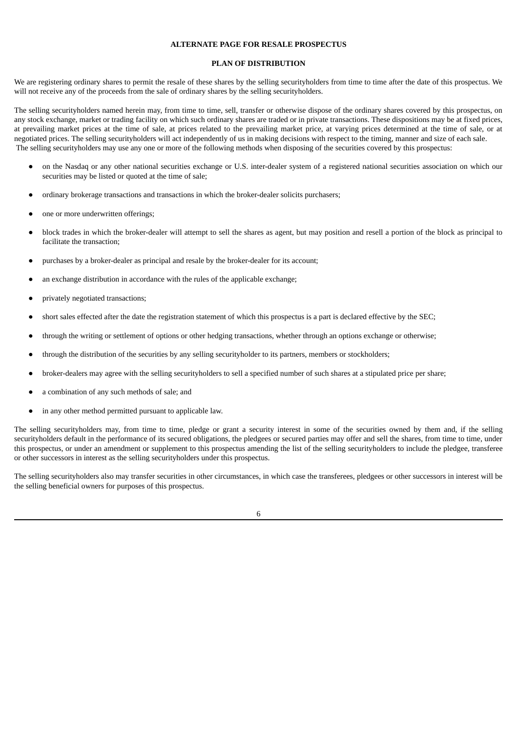**ALTERNATE PAGE FOR RESALE PROSPECTUS**

## PLAN OF DISTRIBUTION

We are registering ordinary shares to permit the resale of these shares by the selling securityholders from time to time after the date of this prospectus. We will not receive any of the proceeds from the sale of ordinary shares by the selling securityholders.

The selling securityholders named herein may, from time to time, sell, transfer or otherwise dispose of the ordinary shares covered by this prospectus, on any stock exchange, market or trading facility on which such ordinary shares are traded or in private transactions. These dispositions may be at fixed prices, at prevailing market prices at the time of sale, at prices related to the prevailing market price, at varying prices determined at the time of sale, or at negotiated prices. The selling securityholders will act independently of us in making decisions with respect to the timing, manner and size of each sale. The selling securityholders may use any one or more of the following methods when disposing of the securities covered by this prospectus:

- on the Nasdaq or any other national securities exchange or U.S. inter-dealer system of a registered national securities association on which our securities may be listed or quoted at the time of sale;
- ordinary brokerage transactions and transactions in which the broker-dealer solicits purchasers;
- one or more underwritten offerings;
- block trades in which the broker-dealer will attempt to sell the shares as agent, but may position and resell a portion of the block as principal to facilitate the transaction;
- purchases by a broker-dealer as principal and resale by the broker-dealer for its account;
- an exchange distribution in accordance with the rules of the applicable exchange;
- privately negotiated transactions;
- short sales effected after the date the registration statement of which this prospectus is a part is declared effective by the SEC;
- through the writing or settlement of options or other hedging transactions, whether through an options exchange or otherwise;
- through the distribution of the securities by any selling securityholder to its partners, members or stockholders;
- broker-dealers may agree with the selling securityholders to sell a specified number of such shares at a stipulated price per share;
- a combination of any such methods of sale; and
- in any other method permitted pursuant to applicable law.

The selling securityholders may, from time to time, pledge or grant a security interest in some of the securities owned by them and, if the selling securityholders default in the performance of its secured obligations, the pledgees or secured parties may offer and sell the shares, from time to time, under this prospectus, or under an amendment or supplement to this prospectus amending the list of the selling securityholders to include the pledgee, transferee or other successors in interest as the selling securityholders under this prospectus.

The selling securityholders also may transfer securities in other circumstances, in which case the transferees, pledgees or other successors in interest will be the selling beneficial owners for purposes of this prospectus.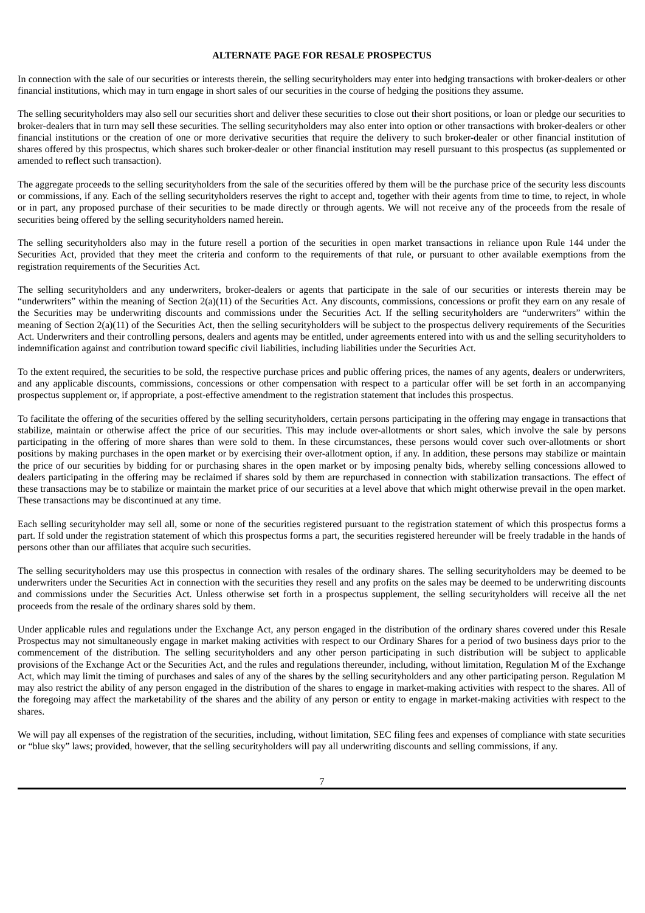**ALTERNATE PAGE FOR RESALE PROSPECTUS**

In connection with the sale of our securities or interests therein, the selling securityholders may enter into hedging transactions with broker-dealers or other financial institutions, which may in turn engage in short sales of our securities in the course of hedging the positions they assume.

The selling securityholders may also sell our securities short and deliver these securities to close out their short positions, or loan or pledge our securities to broker-dealers that in turn may sell these securities. The selling securityholders may also enter into option or other transactions with broker-dealers or other financial institutions or the creation of one or more derivative securities that require the delivery to such broker-dealer or other financial institution of shares offered by this prospectus, which shares such broker-dealer or other financial institution may resell pursuant to this prospectus (as supplemented or amended to reflect such transaction).

The aggregate proceeds to the selling securityholders from the sale of the securities offered by them will be the purchase price of the security less discounts or commissions, if any. Each of the selling securityholders reserves the right to accept and, together with their agents from time to time, to reject, in whole or in part, any proposed purchase of their securities to be made directly or through agents. We will not receive any of the proceeds from the resale of securities being offered by the selling securityholders named herein.

The selling securityholders also may in the future resell a portion of the securities in open market transactions in reliance upon Rule 144 under the Securities Act, provided that they meet the criteria and conform to the requirements of that rule, or pursuant to other available exemptions from the registration requirements of the Securities Act.

The selling securityholders and any underwriters, broker-dealers or agents that participate in the sale of our securities or interests therein may be "underwriters" within the meaning of Section 2(a)(11) of the Securities Act. Any discounts, commissions, concessions or profit they earn on any resale of the Securities may be underwriting discounts and commissions under the Securities Act. If the selling securityholders are "underwriters" within the meaning of Section 2(a)(11) of the Securities Act, then the selling securityholders will be subject to the prospectus delivery requirements of the Securities Act. Underwriters and their controlling persons, dealers and agents may be entitled, under agreements entered into with us and the selling securityholders to indemnification against and contribution toward specific civil liabilities, including liabilities under the Securities Act.

To the extent required, the securities to be sold, the respective purchase prices and public offering prices, the names of any agents, dealers or underwriters, and any applicable discounts, commissions, concessions or other compensation with respect to a particular offer will be set forth in an accompanying prospectus supplement or, if appropriate, a post-effective amendment to the registration statement that includes this prospectus.

To facilitate the offering of the securities offered by the selling securityholders, certain persons participating in the offering may engage in transactions that stabilize, maintain or otherwise affect the price of our securities. This may include over-allotments or short sales, which involve the sale by persons participating in the offering of more shares than were sold to them. In these circumstances, these persons would cover such over-allotments or short positions by making purchases in the open market or by exercising their over-allotment option, if any. In addition, these persons may stabilize or maintain the price of our securities by bidding for or purchasing shares in the open market or by imposing penalty bids, whereby selling concessions allowed to dealers participating in the offering may be reclaimed if shares sold by them are repurchased in connection with stabilization transactions. The effect of these transactions may be to stabilize or maintain the market price of our securities at a level above that which might otherwise prevail in the open market. These transactions may be discontinued at any time.

Each selling securityholder may sell all, some or none of the securities registered pursuant to the registration statement of which this prospectus forms a part. If sold under the registration statement of which this prospectus forms a part, the securities registered hereunder will be freely tradable in the hands of persons other than our affiliates that acquire such securities.

The selling securityholders may use this prospectus in connection with resales of the ordinary shares. The selling securityholders may be deemed to be underwriters under the Securities Act in connection with the securities they resell and any profits on the sales may be deemed to be underwriting discounts and commissions under the Securities Act. Unless otherwise set forth in a prospectus supplement, the selling securityholders will receive all the net proceeds from the resale of the ordinary shares sold by them.

Under applicable rules and regulations under the Exchange Act, any person engaged in the distribution of the ordinary shares covered under this Resale Prospectus may not simultaneously engage in market making activities with respect to our Ordinary Shares for a period of two business days prior to the commencement of the distribution. The selling securityholders and any other person participating in such distribution will be subject to applicable provisions of the Exchange Act or the Securities Act, and the rules and regulations thereunder, including, without limitation, Regulation M of the Exchange Act, which may limit the timing of purchases and sales of any of the shares by the selling securityholders and any other participating person. Regulation M may also restrict the ability of any person engaged in the distribution of the shares to engage in market-making activities with respect to the shares. All of the foregoing may affect the marketability of the shares and the ability of any person or entity to engage in market-making activities with respect to the shares.

We will pay all expenses of the registration of the securities, including, without limitation, SEC filing fees and expenses of compliance with state securities or "blue sky" laws; provided, however, that the selling securityholders will pay all underwriting discounts and selling commissions, if any.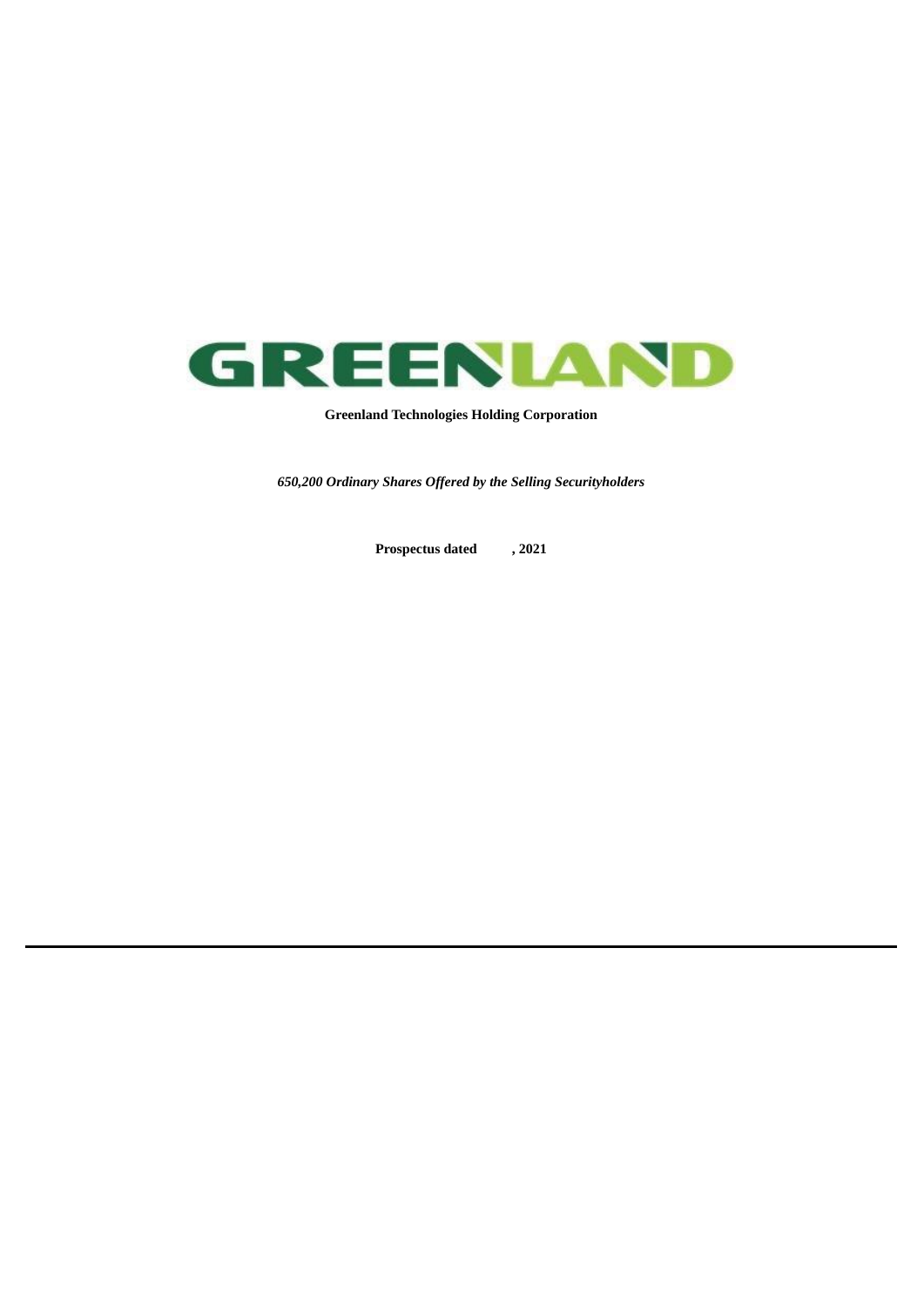GREENLAND

**Greenland Technologies Holding Corporation**

*650,200 Ordinary Shares Offered by the Selling Securityholders*

**Prospectus dated , 2021**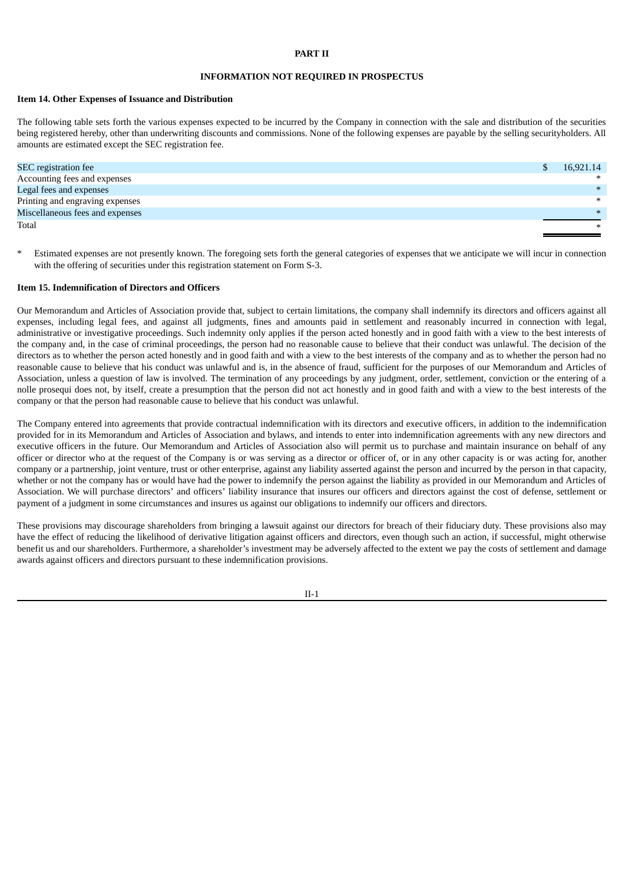**PART II**

**INFORMATION NOT REQUIRED IN PROSPECTUS**

**Item 14. Other Expenses of Issuance and Distribution**

The following table sets forth the various expenses expected to be incurred by the Company in connection with the sale and distribution of the securities being registered hereby, other than underwriting discounts and commissions. None of the following expenses are payable by the selling securityholders. All amounts are estimated except the SEC registration fee.

| | |
|---|---|
| SEC registration fee | $ 16,921.14 |
| Accounting fees and expenses | * |
| Legal fees and expenses | * |
| Printing and engraving expenses | * |
| Miscellaneous fees and expenses | * |
| Total | * |

\* Estimated expenses are not presently known. The foregoing sets forth the general categories of expenses that we anticipate we will incur in connection with the offering of securities under this registration statement on Form S-3.

**Item 15. Indemnification of Directors and Officers**

Our Memorandum and Articles of Association provide that, subject to certain limitations, the company shall indemnify its directors and officers against all expenses, including legal fees, and against all judgments, fines and amounts paid in settlement and reasonably incurred in connection with legal, administrative or investigative proceedings. Such indemnity only applies if the person acted honestly and in good faith with a view to the best interests of the company and, in the case of criminal proceedings, the person had no reasonable cause to believe that their conduct was unlawful. The decision of the directors as to whether the person acted honestly and in good faith and with a view to the best interests of the company and as to whether the person had no reasonable cause to believe that his conduct was unlawful and is, in the absence of fraud, sufficient for the purposes of our Memorandum and Articles of Association, unless a question of law is involved. The termination of any proceedings by any judgment, order, settlement, conviction or the entering of a nolle prosequi does not, by itself, create a presumption that the person did not act honestly and in good faith and with a view to the best interests of the company or that the person had reasonable cause to believe that his conduct was unlawful.

The Company entered into agreements that provide contractual indemnification with its directors and executive officers, in addition to the indemnification provided for in its Memorandum and Articles of Association and bylaws, and intends to enter into indemnification agreements with any new directors and executive officers in the future. Our Memorandum and Articles of Association also will permit us to purchase and maintain insurance on behalf of any officer or director who at the request of the Company is or was serving as a director or officer of, or in any other capacity is or was acting for, another company or a partnership, joint venture, trust or other enterprise, against any liability asserted against the person and incurred by the person in that capacity, whether or not the company has or would have had the power to indemnify the person against the liability as provided in our Memorandum and Articles of Association. We will purchase directors' and officers' liability insurance that insures our officers and directors against the cost of defense, settlement or payment of a judgment in some circumstances and insures us against our obligations to indemnify our officers and directors.

These provisions may discourage shareholders from bringing a lawsuit against our directors for breach of their fiduciary duty. These provisions also may have the effect of reducing the likelihood of derivative litigation against officers and directors, even though such an action, if successful, might otherwise benefit us and our shareholders. Furthermore, a shareholder's investment may be adversely affected to the extent we pay the costs of settlement and damage awards against officers and directors pursuant to these indemnification provisions.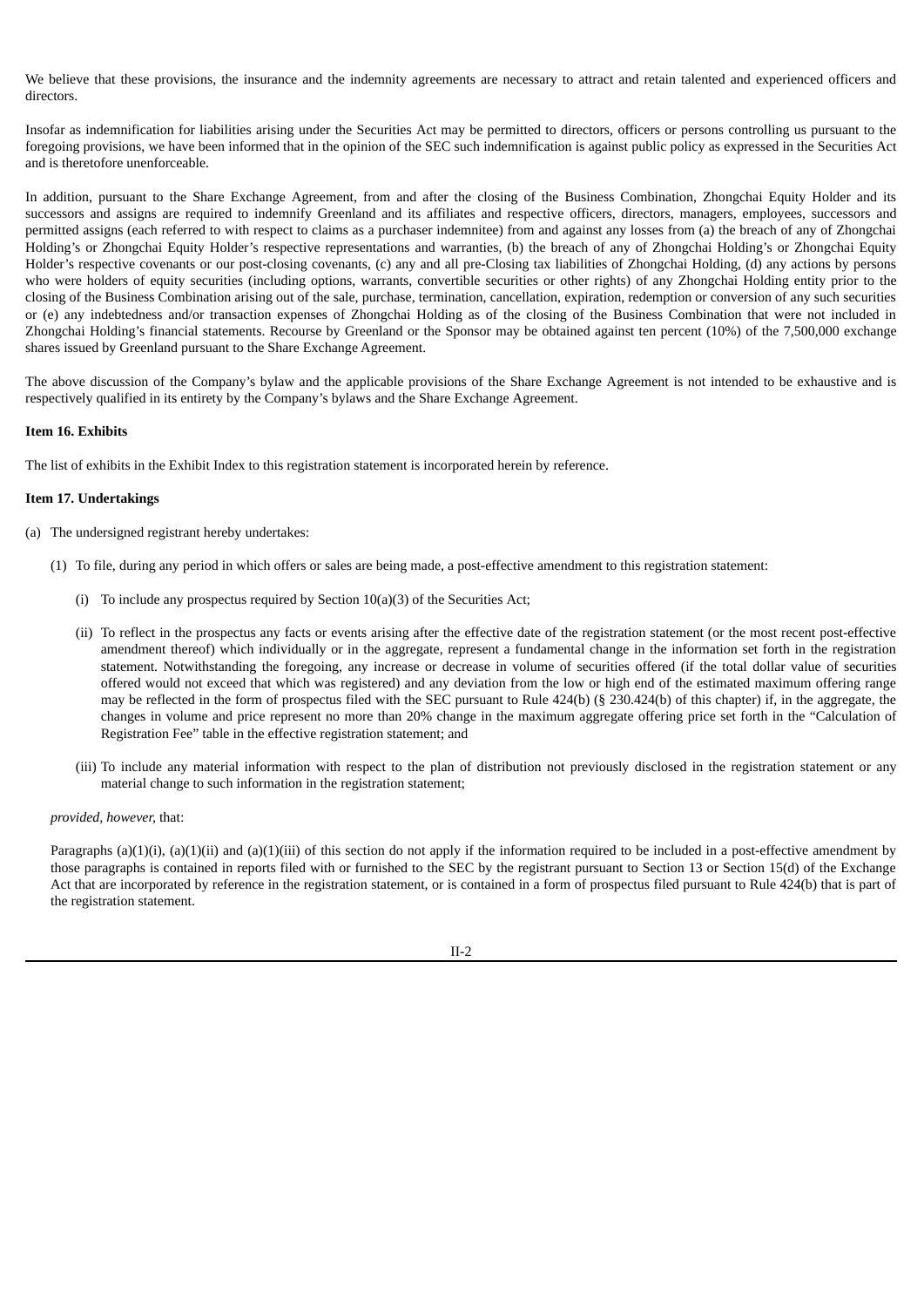We believe that these provisions, the insurance and the indemnity agreements are necessary to attract and retain talented and experienced officers and directors.

Insofar as indemnification for liabilities arising under the Securities Act may be permitted to directors, officers or persons controlling us pursuant to the foregoing provisions, we have been informed that in the opinion of the SEC such indemnification is against public policy as expressed in the Securities Act and is theretofore unenforceable.

In addition, pursuant to the Share Exchange Agreement, from and after the closing of the Business Combination, Zhongchai Equity Holder and its successors and assigns are required to indemnify Greenland and its affiliates and respective officers, directors, managers, employees, successors and permitted assigns (each referred to with respect to claims as a purchaser indemnitee) from and against any losses from (a) the breach of any of Zhongchai Holding's or Zhongchai Equity Holder's respective representations and warranties, (b) the breach of any of Zhongchai Holding's or Zhongchai Equity Holder's respective covenants or our post-closing covenants, (c) any and all pre-Closing tax liabilities of Zhongchai Holding, (d) any actions by persons who were holders of equity securities (including options, warrants, convertible securities or other rights) of any Zhongchai Holding entity prior to the closing of the Business Combination arising out of the sale, purchase, termination, cancellation, expiration, redemption or conversion of any such securities or (e) any indebtedness and/or transaction expenses of Zhongchai Holding as of the closing of the Business Combination that were not included in Zhongchai Holding's financial statements. Recourse by Greenland or the Sponsor may be obtained against ten percent (10%) of the 7,500,000 exchange shares issued by Greenland pursuant to the Share Exchange Agreement.

The above discussion of the Company's bylaw and the applicable provisions of the Share Exchange Agreement is not intended to be exhaustive and is respectively qualified in its entirety by the Company's bylaws and the Share Exchange Agreement.

**Item 16. Exhibits**

The list of exhibits in the Exhibit Index to this registration statement is incorporated herein by reference.

**Item 17. Undertakings**

(a) The undersigned registrant hereby undertakes:

(1) To file, during any period in which offers or sales are being made, a post-effective amendment to this registration statement:

(i) To include any prospectus required by Section 10(a)(3) of the Securities Act;

(ii) To reflect in the prospectus any facts or events arising after the effective date of the registration statement (or the most recent post-effective amendment thereof) which individually or in the aggregate, represent a fundamental change in the information set forth in the registration statement. Notwithstanding the foregoing, any increase or decrease in volume of securities offered (if the total dollar value of securities offered would not exceed that which was registered) and any deviation from the low or high end of the estimated maximum offering range may be reflected in the form of prospectus filed with the SEC pursuant to Rule 424(b) (§ 230.424(b) of this chapter) if, in the aggregate, the changes in volume and price represent no more than 20% change in the maximum aggregate offering price set forth in the "Calculation of Registration Fee" table in the effective registration statement; and

(iii) To include any material information with respect to the plan of distribution not previously disclosed in the registration statement or any material change to such information in the registration statement;

*provided, however,* that:

Paragraphs (a)(1)(i), (a)(1)(ii) and (a)(1)(iii) of this section do not apply if the information required to be included in a post-effective amendment by those paragraphs is contained in reports filed with or furnished to the SEC by the registrant pursuant to Section 13 or Section 15(d) of the Exchange Act that are incorporated by reference in the registration statement, or is contained in a form of prospectus filed pursuant to Rule 424(b) that is part of the registration statement.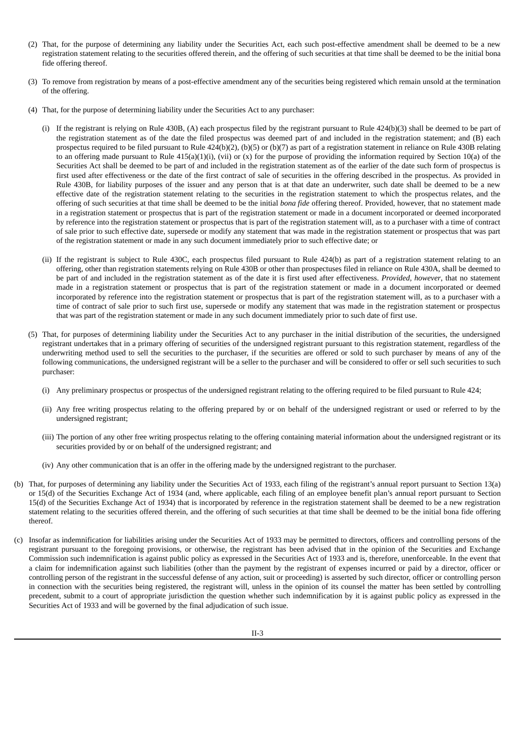(2) That, for the purpose of determining any liability under the Securities Act, each such post-effective amendment shall be deemed to be a new registration statement relating to the securities offered therein, and the offering of such securities at that time shall be deemed to be the initial bona fide offering thereof.

(3) To remove from registration by means of a post-effective amendment any of the securities being registered which remain unsold at the termination of the offering.

(4) That, for the purpose of determining liability under the Securities Act to any purchaser:

(i) If the registrant is relying on Rule 430B, (A) each prospectus filed by the registrant pursuant to Rule 424(b)(3) shall be deemed to be part of the registration statement as of the date the filed prospectus was deemed part of and included in the registration statement; and (B) each prospectus required to be filed pursuant to Rule 424(b)(2), (b)(5) or (b)(7) as part of a registration statement in reliance on Rule 430B relating to an offering made pursuant to Rule 415(a)(1)(i), (vii) or (x) for the purpose of providing the information required by Section 10(a) of the Securities Act shall be deemed to be part of and included in the registration statement as of the earlier of the date such form of prospectus is first used after effectiveness or the date of the first contract of sale of securities in the offering described in the prospectus. As provided in Rule 430B, for liability purposes of the issuer and any person that is at that date an underwriter, such date shall be deemed to be a new effective date of the registration statement relating to the securities in the registration statement to which the prospectus relates, and the offering of such securities at that time shall be deemed to be the initial *bona fide* offering thereof. Provided, however, that no statement made in a registration statement or prospectus that is part of the registration statement or made in a document incorporated or deemed incorporated by reference into the registration statement or prospectus that is part of the registration statement will, as to a purchaser with a time of contract of sale prior to such effective date, supersede or modify any statement that was made in the registration statement or prospectus that was part of the registration statement or made in any such document immediately prior to such effective date; or

(ii) If the registrant is subject to Rule 430C, each prospectus filed pursuant to Rule 424(b) as part of a registration statement relating to an offering, other than registration statements relying on Rule 430B or other than prospectuses filed in reliance on Rule 430A, shall be deemed to be part of and included in the registration statement as of the date it is first used after effectiveness. *Provided, however*, that no statement made in a registration statement or prospectus that is part of the registration statement or made in a document incorporated or deemed incorporated by reference into the registration statement or prospectus that is part of the registration statement will, as to a purchaser with a time of contract of sale prior to such first use, supersede or modify any statement that was made in the registration statement or prospectus that was part of the registration statement or made in any such document immediately prior to such date of first use.

(5) That, for purposes of determining liability under the Securities Act to any purchaser in the initial distribution of the securities, the undersigned registrant undertakes that in a primary offering of securities of the undersigned registrant pursuant to this registration statement, regardless of the underwriting method used to sell the securities to the purchaser, if the securities are offered or sold to such purchaser by means of any of the following communications, the undersigned registrant will be a seller to the purchaser and will be considered to offer or sell such securities to such purchaser:

(i) Any preliminary prospectus or prospectus of the undersigned registrant relating to the offering required to be filed pursuant to Rule 424;

(ii) Any free writing prospectus relating to the offering prepared by or on behalf of the undersigned registrant or used or referred to by the undersigned registrant;

(iii) The portion of any other free writing prospectus relating to the offering containing material information about the undersigned registrant or its securities provided by or on behalf of the undersigned registrant; and

(iv) Any other communication that is an offer in the offering made by the undersigned registrant to the purchaser.

(b) That, for purposes of determining any liability under the Securities Act of 1933, each filing of the registrant's annual report pursuant to Section 13(a) or 15(d) of the Securities Exchange Act of 1934 (and, where applicable, each filing of an employee benefit plan's annual report pursuant to Section 15(d) of the Securities Exchange Act of 1934) that is incorporated by reference in the registration statement shall be deemed to be a new registration statement relating to the securities offered therein, and the offering of such securities at that time shall be deemed to be the initial bona fide offering thereof.

(c) Insofar as indemnification for liabilities arising under the Securities Act of 1933 may be permitted to directors, officers and controlling persons of the registrant pursuant to the foregoing provisions, or otherwise, the registrant has been advised that in the opinion of the Securities and Exchange Commission such indemnification is against public policy as expressed in the Securities Act of 1933 and is, therefore, unenforceable. In the event that a claim for indemnification against such liabilities (other than the payment by the registrant of expenses incurred or paid by a director, officer or controlling person of the registrant in the successful defense of any action, suit or proceeding) is asserted by such director, officer or controlling person in connection with the securities being registered, the registrant will, unless in the opinion of its counsel the matter has been settled by controlling precedent, submit to a court of appropriate jurisdiction the question whether such indemnification by it is against public policy as expressed in the Securities Act of 1933 and will be governed by the final adjudication of such issue.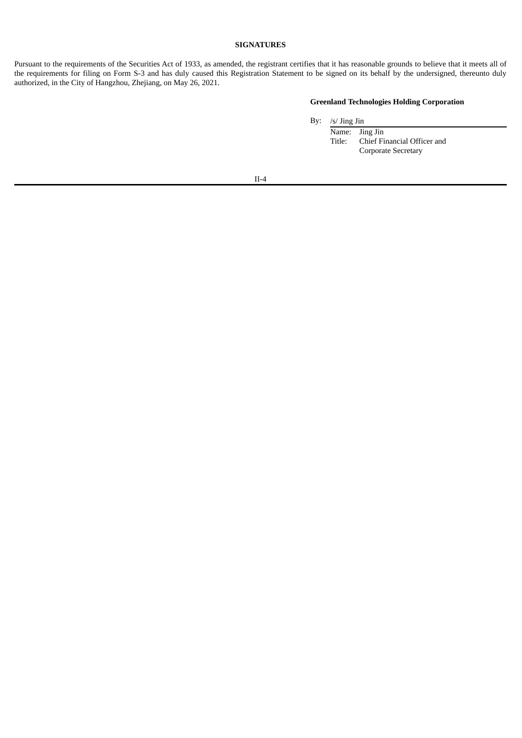## SIGNATURES

Pursuant to the requirements of the Securities Act of 1933, as amended, the registrant certifies that it has reasonable grounds to believe that it meets all of the requirements for filing on Form S-3 and has duly caused this Registration Statement to be signed on its behalf by the undersigned, thereunto duly authorized, in the City of Hangzhou, Zhejiang, on May 26, 2021.

**Greenland Technologies Holding Corporation**

By: /s/ Jing Jin

Name: Jing Jin

Title: Chief Financial Officer and Corporate Secretary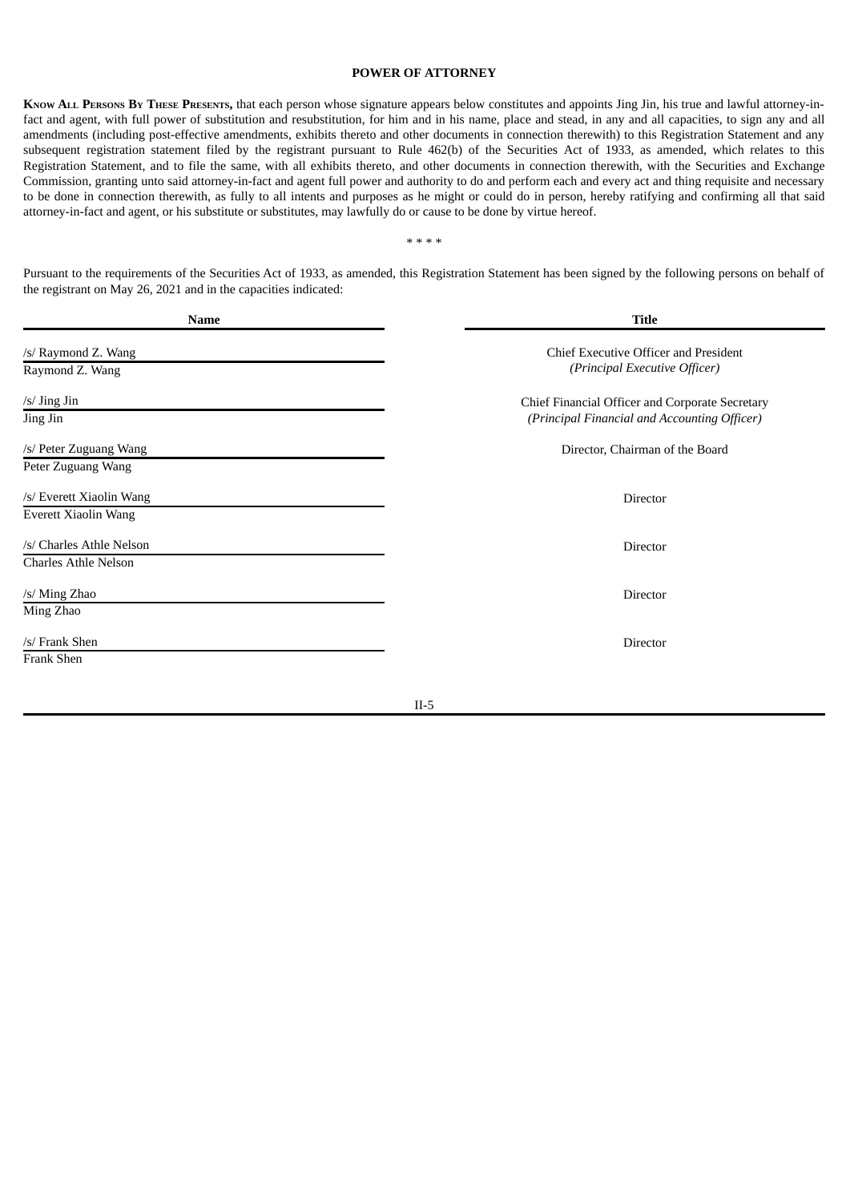## POWER OF ATTORNEY

**Know All Persons By These Presents,** that each person whose signature appears below constitutes and appoints Jing Jin, his true and lawful attorney-in-fact and agent, with full power of substitution and resubstitution, for him and in his name, place and stead, in any and all capacities, to sign any and all amendments (including post-effective amendments, exhibits thereto and other documents in connection therewith) to this Registration Statement and any subsequent registration statement filed by the registrant pursuant to Rule 462(b) of the Securities Act of 1933, as amended, which relates to this Registration Statement, and to file the same, with all exhibits thereto, and other documents in connection therewith, with the Securities and Exchange Commission, granting unto said attorney-in-fact and agent full power and authority to do and perform each and every act and thing requisite and necessary to be done in connection therewith, as fully to all intents and purposes as he might or could do in person, hereby ratifying and confirming all that said attorney-in-fact and agent, or his substitute or substitutes, may lawfully do or cause to be done by virtue hereof.

\* \* \* \*

Pursuant to the requirements of the Securities Act of 1933, as amended, this Registration Statement has been signed by the following persons on behalf of the registrant on May 26, 2021 and in the capacities indicated:

| Name | Title |
|---|---|
| /s/ Raymond Z. Wang<br>Raymond Z. Wang | Chief Executive Officer and President<br>*(Principal Executive Officer)* |
| /s/ Jing Jin<br>Jing Jin | Chief Financial Officer and Corporate Secretary<br>*(Principal Financial and Accounting Officer)* |
| /s/ Peter Zuguang Wang<br>Peter Zuguang Wang | Director, Chairman of the Board |
| /s/ Everett Xiaolin Wang<br>Everett Xiaolin Wang | Director |
| /s/ Charles Athle Nelson<br>Charles Athle Nelson | Director |
| /s/ Ming Zhao<br>Ming Zhao | Director |
| /s/ Frank Shen<br>Frank Shen | Director |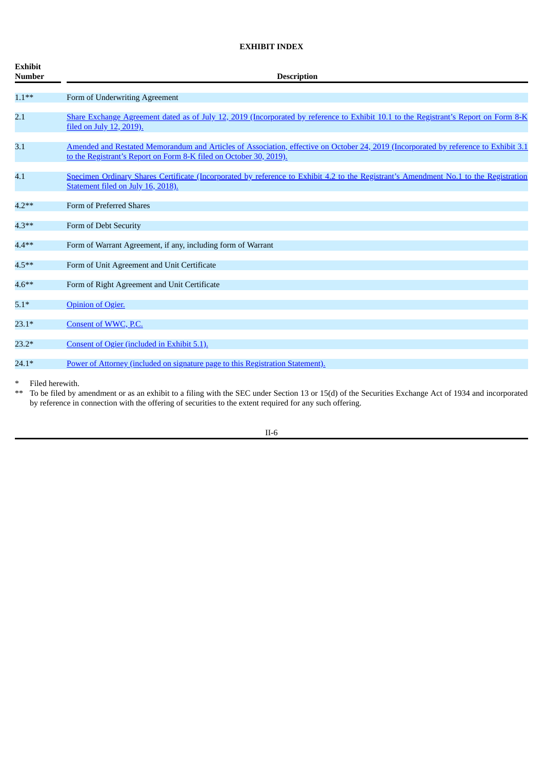## EXHIBIT INDEX

| Exhibit Number | Description |
|---|---|
| 1.1** | Form of Underwriting Agreement |
| 2.1 | Share Exchange Agreement dated as of July 12, 2019 (Incorporated by reference to Exhibit 10.1 to the Registrant's Report on Form 8-K filed on July 12, 2019). |
| 3.1 | Amended and Restated Memorandum and Articles of Association, effective on October 24, 2019 (Incorporated by reference to Exhibit 3.1 to the Registrant's Report on Form 8-K filed on October 30, 2019). |
| 4.1 | Specimen Ordinary Shares Certificate (Incorporated by reference to Exhibit 4.2 to the Registrant's Amendment No.1 to the Registration Statement filed on July 16, 2018). |
| 4.2** | Form of Preferred Shares |
| 4.3** | Form of Debt Security |
| 4.4** | Form of Warrant Agreement, if any, including form of Warrant |
| 4.5** | Form of Unit Agreement and Unit Certificate |
| 4.6** | Form of Right Agreement and Unit Certificate |
| 5.1* | Opinion of Ogier. |
| 23.1* | Consent of WWC, P.C. |
| 23.2* | Consent of Ogier (included in Exhibit 5.1). |
| 24.1* | Power of Attorney (included on signature page to this Registration Statement). |

\* Filed herewith.

** To be filed by amendment or as an exhibit to a filing with the SEC under Section 13 or 15(d) of the Securities Exchange Act of 1934 and incorporated by reference in connection with the offering of securities to the extent required for any such offering.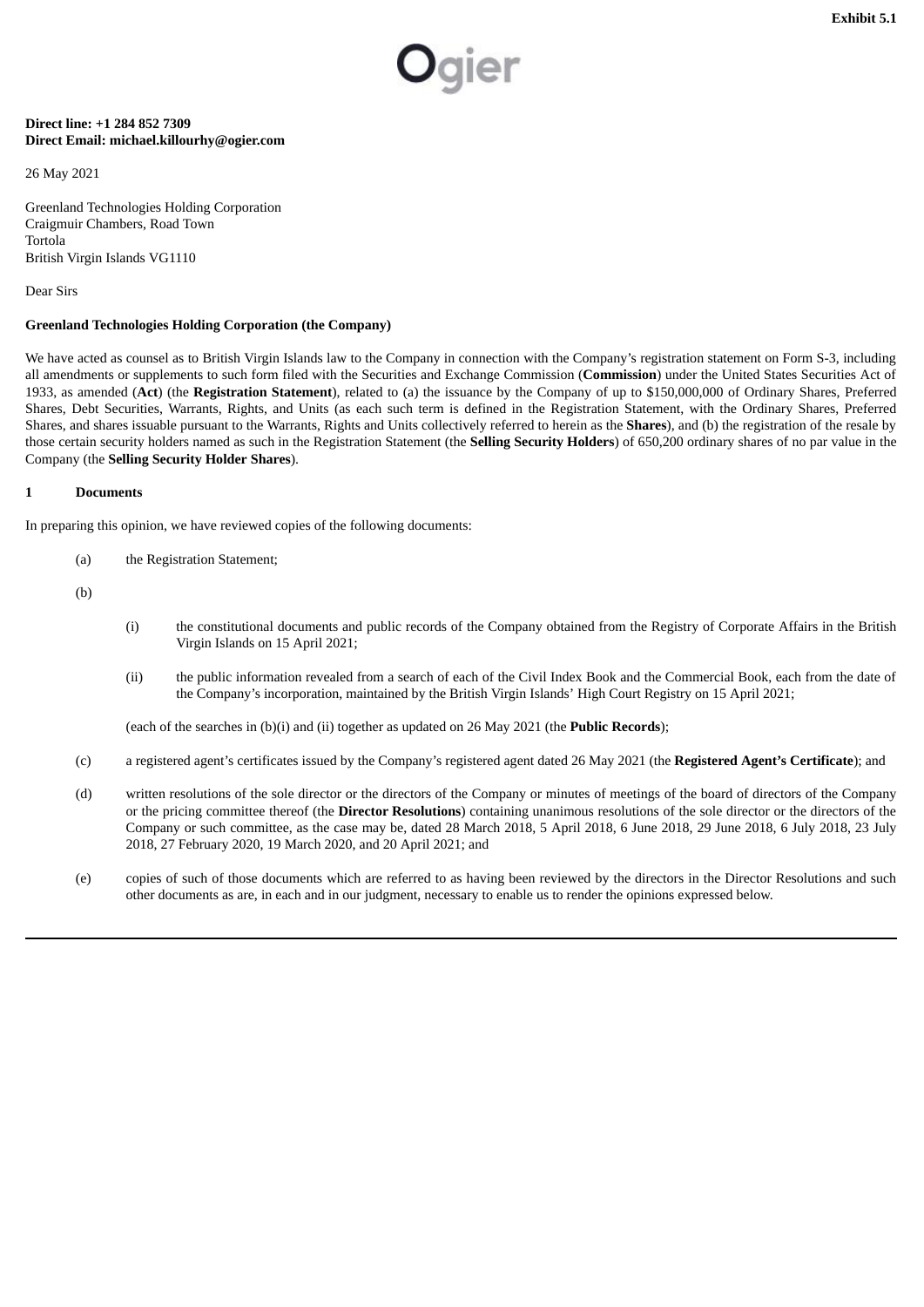**Exhibit 5.1**

Ogier

**Direct line: +1 284 852 7309**
**Direct Email: michael.killourhy@ogier.com**

26 May 2021

Greenland Technologies Holding Corporation
Craigmuir Chambers, Road Town
Tortola
British Virgin Islands VG1110

Dear Sirs

**Greenland Technologies Holding Corporation (the Company)**

We have acted as counsel as to British Virgin Islands law to the Company in connection with the Company's registration statement on Form S-3, including all amendments or supplements to such form filed with the Securities and Exchange Commission (**Commission**) under the United States Securities Act of 1933, as amended (**Act**) (the **Registration Statement**), related to (a) the issuance by the Company of up to $150,000,000 of Ordinary Shares, Preferred Shares, Debt Securities, Warrants, Rights, and Units (as each such term is defined in the Registration Statement, with the Ordinary Shares, Preferred Shares, and shares issuable pursuant to the Warrants, Rights and Units collectively referred to herein as the **Shares**), and (b) the registration of the resale by those certain security holders named as such in the Registration Statement (the **Selling Security Holders**) of 650,200 ordinary shares of no par value in the Company (the **Selling Security Holder Shares**).

**1 Documents**

In preparing this opinion, we have reviewed copies of the following documents:

(a) the Registration Statement;

(b)

(i) the constitutional documents and public records of the Company obtained from the Registry of Corporate Affairs in the British Virgin Islands on 15 April 2021;

(ii) the public information revealed from a search of each of the Civil Index Book and the Commercial Book, each from the date of the Company's incorporation, maintained by the British Virgin Islands' High Court Registry on 15 April 2021;

(each of the searches in (b)(i) and (ii) together as updated on 26 May 2021 (the **Public Records**);

(c) a registered agent's certificates issued by the Company's registered agent dated 26 May 2021 (the **Registered Agent's Certificate**); and

(d) written resolutions of the sole director or the directors of the Company or minutes of meetings of the board of directors of the Company or the pricing committee thereof (the **Director Resolutions**) containing unanimous resolutions of the sole director or the directors of the Company or such committee, as the case may be, dated 28 March 2018, 5 April 2018, 6 June 2018, 29 June 2018, 6 July 2018, 23 July 2018, 27 February 2020, 19 March 2020, and 20 April 2021; and

(e) copies of such of those documents which are referred to as having been reviewed by the directors in the Director Resolutions and such other documents as are, in each and in our judgment, necessary to enable us to render the opinions expressed below.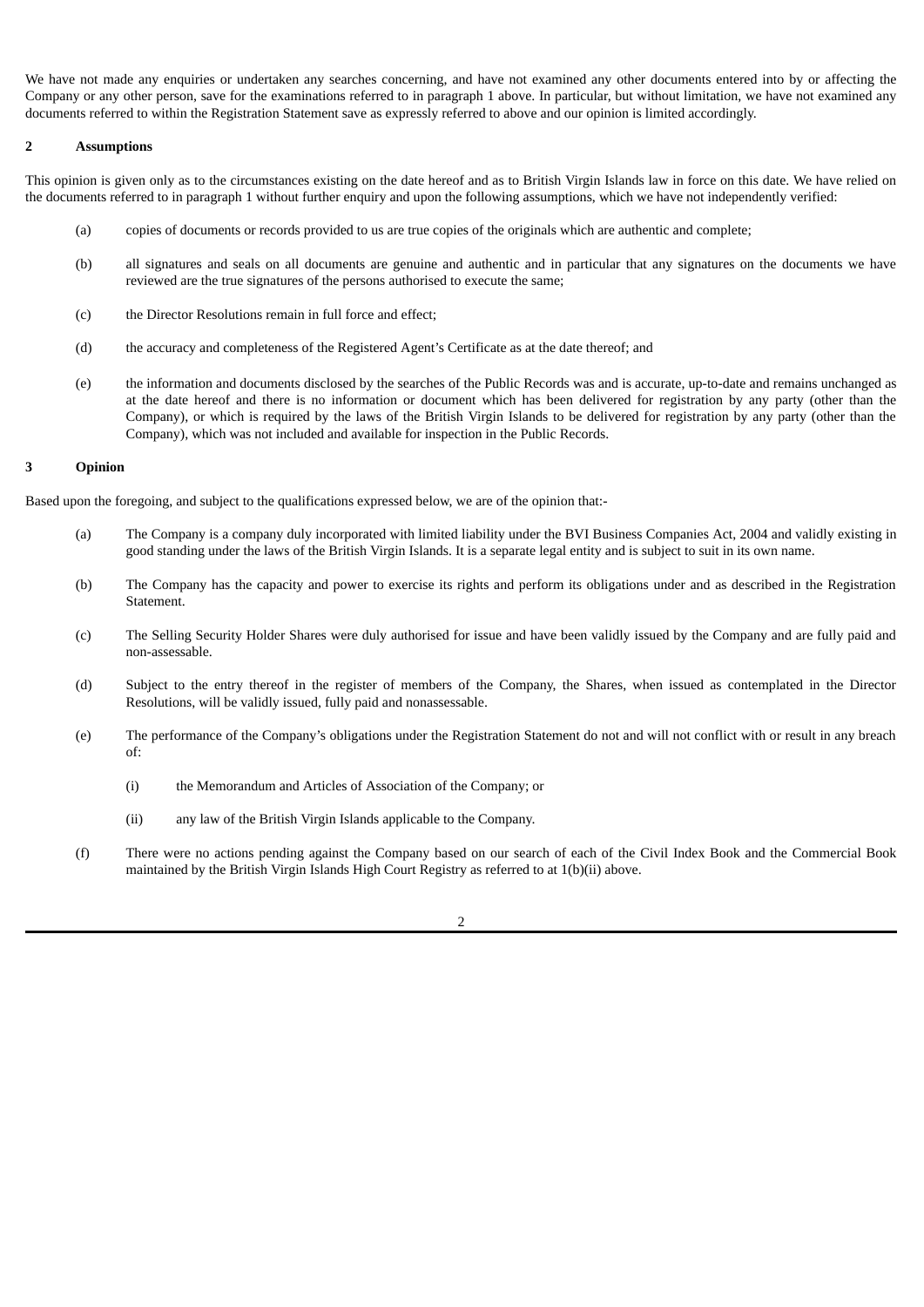We have not made any enquiries or undertaken any searches concerning, and have not examined any other documents entered into by or affecting the Company or any other person, save for the examinations referred to in paragraph 1 above. In particular, but without limitation, we have not examined any documents referred to within the Registration Statement save as expressly referred to above and our opinion is limited accordingly.

**2 Assumptions**

This opinion is given only as to the circumstances existing on the date hereof and as to British Virgin Islands law in force on this date. We have relied on the documents referred to in paragraph 1 without further enquiry and upon the following assumptions, which we have not independently verified:

(a) copies of documents or records provided to us are true copies of the originals which are authentic and complete;

(b) all signatures and seals on all documents are genuine and authentic and in particular that any signatures on the documents we have reviewed are the true signatures of the persons authorised to execute the same;

(c) the Director Resolutions remain in full force and effect;

(d) the accuracy and completeness of the Registered Agent's Certificate as at the date thereof; and

(e) the information and documents disclosed by the searches of the Public Records was and is accurate, up-to-date and remains unchanged as at the date hereof and there is no information or document which has been delivered for registration by any party (other than the Company), or which is required by the laws of the British Virgin Islands to be delivered for registration by any party (other than the Company), which was not included and available for inspection in the Public Records.

**3 Opinion**

Based upon the foregoing, and subject to the qualifications expressed below, we are of the opinion that:-

(a) The Company is a company duly incorporated with limited liability under the BVI Business Companies Act, 2004 and validly existing in good standing under the laws of the British Virgin Islands. It is a separate legal entity and is subject to suit in its own name.

(b) The Company has the capacity and power to exercise its rights and perform its obligations under and as described in the Registration Statement.

(c) The Selling Security Holder Shares were duly authorised for issue and have been validly issued by the Company and are fully paid and non-assessable.

(d) Subject to the entry thereof in the register of members of the Company, the Shares, when issued as contemplated in the Director Resolutions, will be validly issued, fully paid and nonassessable.

(e) The performance of the Company's obligations under the Registration Statement do not and will not conflict with or result in any breach of:

(i) the Memorandum and Articles of Association of the Company; or

(ii) any law of the British Virgin Islands applicable to the Company.

(f) There were no actions pending against the Company based on our search of each of the Civil Index Book and the Commercial Book maintained by the British Virgin Islands High Court Registry as referred to at 1(b)(ii) above.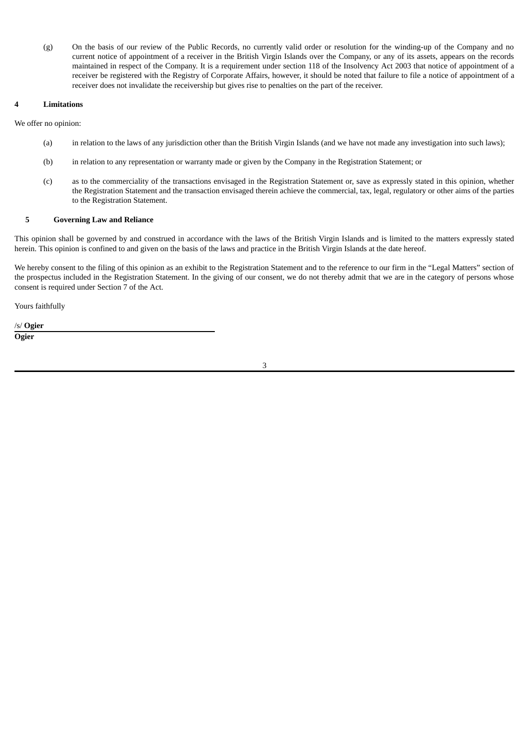(g) On the basis of our review of the Public Records, no currently valid order or resolution for the winding-up of the Company and no current notice of appointment of a receiver in the British Virgin Islands over the Company, or any of its assets, appears on the records maintained in respect of the Company. It is a requirement under section 118 of the Insolvency Act 2003 that notice of appointment of a receiver be registered with the Registry of Corporate Affairs, however, it should be noted that failure to file a notice of appointment of a receiver does not invalidate the receivership but gives rise to penalties on the part of the receiver.

**4 Limitations**

We offer no opinion:

(a) in relation to the laws of any jurisdiction other than the British Virgin Islands (and we have not made any investigation into such laws);

(b) in relation to any representation or warranty made or given by the Company in the Registration Statement; or

(c) as to the commerciality of the transactions envisaged in the Registration Statement or, save as expressly stated in this opinion, whether the Registration Statement and the transaction envisaged therein achieve the commercial, tax, legal, regulatory or other aims of the parties to the Registration Statement.

**5 Governing Law and Reliance**

This opinion shall be governed by and construed in accordance with the laws of the British Virgin Islands and is limited to the matters expressly stated herein. This opinion is confined to and given on the basis of the laws and practice in the British Virgin Islands at the date hereof.

We hereby consent to the filing of this opinion as an exhibit to the Registration Statement and to the reference to our firm in the "Legal Matters" section of the prospectus included in the Registration Statement. In the giving of our consent, we do not thereby admit that we are in the category of persons whose consent is required under Section 7 of the Act.

Yours faithfully

/s/ **Ogier**

**Ogier**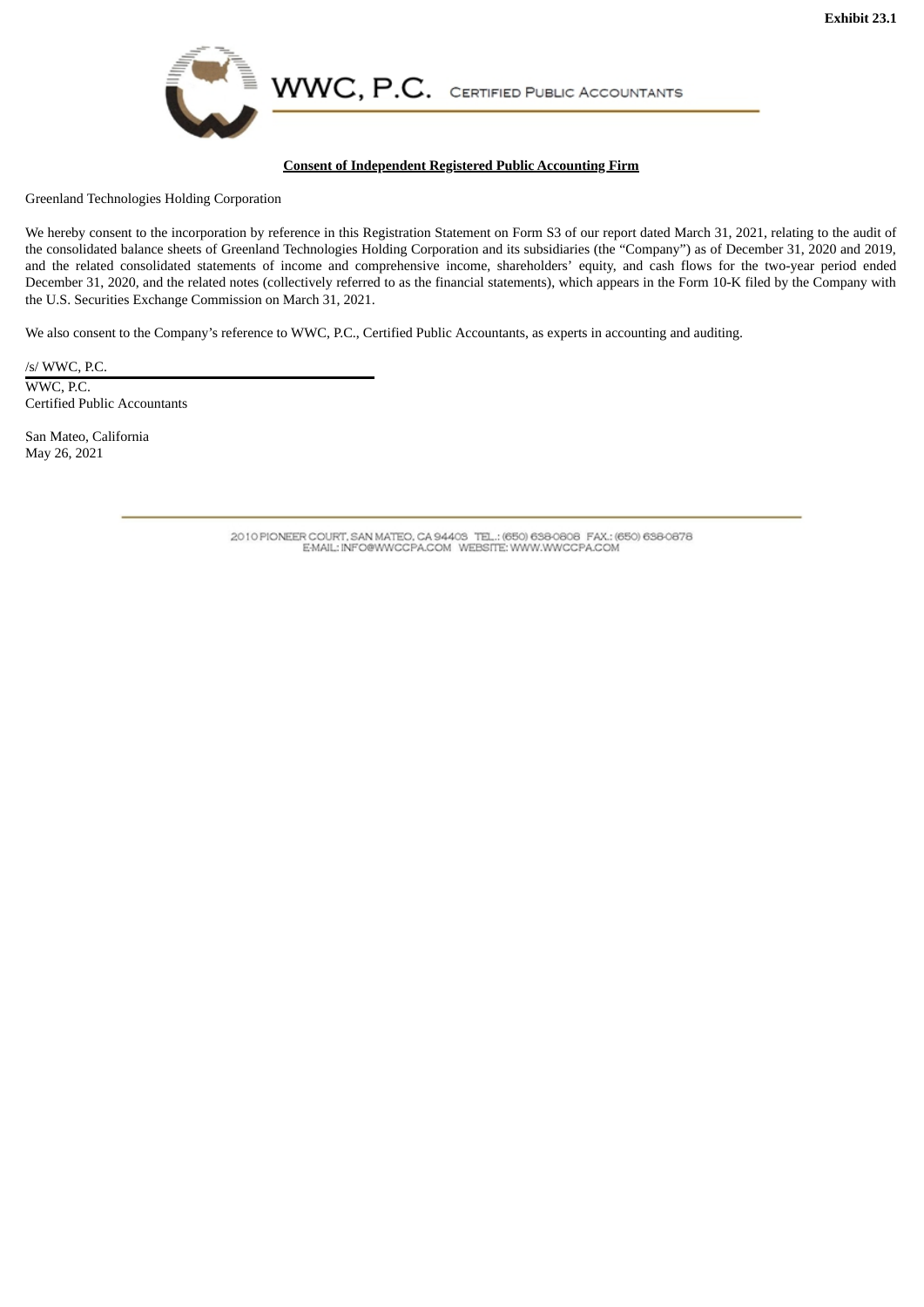**Exhibit 23.1**

WWC, P.C. CERTIFIED PUBLIC ACCOUNTANTS

**Consent of Independent Registered Public Accounting Firm**

Greenland Technologies Holding Corporation

We hereby consent to the incorporation by reference in this Registration Statement on Form S3 of our report dated March 31, 2021, relating to the audit of the consolidated balance sheets of Greenland Technologies Holding Corporation and its subsidiaries (the "Company") as of December 31, 2020 and 2019, and the related consolidated statements of income and comprehensive income, shareholders' equity, and cash flows for the two-year period ended December 31, 2020, and the related notes (collectively referred to as the financial statements), which appears in the Form 10-K filed by the Company with the U.S. Securities Exchange Commission on March 31, 2021.

We also consent to the Company's reference to WWC, P.C., Certified Public Accountants, as experts in accounting and auditing.

/s/ WWC, P.C.

WWC, P.C.
Certified Public Accountants

San Mateo, California
May 26, 2021

2010 PIONEER COURT, SAN MATEO, CA 94403 TEL.: (650) 638-0808 FAX.: (650) 638-0878
E-MAIL: INFO@WWCCPA.COM WEBSITE: WWW.WWCCPA.COM